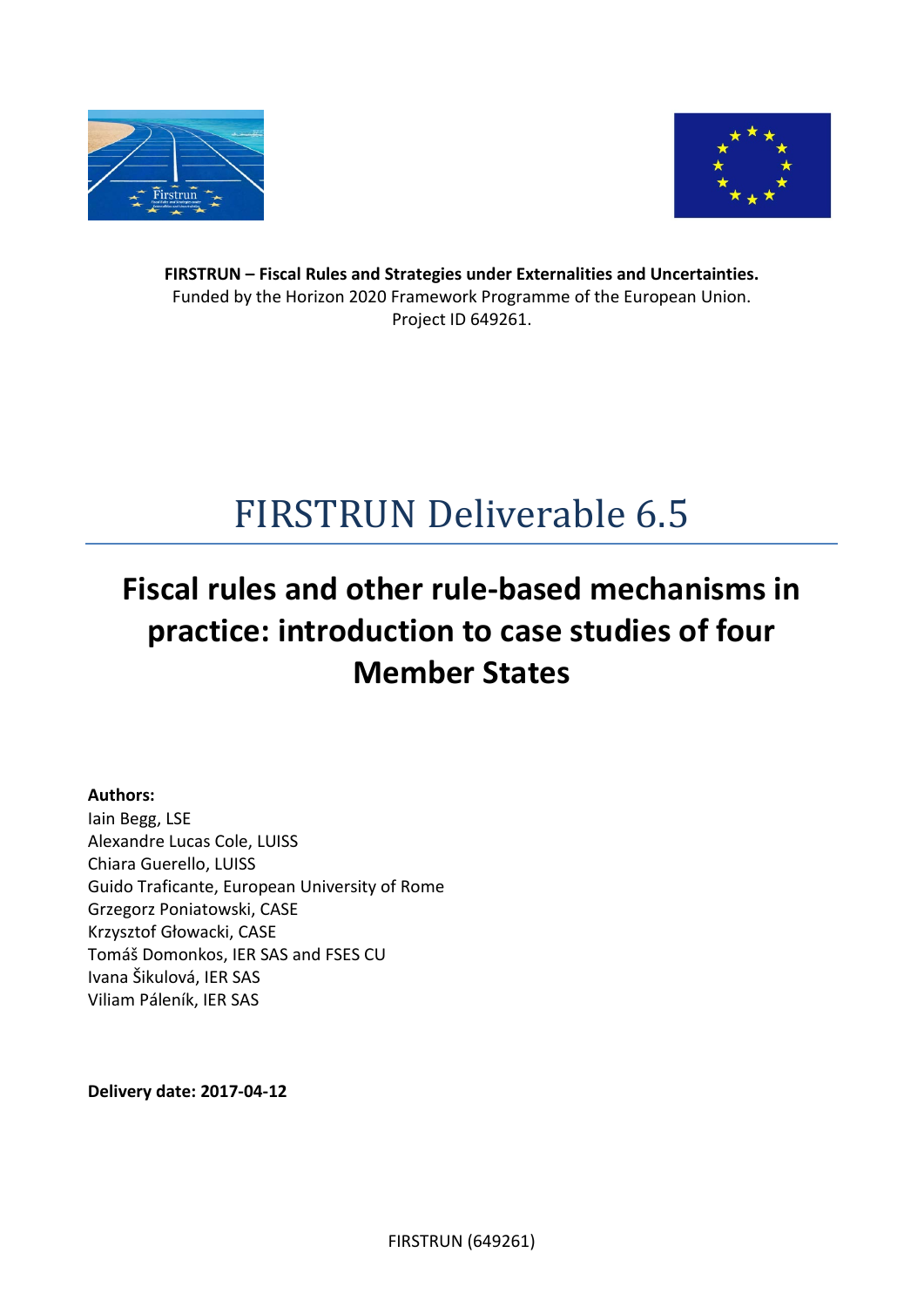**FIRSTRUN – Fiscal Rules and Strategies under Externalities and Uncertainties.**
Funded by the Horizon 2020 Framework Programme of the European Union.
Project ID 649261.

# FIRSTRUN Deliverable 6.5

## Fiscal rules and other rule-based mechanisms in practice: introduction to case studies of four Member States

**Authors:**
Iain Begg, LSE
Alexandre Lucas Cole, LUISS
Chiara Guerello, LUISS
Guido Traficante, European University of Rome
Grzegorz Poniatowski, CASE
Krzysztof Głowacki, CASE
Tomáš Domonkos, IER SAS and FSES CU
Ivana Šikulová, IER SAS
Viliam Páleník, IER SAS

**Delivery date: 2017-04-12**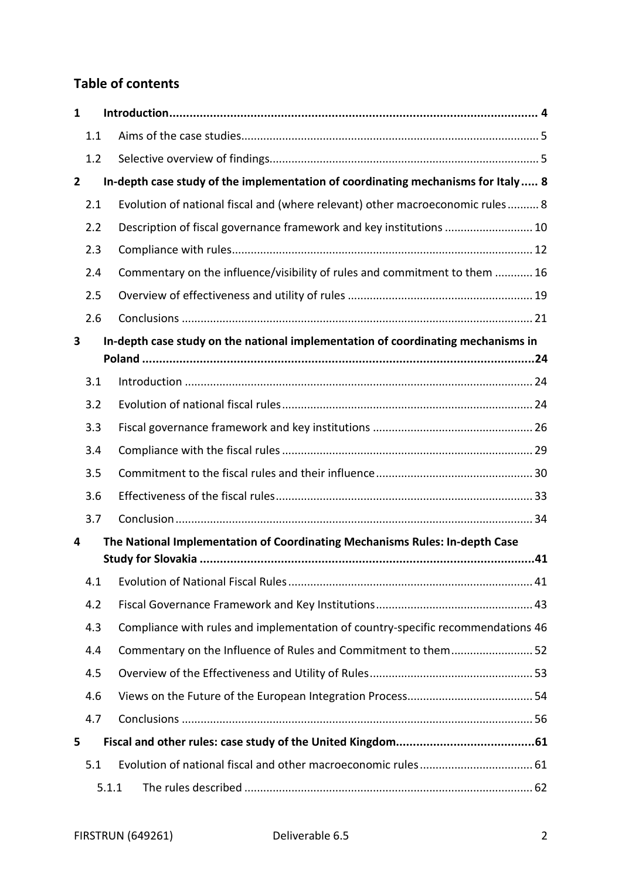## Table of contents

| | | |
|---|---|---|
| **1** | **Introduction** | **4** |
| 1.1 | Aims of the case studies | 5 |
| 1.2 | Selective overview of findings | 5 |
| **2** | **In-depth case study of the implementation of coordinating mechanisms for Italy** | **8** |
| 2.1 | Evolution of national fiscal and (where relevant) other macroeconomic rules | 8 |
| 2.2 | Description of fiscal governance framework and key institutions | 10 |
| 2.3 | Compliance with rules | 12 |
| 2.4 | Commentary on the influence/visibility of rules and commitment to them | 16 |
| 2.5 | Overview of effectiveness and utility of rules | 19 |
| 2.6 | Conclusions | 21 |
| **3** | **In-depth case study on the national implementation of coordinating mechanisms in Poland** | **24** |
| 3.1 | Introduction | 24 |
| 3.2 | Evolution of national fiscal rules | 24 |
| 3.3 | Fiscal governance framework and key institutions | 26 |
| 3.4 | Compliance with the fiscal rules | 29 |
| 3.5 | Commitment to the fiscal rules and their influence | 30 |
| 3.6 | Effectiveness of the fiscal rules | 33 |
| 3.7 | Conclusion | 34 |
| **4** | **The National Implementation of Coordinating Mechanisms Rules: In-depth Case Study for Slovakia** | **41** |
| 4.1 | Evolution of National Fiscal Rules | 41 |
| 4.2 | Fiscal Governance Framework and Key Institutions | 43 |
| 4.3 | Compliance with rules and implementation of country-specific recommendations | 46 |
| 4.4 | Commentary on the Influence of Rules and Commitment to them | 52 |
| 4.5 | Overview of the Effectiveness and Utility of Rules | 53 |
| 4.6 | Views on the Future of the European Integration Process | 54 |
| 4.7 | Conclusions | 56 |
| **5** | **Fiscal and other rules: case study of the United Kingdom** | **61** |
| 5.1 | Evolution of national fiscal and other macroeconomic rules | 61 |
| 5.1.1 | The rules described | 62 |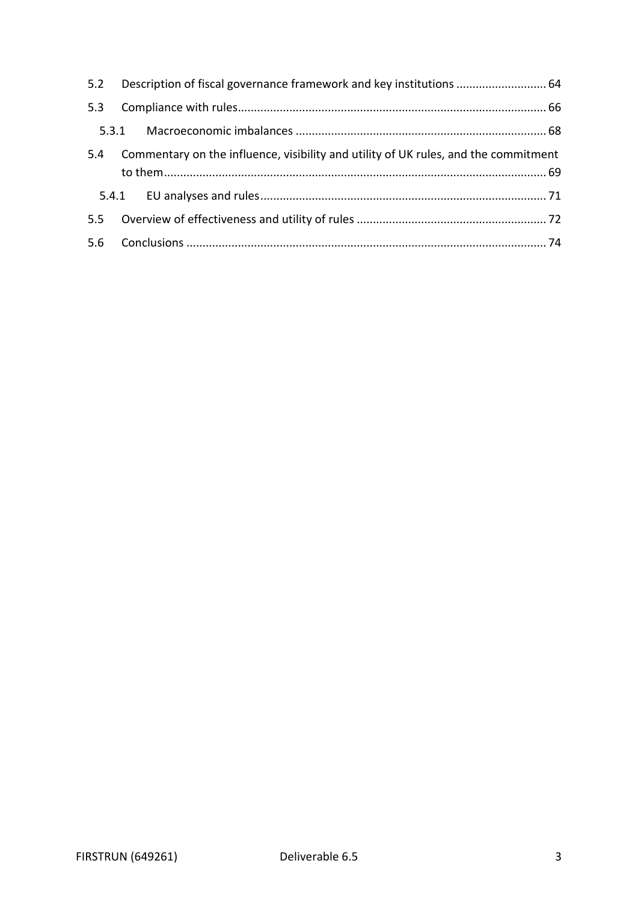5.2 Description of fiscal governance framework and key institutions ........................... 64

5.3 Compliance with rules.............................................................................................. 66

5.3.1 Macroeconomic imbalances ............................................................................ 68

5.4 Commentary on the influence, visibility and utility of UK rules, and the commitment to them..................................................................................................................... 69

5.4.1 EU analyses and rules....................................................................................... 71

5.5 Overview of effectiveness and utility of rules .......................................................... 72

5.6 Conclusions .............................................................................................................. 74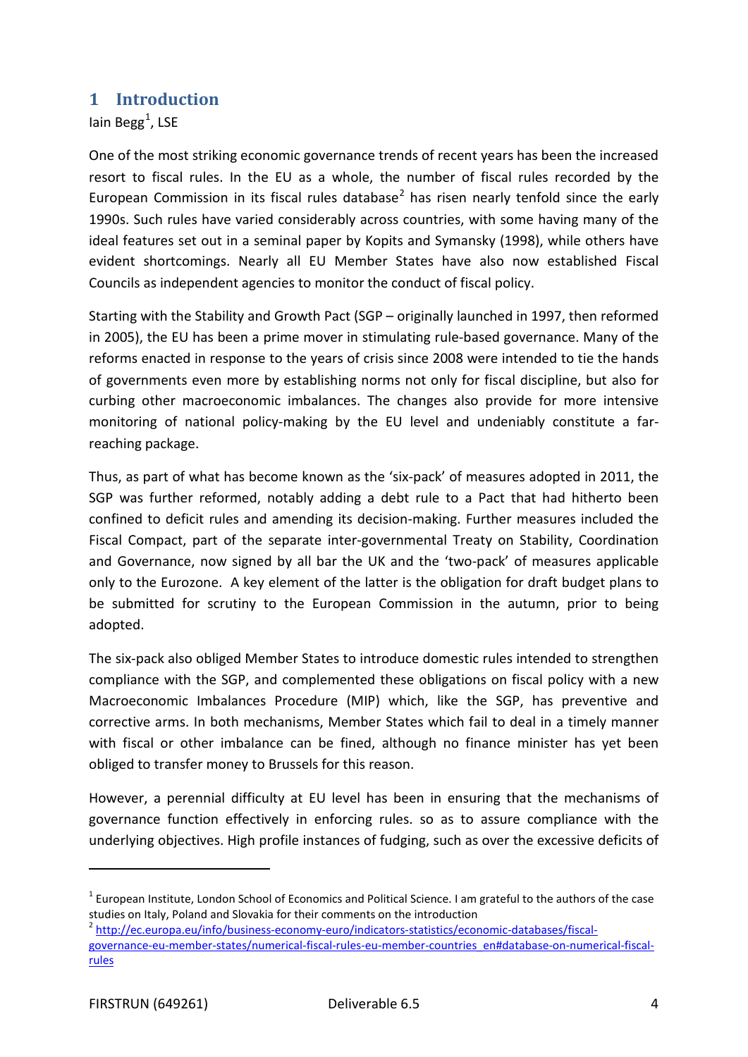# 1 Introduction

Iain Begg[1], LSE

One of the most striking economic governance trends of recent years has been the increased resort to fiscal rules. In the EU as a whole, the number of fiscal rules recorded by the European Commission in its fiscal rules database[2] has risen nearly tenfold since the early 1990s. Such rules have varied considerably across countries, with some having many of the ideal features set out in a seminal paper by Kopits and Symansky (1998), while others have evident shortcomings. Nearly all EU Member States have also now established Fiscal Councils as independent agencies to monitor the conduct of fiscal policy.

Starting with the Stability and Growth Pact (SGP – originally launched in 1997, then reformed in 2005), the EU has been a prime mover in stimulating rule-based governance. Many of the reforms enacted in response to the years of crisis since 2008 were intended to tie the hands of governments even more by establishing norms not only for fiscal discipline, but also for curbing other macroeconomic imbalances. The changes also provide for more intensive monitoring of national policy-making by the EU level and undeniably constitute a far-reaching package.

Thus, as part of what has become known as the 'six-pack' of measures adopted in 2011, the SGP was further reformed, notably adding a debt rule to a Pact that had hitherto been confined to deficit rules and amending its decision-making. Further measures included the Fiscal Compact, part of the separate inter-governmental Treaty on Stability, Coordination and Governance, now signed by all bar the UK and the 'two-pack' of measures applicable only to the Eurozone. A key element of the latter is the obligation for draft budget plans to be submitted for scrutiny to the European Commission in the autumn, prior to being adopted.

The six-pack also obliged Member States to introduce domestic rules intended to strengthen compliance with the SGP, and complemented these obligations on fiscal policy with a new Macroeconomic Imbalances Procedure (MIP) which, like the SGP, has preventive and corrective arms. In both mechanisms, Member States which fail to deal in a timely manner with fiscal or other imbalance can be fined, although no finance minister has yet been obliged to transfer money to Brussels for this reason.

However, a perennial difficulty at EU level has been in ensuring that the mechanisms of governance function effectively in enforcing rules. so as to assure compliance with the underlying objectives. High profile instances of fudging, such as over the excessive deficits of

---

[1] European Institute, London School of Economics and Political Science. I am grateful to the authors of the case studies on Italy, Poland and Slovakia for their comments on the introduction

[2] http://ec.europa.eu/info/business-economy-euro/indicators-statistics/economic-databases/fiscal-governance-eu-member-states/numerical-fiscal-rules-eu-member-countries_en#database-on-numerical-fiscal-rules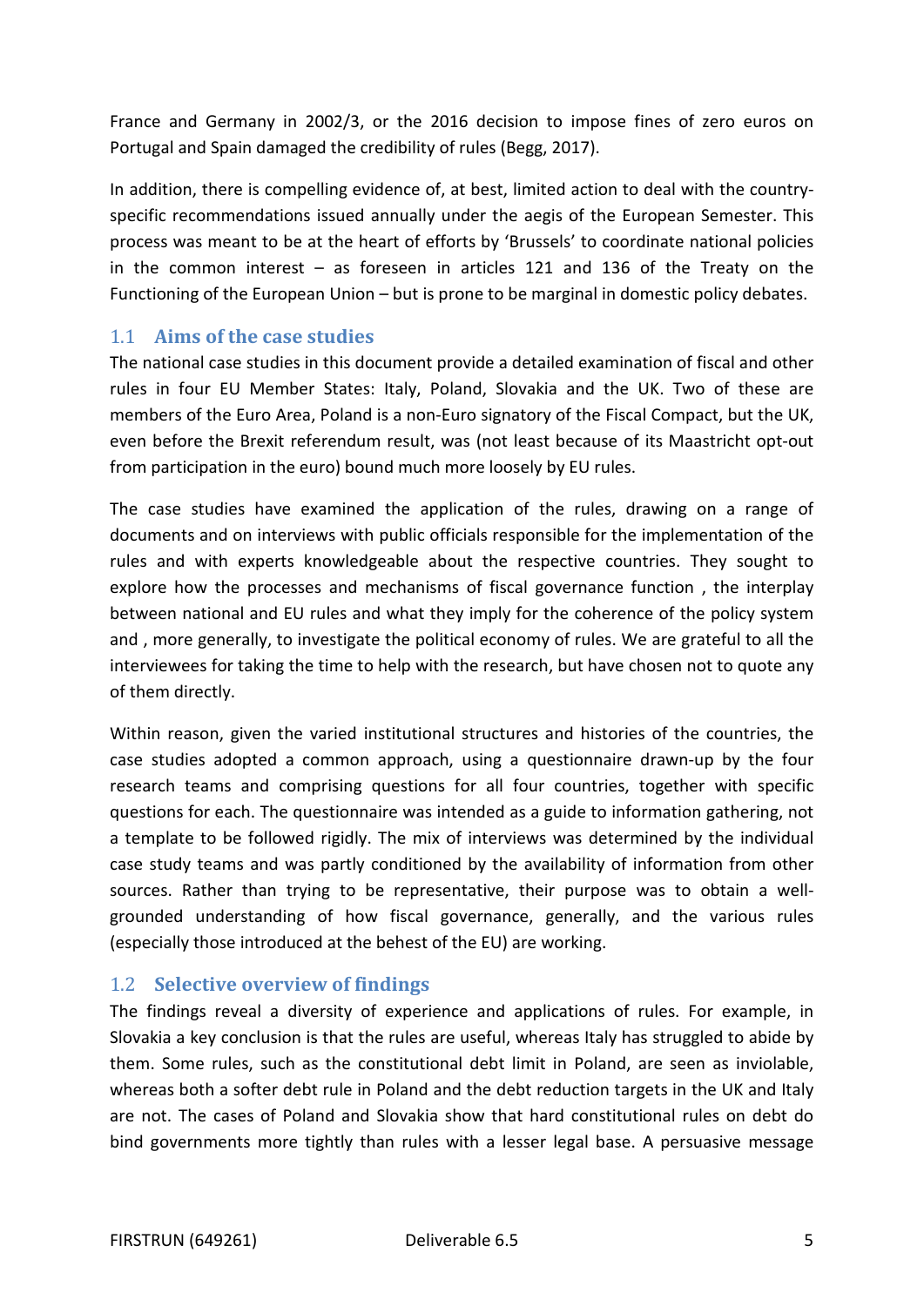France and Germany in 2002/3, or the 2016 decision to impose fines of zero euros on Portugal and Spain damaged the credibility of rules (Begg, 2017).

In addition, there is compelling evidence of, at best, limited action to deal with the country-specific recommendations issued annually under the aegis of the European Semester. This process was meant to be at the heart of efforts by 'Brussels' to coordinate national policies in the common interest – as foreseen in articles 121 and 136 of the Treaty on the Functioning of the European Union – but is prone to be marginal in domestic policy debates.

## 1.1 Aims of the case studies

The national case studies in this document provide a detailed examination of fiscal and other rules in four EU Member States: Italy, Poland, Slovakia and the UK. Two of these are members of the Euro Area, Poland is a non-Euro signatory of the Fiscal Compact, but the UK, even before the Brexit referendum result, was (not least because of its Maastricht opt-out from participation in the euro) bound much more loosely by EU rules.

The case studies have examined the application of the rules, drawing on a range of documents and on interviews with public officials responsible for the implementation of the rules and with experts knowledgeable about the respective countries. They sought to explore how the processes and mechanisms of fiscal governance function , the interplay between national and EU rules and what they imply for the coherence of the policy system and , more generally, to investigate the political economy of rules. We are grateful to all the interviewees for taking the time to help with the research, but have chosen not to quote any of them directly.

Within reason, given the varied institutional structures and histories of the countries, the case studies adopted a common approach, using a questionnaire drawn-up by the four research teams and comprising questions for all four countries, together with specific questions for each. The questionnaire was intended as a guide to information gathering, not a template to be followed rigidly. The mix of interviews was determined by the individual case study teams and was partly conditioned by the availability of information from other sources. Rather than trying to be representative, their purpose was to obtain a well-grounded understanding of how fiscal governance, generally, and the various rules (especially those introduced at the behest of the EU) are working.

## 1.2 Selective overview of findings

The findings reveal a diversity of experience and applications of rules. For example, in Slovakia a key conclusion is that the rules are useful, whereas Italy has struggled to abide by them. Some rules, such as the constitutional debt limit in Poland, are seen as inviolable, whereas both a softer debt rule in Poland and the debt reduction targets in the UK and Italy are not. The cases of Poland and Slovakia show that hard constitutional rules on debt do bind governments more tightly than rules with a lesser legal base. A persuasive message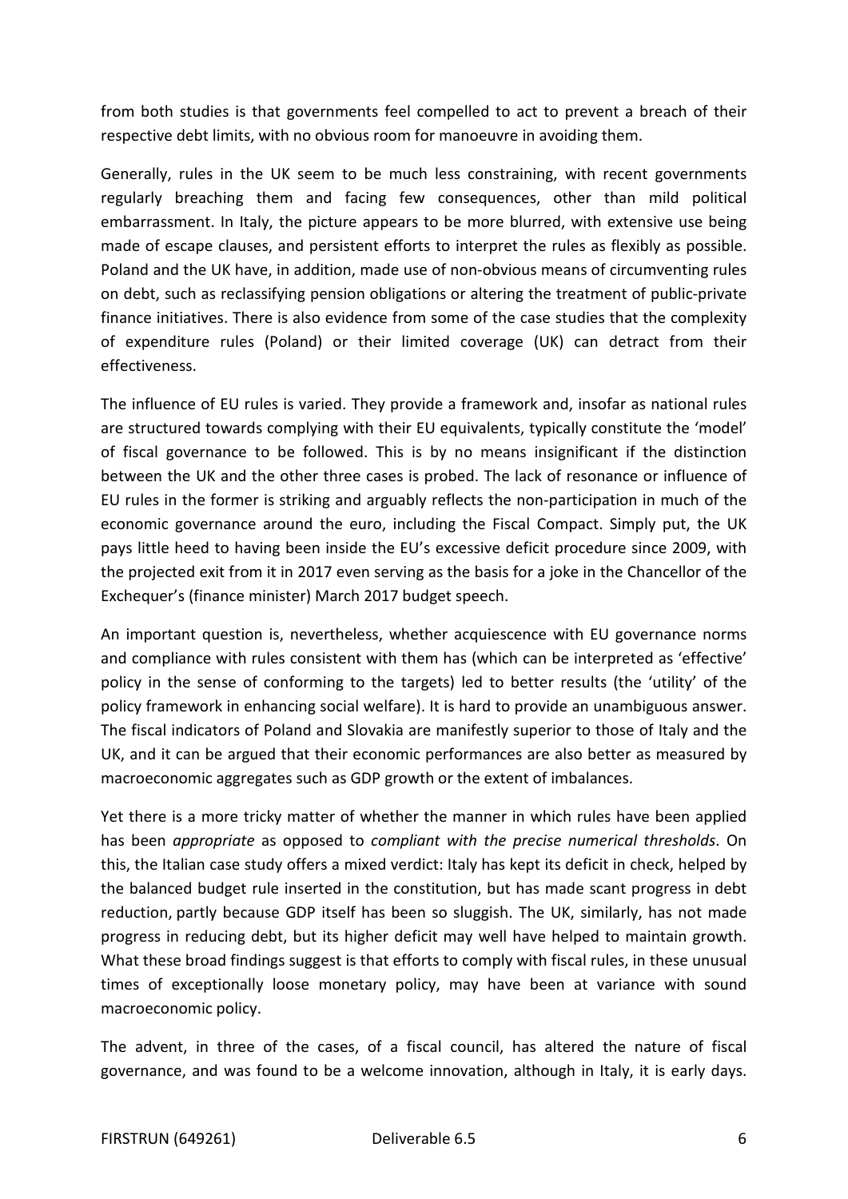from both studies is that governments feel compelled to act to prevent a breach of their respective debt limits, with no obvious room for manoeuvre in avoiding them.

Generally, rules in the UK seem to be much less constraining, with recent governments regularly breaching them and facing few consequences, other than mild political embarrassment. In Italy, the picture appears to be more blurred, with extensive use being made of escape clauses, and persistent efforts to interpret the rules as flexibly as possible. Poland and the UK have, in addition, made use of non-obvious means of circumventing rules on debt, such as reclassifying pension obligations or altering the treatment of public-private finance initiatives. There is also evidence from some of the case studies that the complexity of expenditure rules (Poland) or their limited coverage (UK) can detract from their effectiveness.

The influence of EU rules is varied. They provide a framework and, insofar as national rules are structured towards complying with their EU equivalents, typically constitute the 'model' of fiscal governance to be followed. This is by no means insignificant if the distinction between the UK and the other three cases is probed. The lack of resonance or influence of EU rules in the former is striking and arguably reflects the non-participation in much of the economic governance around the euro, including the Fiscal Compact. Simply put, the UK pays little heed to having been inside the EU's excessive deficit procedure since 2009, with the projected exit from it in 2017 even serving as the basis for a joke in the Chancellor of the Exchequer's (finance minister) March 2017 budget speech.

An important question is, nevertheless, whether acquiescence with EU governance norms and compliance with rules consistent with them has (which can be interpreted as 'effective' policy in the sense of conforming to the targets) led to better results (the 'utility' of the policy framework in enhancing social welfare). It is hard to provide an unambiguous answer. The fiscal indicators of Poland and Slovakia are manifestly superior to those of Italy and the UK, and it can be argued that their economic performances are also better as measured by macroeconomic aggregates such as GDP growth or the extent of imbalances.

Yet there is a more tricky matter of whether the manner in which rules have been applied has been *appropriate* as opposed to *compliant with the precise numerical thresholds*. On this, the Italian case study offers a mixed verdict: Italy has kept its deficit in check, helped by the balanced budget rule inserted in the constitution, but has made scant progress in debt reduction, partly because GDP itself has been so sluggish. The UK, similarly, has not made progress in reducing debt, but its higher deficit may well have helped to maintain growth. What these broad findings suggest is that efforts to comply with fiscal rules, in these unusual times of exceptionally loose monetary policy, may have been at variance with sound macroeconomic policy.

The advent, in three of the cases, of a fiscal council, has altered the nature of fiscal governance, and was found to be a welcome innovation, although in Italy, it is early days.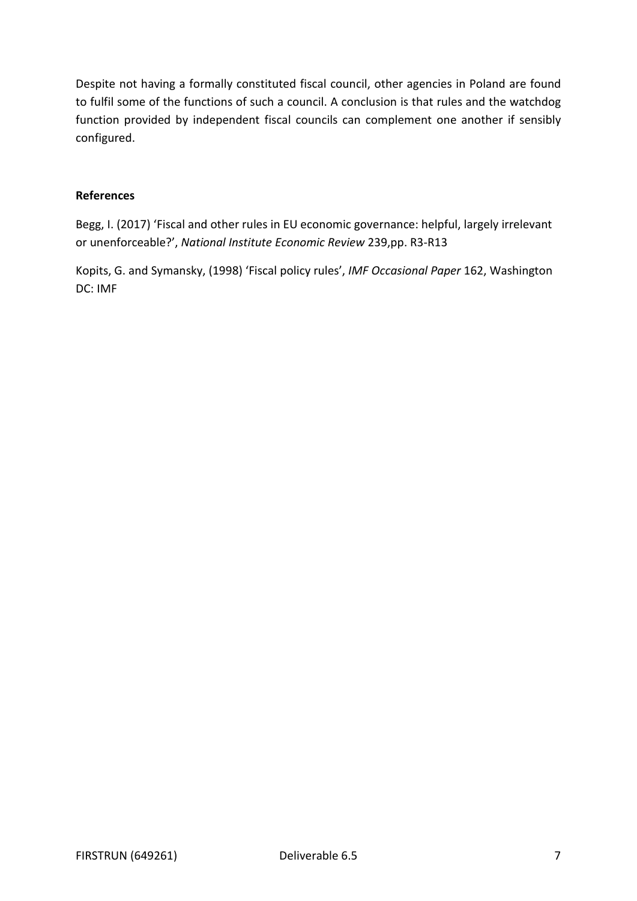Despite not having a formally constituted fiscal council, other agencies in Poland are found to fulfil some of the functions of such a council. A conclusion is that rules and the watchdog function provided by independent fiscal councils can complement one another if sensibly configured.

**References**

Begg, I. (2017) 'Fiscal and other rules in EU economic governance: helpful, largely irrelevant or unenforceable?', *National Institute Economic Review* 239,pp. R3-R13

Kopits, G. and Symansky, (1998) 'Fiscal policy rules', *IMF Occasional Paper* 162, Washington DC: IMF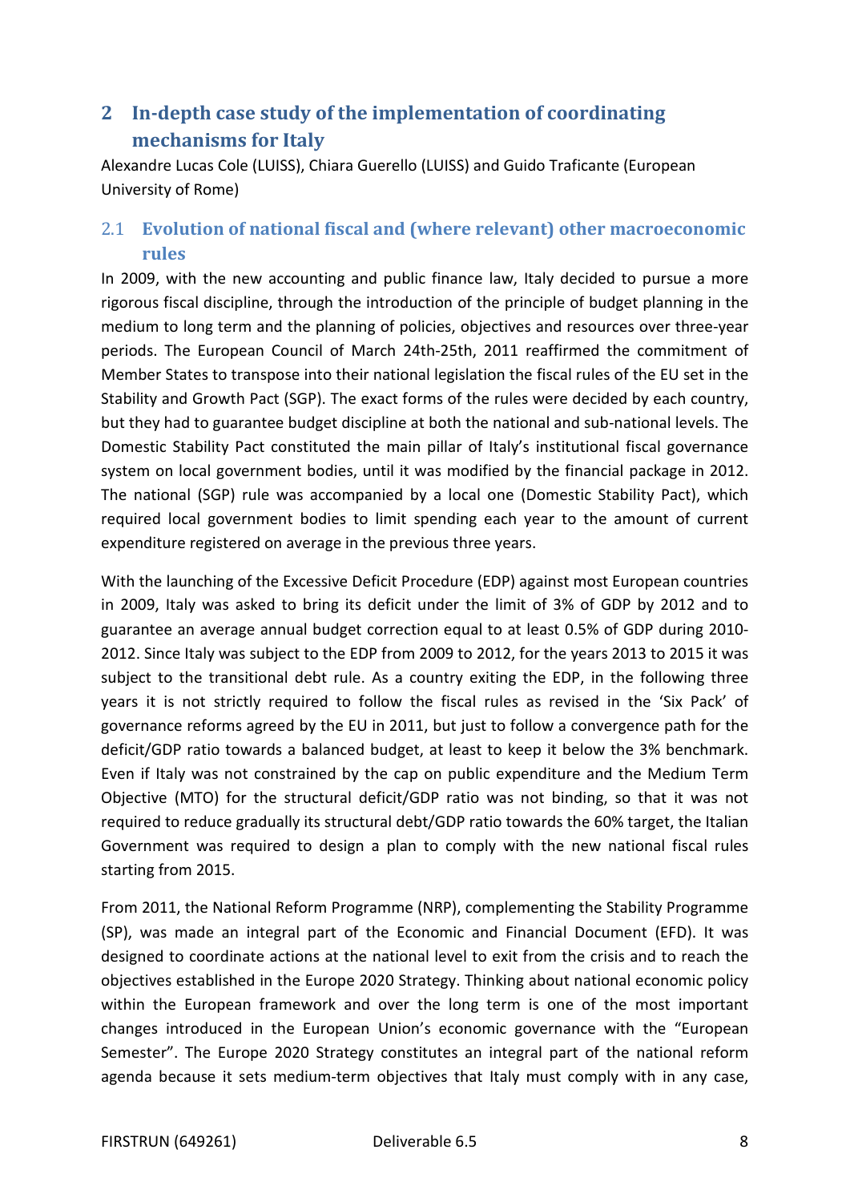## 2 In-depth case study of the implementation of coordinating mechanisms for Italy

Alexandre Lucas Cole (LUISS), Chiara Guerello (LUISS) and Guido Traficante (European University of Rome)

### 2.1 Evolution of national fiscal and (where relevant) other macroeconomic rules

In 2009, with the new accounting and public finance law, Italy decided to pursue a more rigorous fiscal discipline, through the introduction of the principle of budget planning in the medium to long term and the planning of policies, objectives and resources over three-year periods. The European Council of March 24th-25th, 2011 reaffirmed the commitment of Member States to transpose into their national legislation the fiscal rules of the EU set in the Stability and Growth Pact (SGP). The exact forms of the rules were decided by each country, but they had to guarantee budget discipline at both the national and sub-national levels. The Domestic Stability Pact constituted the main pillar of Italy's institutional fiscal governance system on local government bodies, until it was modified by the financial package in 2012. The national (SGP) rule was accompanied by a local one (Domestic Stability Pact), which required local government bodies to limit spending each year to the amount of current expenditure registered on average in the previous three years.

With the launching of the Excessive Deficit Procedure (EDP) against most European countries in 2009, Italy was asked to bring its deficit under the limit of 3% of GDP by 2012 and to guarantee an average annual budget correction equal to at least 0.5% of GDP during 2010-2012. Since Italy was subject to the EDP from 2009 to 2012, for the years 2013 to 2015 it was subject to the transitional debt rule. As a country exiting the EDP, in the following three years it is not strictly required to follow the fiscal rules as revised in the 'Six Pack' of governance reforms agreed by the EU in 2011, but just to follow a convergence path for the deficit/GDP ratio towards a balanced budget, at least to keep it below the 3% benchmark. Even if Italy was not constrained by the cap on public expenditure and the Medium Term Objective (MTO) for the structural deficit/GDP ratio was not binding, so that it was not required to reduce gradually its structural debt/GDP ratio towards the 60% target, the Italian Government was required to design a plan to comply with the new national fiscal rules starting from 2015.

From 2011, the National Reform Programme (NRP), complementing the Stability Programme (SP), was made an integral part of the Economic and Financial Document (EFD). It was designed to coordinate actions at the national level to exit from the crisis and to reach the objectives established in the Europe 2020 Strategy. Thinking about national economic policy within the European framework and over the long term is one of the most important changes introduced in the European Union's economic governance with the "European Semester". The Europe 2020 Strategy constitutes an integral part of the national reform agenda because it sets medium-term objectives that Italy must comply with in any case,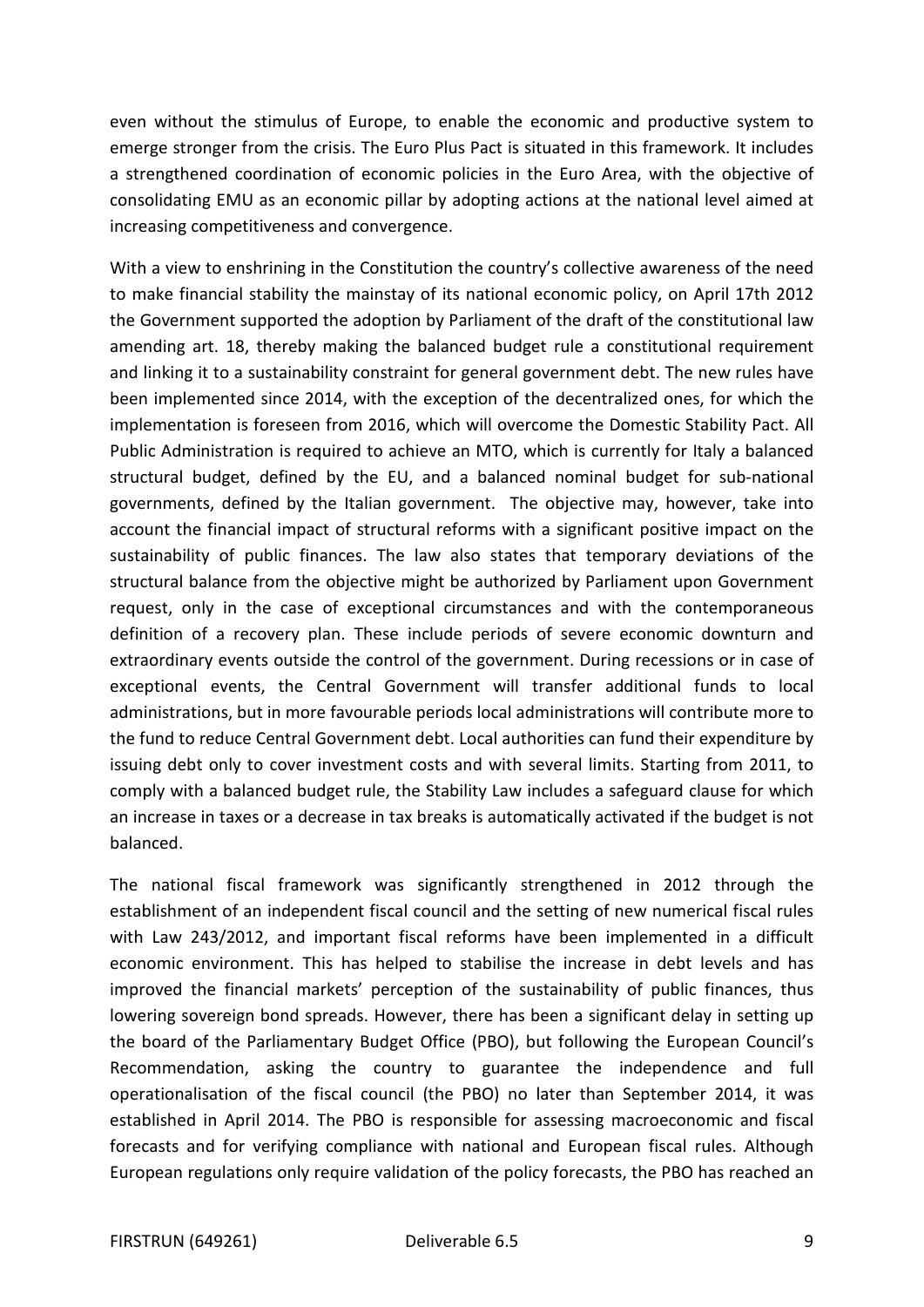even without the stimulus of Europe, to enable the economic and productive system to emerge stronger from the crisis. The Euro Plus Pact is situated in this framework. It includes a strengthened coordination of economic policies in the Euro Area, with the objective of consolidating EMU as an economic pillar by adopting actions at the national level aimed at increasing competitiveness and convergence.

With a view to enshrining in the Constitution the country's collective awareness of the need to make financial stability the mainstay of its national economic policy, on April 17th 2012 the Government supported the adoption by Parliament of the draft of the constitutional law amending art. 18, thereby making the balanced budget rule a constitutional requirement and linking it to a sustainability constraint for general government debt. The new rules have been implemented since 2014, with the exception of the decentralized ones, for which the implementation is foreseen from 2016, which will overcome the Domestic Stability Pact. All Public Administration is required to achieve an MTO, which is currently for Italy a balanced structural budget, defined by the EU, and a balanced nominal budget for sub-national governments, defined by the Italian government. The objective may, however, take into account the financial impact of structural reforms with a significant positive impact on the sustainability of public finances. The law also states that temporary deviations of the structural balance from the objective might be authorized by Parliament upon Government request, only in the case of exceptional circumstances and with the contemporaneous definition of a recovery plan. These include periods of severe economic downturn and extraordinary events outside the control of the government. During recessions or in case of exceptional events, the Central Government will transfer additional funds to local administrations, but in more favourable periods local administrations will contribute more to the fund to reduce Central Government debt. Local authorities can fund their expenditure by issuing debt only to cover investment costs and with several limits. Starting from 2011, to comply with a balanced budget rule, the Stability Law includes a safeguard clause for which an increase in taxes or a decrease in tax breaks is automatically activated if the budget is not balanced.

The national fiscal framework was significantly strengthened in 2012 through the establishment of an independent fiscal council and the setting of new numerical fiscal rules with Law 243/2012, and important fiscal reforms have been implemented in a difficult economic environment. This has helped to stabilise the increase in debt levels and has improved the financial markets' perception of the sustainability of public finances, thus lowering sovereign bond spreads. However, there has been a significant delay in setting up the board of the Parliamentary Budget Office (PBO), but following the European Council's Recommendation, asking the country to guarantee the independence and full operationalisation of the fiscal council (the PBO) no later than September 2014, it was established in April 2014. The PBO is responsible for assessing macroeconomic and fiscal forecasts and for verifying compliance with national and European fiscal rules. Although European regulations only require validation of the policy forecasts, the PBO has reached an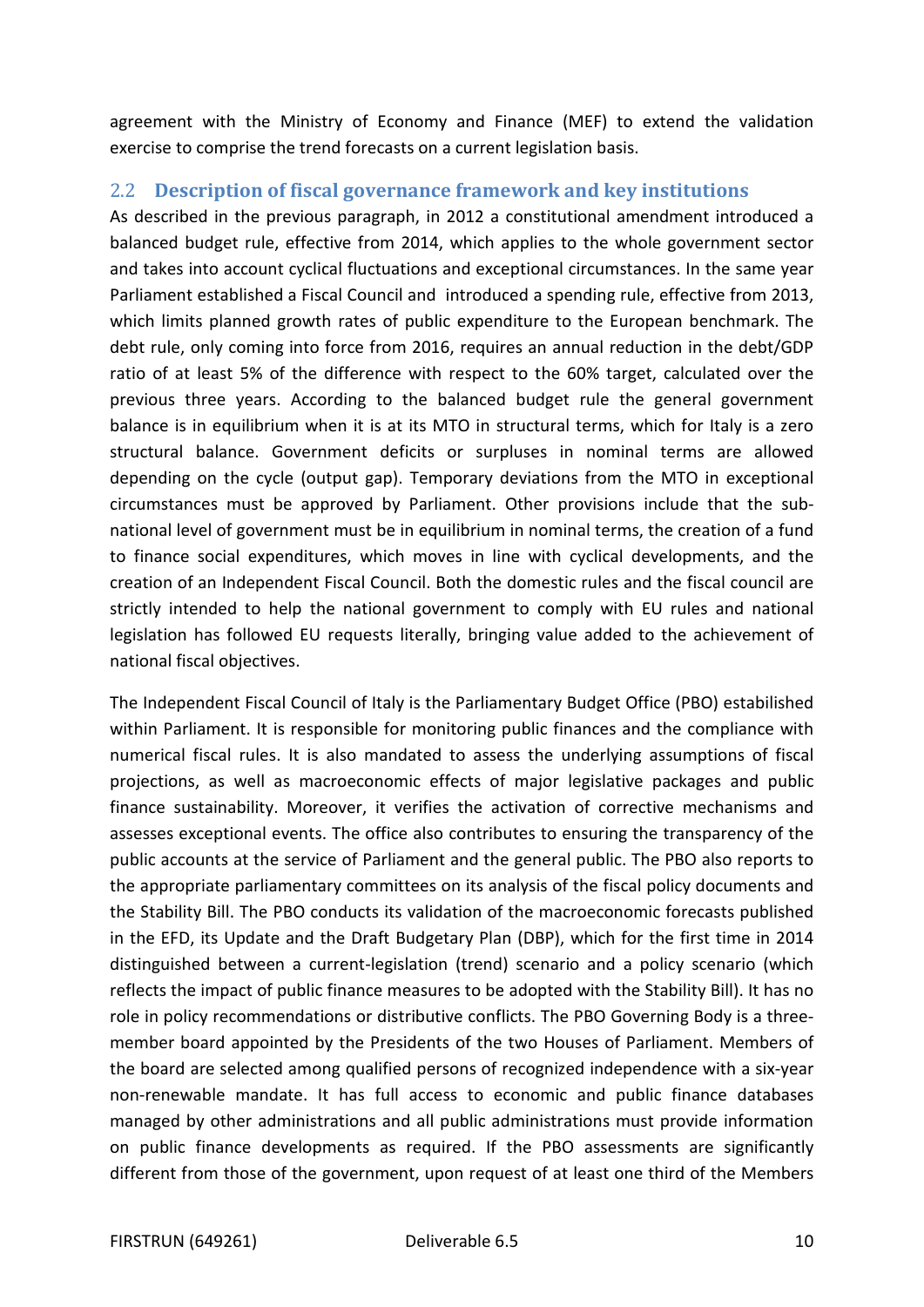agreement with the Ministry of Economy and Finance (MEF) to extend the validation exercise to comprise the trend forecasts on a current legislation basis.

## 2.2 Description of fiscal governance framework and key institutions

As described in the previous paragraph, in 2012 a constitutional amendment introduced a balanced budget rule, effective from 2014, which applies to the whole government sector and takes into account cyclical fluctuations and exceptional circumstances. In the same year Parliament established a Fiscal Council and introduced a spending rule, effective from 2013, which limits planned growth rates of public expenditure to the European benchmark. The debt rule, only coming into force from 2016, requires an annual reduction in the debt/GDP ratio of at least 5% of the difference with respect to the 60% target, calculated over the previous three years. According to the balanced budget rule the general government balance is in equilibrium when it is at its MTO in structural terms, which for Italy is a zero structural balance. Government deficits or surpluses in nominal terms are allowed depending on the cycle (output gap). Temporary deviations from the MTO in exceptional circumstances must be approved by Parliament. Other provisions include that the sub-national level of government must be in equilibrium in nominal terms, the creation of a fund to finance social expenditures, which moves in line with cyclical developments, and the creation of an Independent Fiscal Council. Both the domestic rules and the fiscal council are strictly intended to help the national government to comply with EU rules and national legislation has followed EU requests literally, bringing value added to the achievement of national fiscal objectives.

The Independent Fiscal Council of Italy is the Parliamentary Budget Office (PBO) estabilished within Parliament. It is responsible for monitoring public finances and the compliance with numerical fiscal rules. It is also mandated to assess the underlying assumptions of fiscal projections, as well as macroeconomic effects of major legislative packages and public finance sustainability. Moreover, it verifies the activation of corrective mechanisms and assesses exceptional events. The office also contributes to ensuring the transparency of the public accounts at the service of Parliament and the general public. The PBO also reports to the appropriate parliamentary committees on its analysis of the fiscal policy documents and the Stability Bill. The PBO conducts its validation of the macroeconomic forecasts published in the EFD, its Update and the Draft Budgetary Plan (DBP), which for the first time in 2014 distinguished between a current-legislation (trend) scenario and a policy scenario (which reflects the impact of public finance measures to be adopted with the Stability Bill). It has no role in policy recommendations or distributive conflicts. The PBO Governing Body is a three-member board appointed by the Presidents of the two Houses of Parliament. Members of the board are selected among qualified persons of recognized independence with a six-year non-renewable mandate. It has full access to economic and public finance databases managed by other administrations and all public administrations must provide information on public finance developments as required. If the PBO assessments are significantly different from those of the government, upon request of at least one third of the Members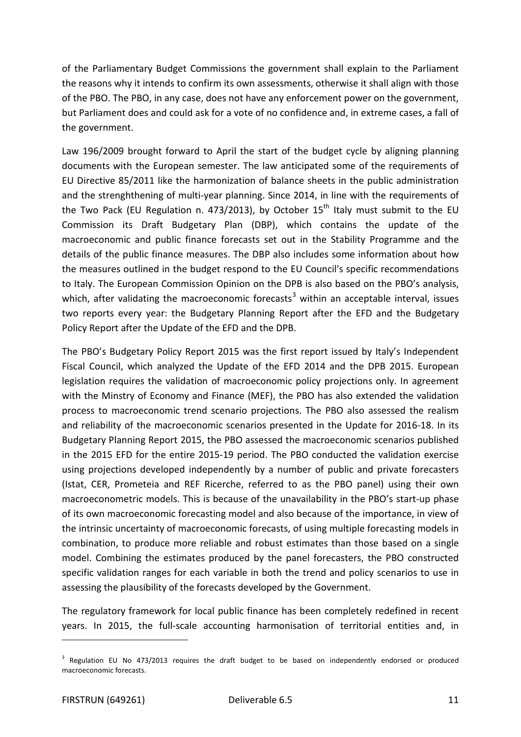of the Parliamentary Budget Commissions the government shall explain to the Parliament the reasons why it intends to confirm its own assessments, otherwise it shall align with those of the PBO. The PBO, in any case, does not have any enforcement power on the government, but Parliament does and could ask for a vote of no confidence and, in extreme cases, a fall of the government.

Law 196/2009 brought forward to April the start of the budget cycle by aligning planning documents with the European semester. The law anticipated some of the requirements of EU Directive 85/2011 like the harmonization of balance sheets in the public administration and the strenghthening of multi-year planning. Since 2014, in line with the requirements of the Two Pack (EU Regulation n. 473/2013), by October 15th Italy must submit to the EU Commission its Draft Budgetary Plan (DBP), which contains the update of the macroeconomic and public finance forecasts set out in the Stability Programme and the details of the public finance measures. The DBP also includes some information about how the measures outlined in the budget respond to the EU Council's specific recommendations to Italy. The European Commission Opinion on the DPB is also based on the PBO's analysis, which, after validating the macroeconomic forecasts[3] within an acceptable interval, issues two reports every year: the Budgetary Planning Report after the EFD and the Budgetary Policy Report after the Update of the EFD and the DPB.

The PBO's Budgetary Policy Report 2015 was the first report issued by Italy's Independent Fiscal Council, which analyzed the Update of the EFD 2014 and the DPB 2015. European legislation requires the validation of macroeconomic policy projections only. In agreement with the Minstry of Economy and Finance (MEF), the PBO has also extended the validation process to macroeconomic trend scenario projections. The PBO also assessed the realism and reliability of the macroeconomic scenarios presented in the Update for 2016-18. In its Budgetary Planning Report 2015, the PBO assessed the macroeconomic scenarios published in the 2015 EFD for the entire 2015-19 period. The PBO conducted the validation exercise using projections developed independently by a number of public and private forecasters (Istat, CER, Prometeia and REF Ricerche, referred to as the PBO panel) using their own macroeconometric models. This is because of the unavailability in the PBO's start-up phase of its own macroeconomic forecasting model and also because of the importance, in view of the intrinsic uncertainty of macroeconomic forecasts, of using multiple forecasting models in combination, to produce more reliable and robust estimates than those based on a single model. Combining the estimates produced by the panel forecasters, the PBO constructed specific validation ranges for each variable in both the trend and policy scenarios to use in assessing the plausibility of the forecasts developed by the Government.

The regulatory framework for local public finance has been completely redefined in recent years. In 2015, the full-scale accounting harmonisation of territorial entities and, in

[3] Regulation EU No 473/2013 requires the draft budget to be based on independently endorsed or produced macroeconomic forecasts.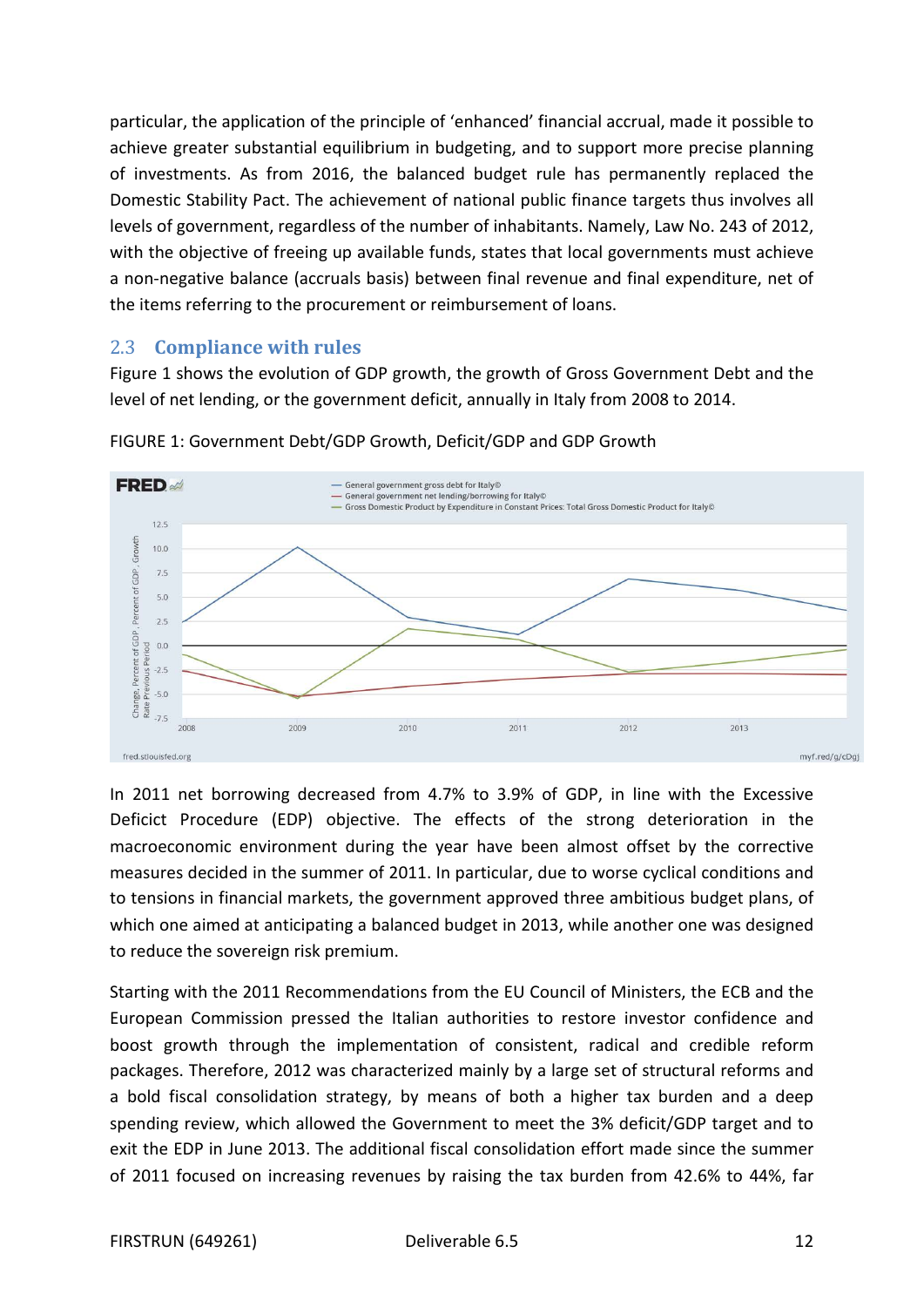particular, the application of the principle of 'enhanced' financial accrual, made it possible to achieve greater substantial equilibrium in budgeting, and to support more precise planning of investments. As from 2016, the balanced budget rule has permanently replaced the Domestic Stability Pact. The achievement of national public finance targets thus involves all levels of government, regardless of the number of inhabitants. Namely, Law No. 243 of 2012, with the objective of freeing up available funds, states that local governments must achieve a non-negative balance (accruals basis) between final revenue and final expenditure, net of the items referring to the procurement or reimbursement of loans.

## 2.3 Compliance with rules

Figure 1 shows the evolution of GDP growth, the growth of Gross Government Debt and the level of net lending, or the government deficit, annually in Italy from 2008 to 2014.

FIGURE 1: Government Debt/GDP Growth, Deficit/GDP and GDP Growth

In 2011 net borrowing decreased from 4.7% to 3.9% of GDP, in line with the Excessive Deficit Procedure (EDP) objective. The effects of the strong deterioration in the macroeconomic environment during the year have been almost offset by the corrective measures decided in the summer of 2011. In particular, due to worse cyclical conditions and to tensions in financial markets, the government approved three ambitious budget plans, of which one aimed at anticipating a balanced budget in 2013, while another one was designed to reduce the sovereign risk premium.

Starting with the 2011 Recommendations from the EU Council of Ministers, the ECB and the European Commission pressed the Italian authorities to restore investor confidence and boost growth through the implementation of consistent, radical and credible reform packages. Therefore, 2012 was characterized mainly by a large set of structural reforms and a bold fiscal consolidation strategy, by means of both a higher tax burden and a deep spending review, which allowed the Government to meet the 3% deficit/GDP target and to exit the EDP in June 2013. The additional fiscal consolidation effort made since the summer of 2011 focused on increasing revenues by raising the tax burden from 42.6% to 44%, far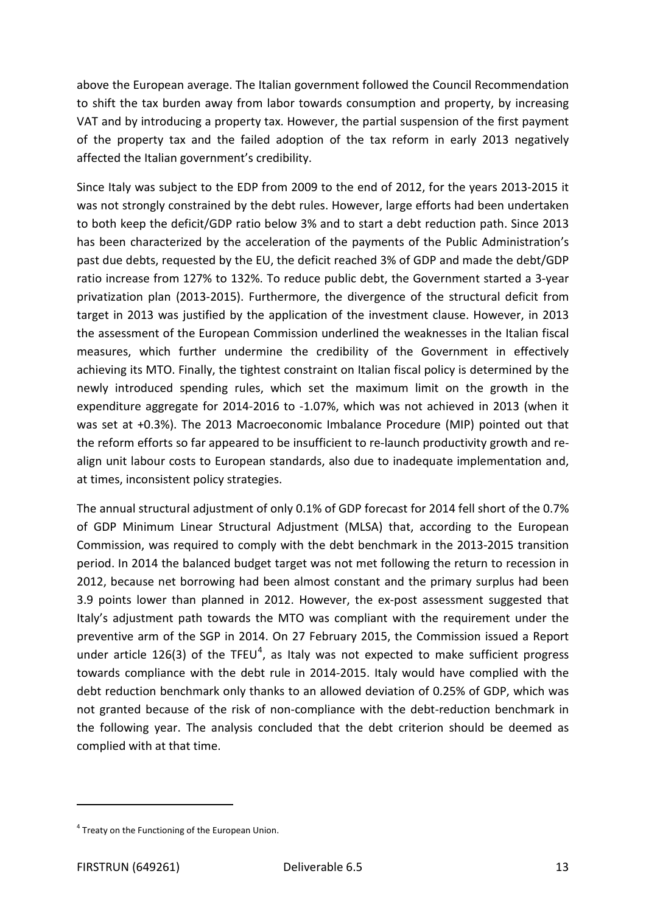above the European average. The Italian government followed the Council Recommendation to shift the tax burden away from labor towards consumption and property, by increasing VAT and by introducing a property tax. However, the partial suspension of the first payment of the property tax and the failed adoption of the tax reform in early 2013 negatively affected the Italian government's credibility.

Since Italy was subject to the EDP from 2009 to the end of 2012, for the years 2013-2015 it was not strongly constrained by the debt rules. However, large efforts had been undertaken to both keep the deficit/GDP ratio below 3% and to start a debt reduction path. Since 2013 has been characterized by the acceleration of the payments of the Public Administration's past due debts, requested by the EU, the deficit reached 3% of GDP and made the debt/GDP ratio increase from 127% to 132%. To reduce public debt, the Government started a 3-year privatization plan (2013-2015). Furthermore, the divergence of the structural deficit from target in 2013 was justified by the application of the investment clause. However, in 2013 the assessment of the European Commission underlined the weaknesses in the Italian fiscal measures, which further undermine the credibility of the Government in effectively achieving its MTO. Finally, the tightest constraint on Italian fiscal policy is determined by the newly introduced spending rules, which set the maximum limit on the growth in the expenditure aggregate for 2014-2016 to -1.07%, which was not achieved in 2013 (when it was set at +0.3%). The 2013 Macroeconomic Imbalance Procedure (MIP) pointed out that the reform efforts so far appeared to be insufficient to re-launch productivity growth and re-align unit labour costs to European standards, also due to inadequate implementation and, at times, inconsistent policy strategies.

The annual structural adjustment of only 0.1% of GDP forecast for 2014 fell short of the 0.7% of GDP Minimum Linear Structural Adjustment (MLSA) that, according to the European Commission, was required to comply with the debt benchmark in the 2013-2015 transition period. In 2014 the balanced budget target was not met following the return to recession in 2012, because net borrowing had been almost constant and the primary surplus had been 3.9 points lower than planned in 2012. However, the ex-post assessment suggested that Italy's adjustment path towards the MTO was compliant with the requirement under the preventive arm of the SGP in 2014. On 27 February 2015, the Commission issued a Report under article 126(3) of the TFEU[4], as Italy was not expected to make sufficient progress towards compliance with the debt rule in 2014-2015. Italy would have complied with the debt reduction benchmark only thanks to an allowed deviation of 0.25% of GDP, which was not granted because of the risk of non-compliance with the debt-reduction benchmark in the following year. The analysis concluded that the debt criterion should be deemed as complied with at that time.

[4] Treaty on the Functioning of the European Union.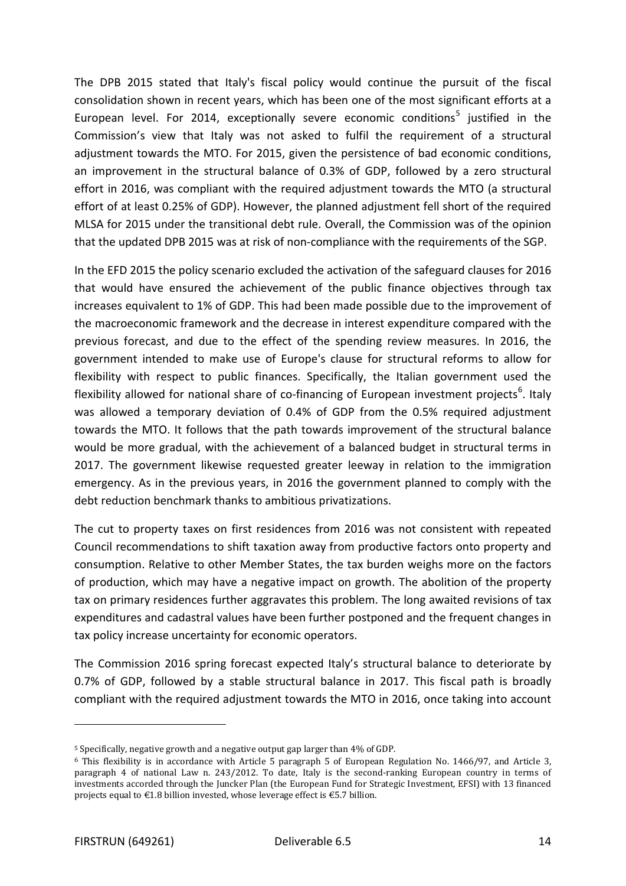The DPB 2015 stated that Italy's fiscal policy would continue the pursuit of the fiscal consolidation shown in recent years, which has been one of the most significant efforts at a European level. For 2014, exceptionally severe economic conditions[5] justified in the Commission's view that Italy was not asked to fulfil the requirement of a structural adjustment towards the MTO. For 2015, given the persistence of bad economic conditions, an improvement in the structural balance of 0.3% of GDP, followed by a zero structural effort in 2016, was compliant with the required adjustment towards the MTO (a structural effort of at least 0.25% of GDP). However, the planned adjustment fell short of the required MLSA for 2015 under the transitional debt rule. Overall, the Commission was of the opinion that the updated DPB 2015 was at risk of non-compliance with the requirements of the SGP.

In the EFD 2015 the policy scenario excluded the activation of the safeguard clauses for 2016 that would have ensured the achievement of the public finance objectives through tax increases equivalent to 1% of GDP. This had been made possible due to the improvement of the macroeconomic framework and the decrease in interest expenditure compared with the previous forecast, and due to the effect of the spending review measures. In 2016, the government intended to make use of Europe's clause for structural reforms to allow for flexibility with respect to public finances. Specifically, the Italian government used the flexibility allowed for national share of co-financing of European investment projects[6]. Italy was allowed a temporary deviation of 0.4% of GDP from the 0.5% required adjustment towards the MTO. It follows that the path towards improvement of the structural balance would be more gradual, with the achievement of a balanced budget in structural terms in 2017. The government likewise requested greater leeway in relation to the immigration emergency. As in the previous years, in 2016 the government planned to comply with the debt reduction benchmark thanks to ambitious privatizations.

The cut to property taxes on first residences from 2016 was not consistent with repeated Council recommendations to shift taxation away from productive factors onto property and consumption. Relative to other Member States, the tax burden weighs more on the factors of production, which may have a negative impact on growth. The abolition of the property tax on primary residences further aggravates this problem. The long awaited revisions of tax expenditures and cadastral values have been further postponed and the frequent changes in tax policy increase uncertainty for economic operators.

The Commission 2016 spring forecast expected Italy's structural balance to deteriorate by 0.7% of GDP, followed by a stable structural balance in 2017. This fiscal path is broadly compliant with the required adjustment towards the MTO in 2016, once taking into account

---

[5] Specifically, negative growth and a negative output gap larger than 4% of GDP.

[6] This flexibility is in accordance with Article 5 paragraph 5 of European Regulation No. 1466/97, and Article 3, paragraph 4 of national Law n. 243/2012. To date, Italy is the second-ranking European country in terms of investments accorded through the Juncker Plan (the European Fund for Strategic Investment, EFSI) with 13 financed projects equal to €1.8 billion invested, whose leverage effect is €5.7 billion.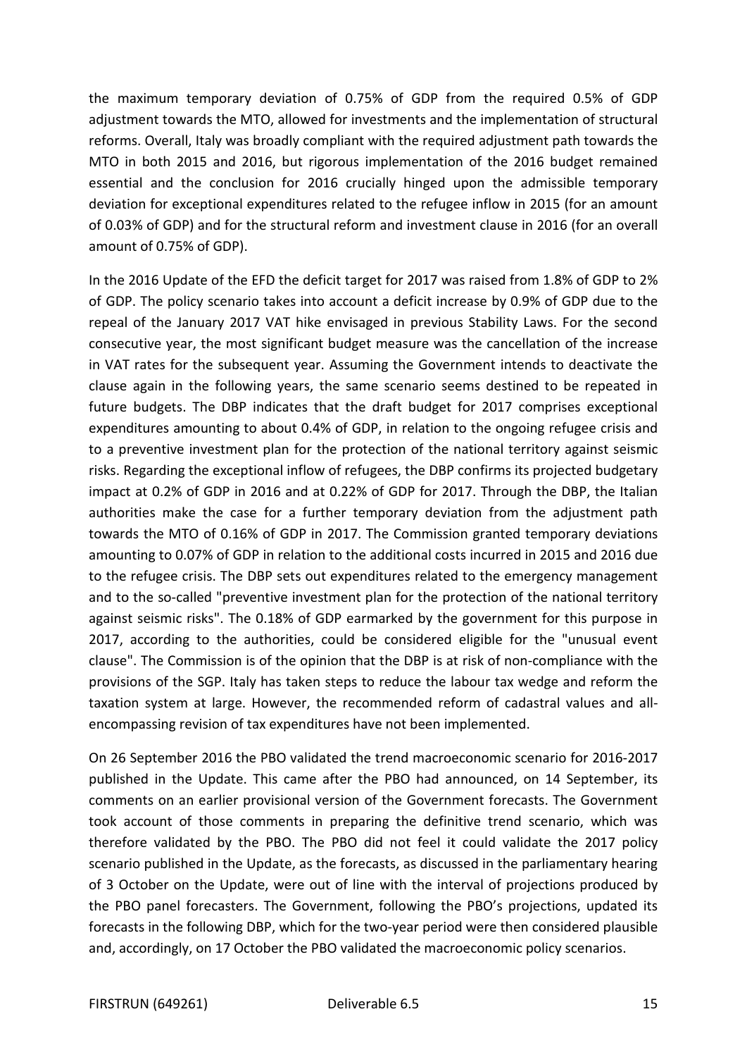the maximum temporary deviation of 0.75% of GDP from the required 0.5% of GDP adjustment towards the MTO, allowed for investments and the implementation of structural reforms. Overall, Italy was broadly compliant with the required adjustment path towards the MTO in both 2015 and 2016, but rigorous implementation of the 2016 budget remained essential and the conclusion for 2016 crucially hinged upon the admissible temporary deviation for exceptional expenditures related to the refugee inflow in 2015 (for an amount of 0.03% of GDP) and for the structural reform and investment clause in 2016 (for an overall amount of 0.75% of GDP).

In the 2016 Update of the EFD the deficit target for 2017 was raised from 1.8% of GDP to 2% of GDP. The policy scenario takes into account a deficit increase by 0.9% of GDP due to the repeal of the January 2017 VAT hike envisaged in previous Stability Laws. For the second consecutive year, the most significant budget measure was the cancellation of the increase in VAT rates for the subsequent year. Assuming the Government intends to deactivate the clause again in the following years, the same scenario seems destined to be repeated in future budgets. The DBP indicates that the draft budget for 2017 comprises exceptional expenditures amounting to about 0.4% of GDP, in relation to the ongoing refugee crisis and to a preventive investment plan for the protection of the national territory against seismic risks. Regarding the exceptional inflow of refugees, the DBP confirms its projected budgetary impact at 0.2% of GDP in 2016 and at 0.22% of GDP for 2017. Through the DBP, the Italian authorities make the case for a further temporary deviation from the adjustment path towards the MTO of 0.16% of GDP in 2017. The Commission granted temporary deviations amounting to 0.07% of GDP in relation to the additional costs incurred in 2015 and 2016 due to the refugee crisis. The DBP sets out expenditures related to the emergency management and to the so-called "preventive investment plan for the protection of the national territory against seismic risks". The 0.18% of GDP earmarked by the government for this purpose in 2017, according to the authorities, could be considered eligible for the "unusual event clause". The Commission is of the opinion that the DBP is at risk of non-compliance with the provisions of the SGP. Italy has taken steps to reduce the labour tax wedge and reform the taxation system at large. However, the recommended reform of cadastral values and all-encompassing revision of tax expenditures have not been implemented.

On 26 September 2016 the PBO validated the trend macroeconomic scenario for 2016-2017 published in the Update. This came after the PBO had announced, on 14 September, its comments on an earlier provisional version of the Government forecasts. The Government took account of those comments in preparing the definitive trend scenario, which was therefore validated by the PBO. The PBO did not feel it could validate the 2017 policy scenario published in the Update, as the forecasts, as discussed in the parliamentary hearing of 3 October on the Update, were out of line with the interval of projections produced by the PBO panel forecasters. The Government, following the PBO's projections, updated its forecasts in the following DBP, which for the two-year period were then considered plausible and, accordingly, on 17 October the PBO validated the macroeconomic policy scenarios.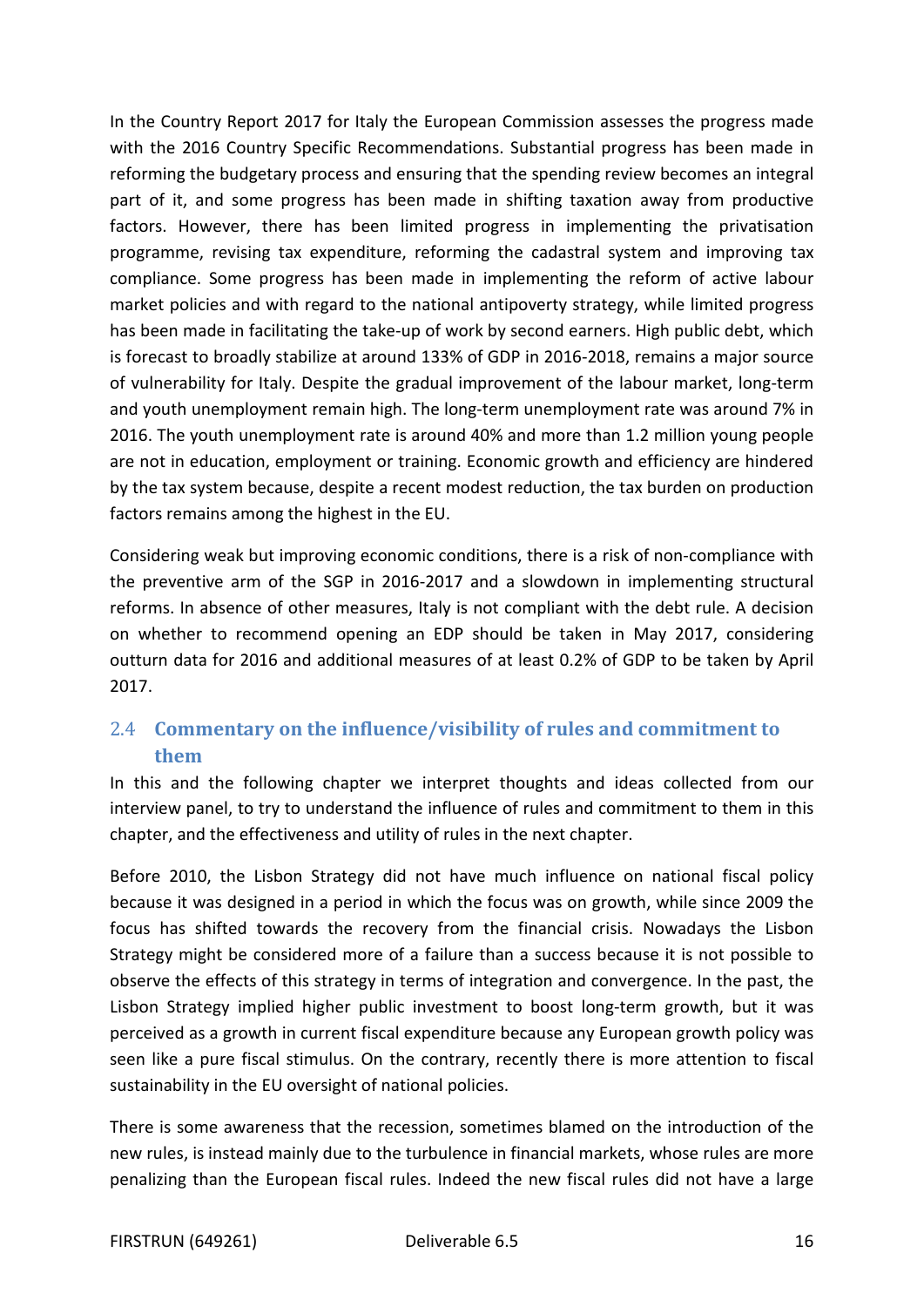In the Country Report 2017 for Italy the European Commission assesses the progress made with the 2016 Country Specific Recommendations. Substantial progress has been made in reforming the budgetary process and ensuring that the spending review becomes an integral part of it, and some progress has been made in shifting taxation away from productive factors. However, there has been limited progress in implementing the privatisation programme, revising tax expenditure, reforming the cadastral system and improving tax compliance. Some progress has been made in implementing the reform of active labour market policies and with regard to the national antipoverty strategy, while limited progress has been made in facilitating the take-up of work by second earners. High public debt, which is forecast to broadly stabilize at around 133% of GDP in 2016-2018, remains a major source of vulnerability for Italy. Despite the gradual improvement of the labour market, long-term and youth unemployment remain high. The long-term unemployment rate was around 7% in 2016. The youth unemployment rate is around 40% and more than 1.2 million young people are not in education, employment or training. Economic growth and efficiency are hindered by the tax system because, despite a recent modest reduction, the tax burden on production factors remains among the highest in the EU.

Considering weak but improving economic conditions, there is a risk of non-compliance with the preventive arm of the SGP in 2016-2017 and a slowdown in implementing structural reforms. In absence of other measures, Italy is not compliant with the debt rule. A decision on whether to recommend opening an EDP should be taken in May 2017, considering outturn data for 2016 and additional measures of at least 0.2% of GDP to be taken by April 2017.

## 2.4 Commentary on the influence/visibility of rules and commitment to them

In this and the following chapter we interpret thoughts and ideas collected from our interview panel, to try to understand the influence of rules and commitment to them in this chapter, and the effectiveness and utility of rules in the next chapter.

Before 2010, the Lisbon Strategy did not have much influence on national fiscal policy because it was designed in a period in which the focus was on growth, while since 2009 the focus has shifted towards the recovery from the financial crisis. Nowadays the Lisbon Strategy might be considered more of a failure than a success because it is not possible to observe the effects of this strategy in terms of integration and convergence. In the past, the Lisbon Strategy implied higher public investment to boost long-term growth, but it was perceived as a growth in current fiscal expenditure because any European growth policy was seen like a pure fiscal stimulus. On the contrary, recently there is more attention to fiscal sustainability in the EU oversight of national policies.

There is some awareness that the recession, sometimes blamed on the introduction of the new rules, is instead mainly due to the turbulence in financial markets, whose rules are more penalizing than the European fiscal rules. Indeed the new fiscal rules did not have a large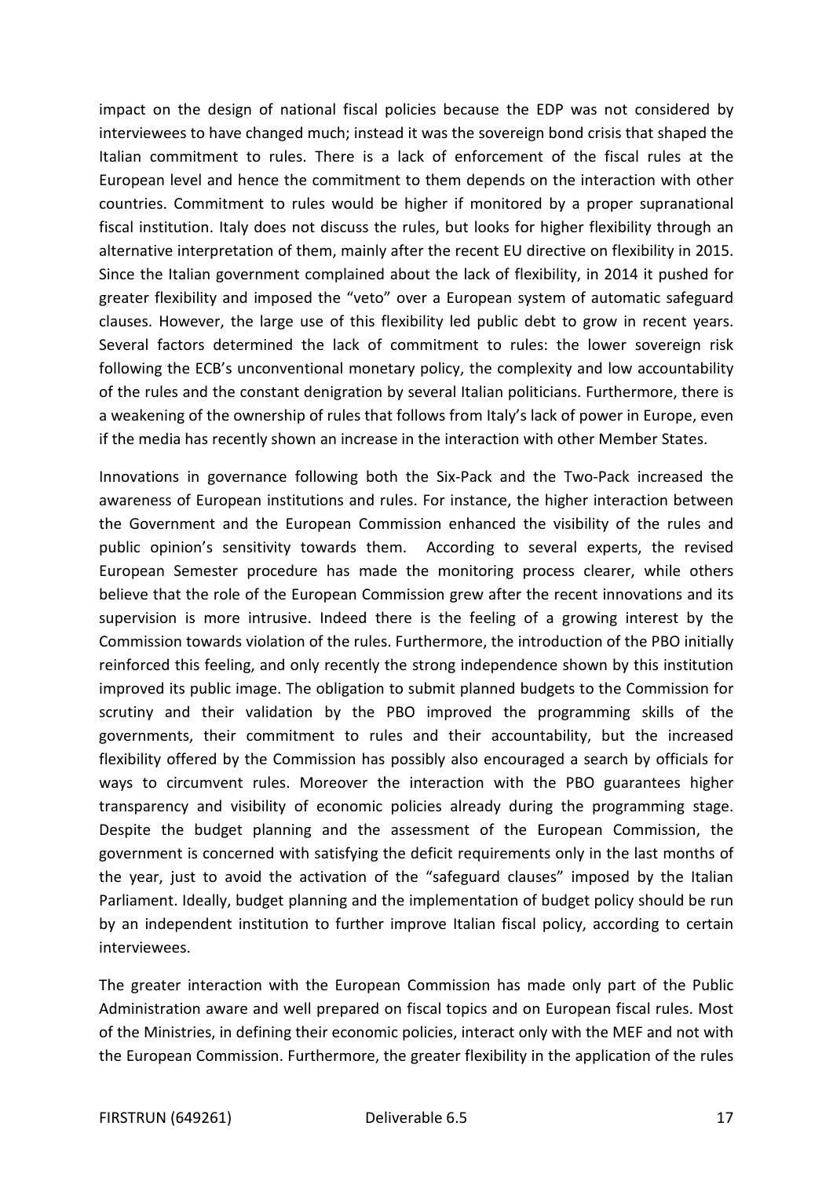impact on the design of national fiscal policies because the EDP was not considered by interviewees to have changed much; instead it was the sovereign bond crisis that shaped the Italian commitment to rules. There is a lack of enforcement of the fiscal rules at the European level and hence the commitment to them depends on the interaction with other countries. Commitment to rules would be higher if monitored by a proper supranational fiscal institution. Italy does not discuss the rules, but looks for higher flexibility through an alternative interpretation of them, mainly after the recent EU directive on flexibility in 2015. Since the Italian government complained about the lack of flexibility, in 2014 it pushed for greater flexibility and imposed the "veto" over a European system of automatic safeguard clauses. However, the large use of this flexibility led public debt to grow in recent years. Several factors determined the lack of commitment to rules: the lower sovereign risk following the ECB's unconventional monetary policy, the complexity and low accountability of the rules and the constant denigration by several Italian politicians. Furthermore, there is a weakening of the ownership of rules that follows from Italy's lack of power in Europe, even if the media has recently shown an increase in the interaction with other Member States.

Innovations in governance following both the Six-Pack and the Two-Pack increased the awareness of European institutions and rules. For instance, the higher interaction between the Government and the European Commission enhanced the visibility of the rules and public opinion's sensitivity towards them. According to several experts, the revised European Semester procedure has made the monitoring process clearer, while others believe that the role of the European Commission grew after the recent innovations and its supervision is more intrusive. Indeed there is the feeling of a growing interest by the Commission towards violation of the rules. Furthermore, the introduction of the PBO initially reinforced this feeling, and only recently the strong independence shown by this institution improved its public image. The obligation to submit planned budgets to the Commission for scrutiny and their validation by the PBO improved the programming skills of the governments, their commitment to rules and their accountability, but the increased flexibility offered by the Commission has possibly also encouraged a search by officials for ways to circumvent rules. Moreover the interaction with the PBO guarantees higher transparency and visibility of economic policies already during the programming stage. Despite the budget planning and the assessment of the European Commission, the government is concerned with satisfying the deficit requirements only in the last months of the year, just to avoid the activation of the "safeguard clauses" imposed by the Italian Parliament. Ideally, budget planning and the implementation of budget policy should be run by an independent institution to further improve Italian fiscal policy, according to certain interviewees.

The greater interaction with the European Commission has made only part of the Public Administration aware and well prepared on fiscal topics and on European fiscal rules. Most of the Ministries, in defining their economic policies, interact only with the MEF and not with the European Commission. Furthermore, the greater flexibility in the application of the rules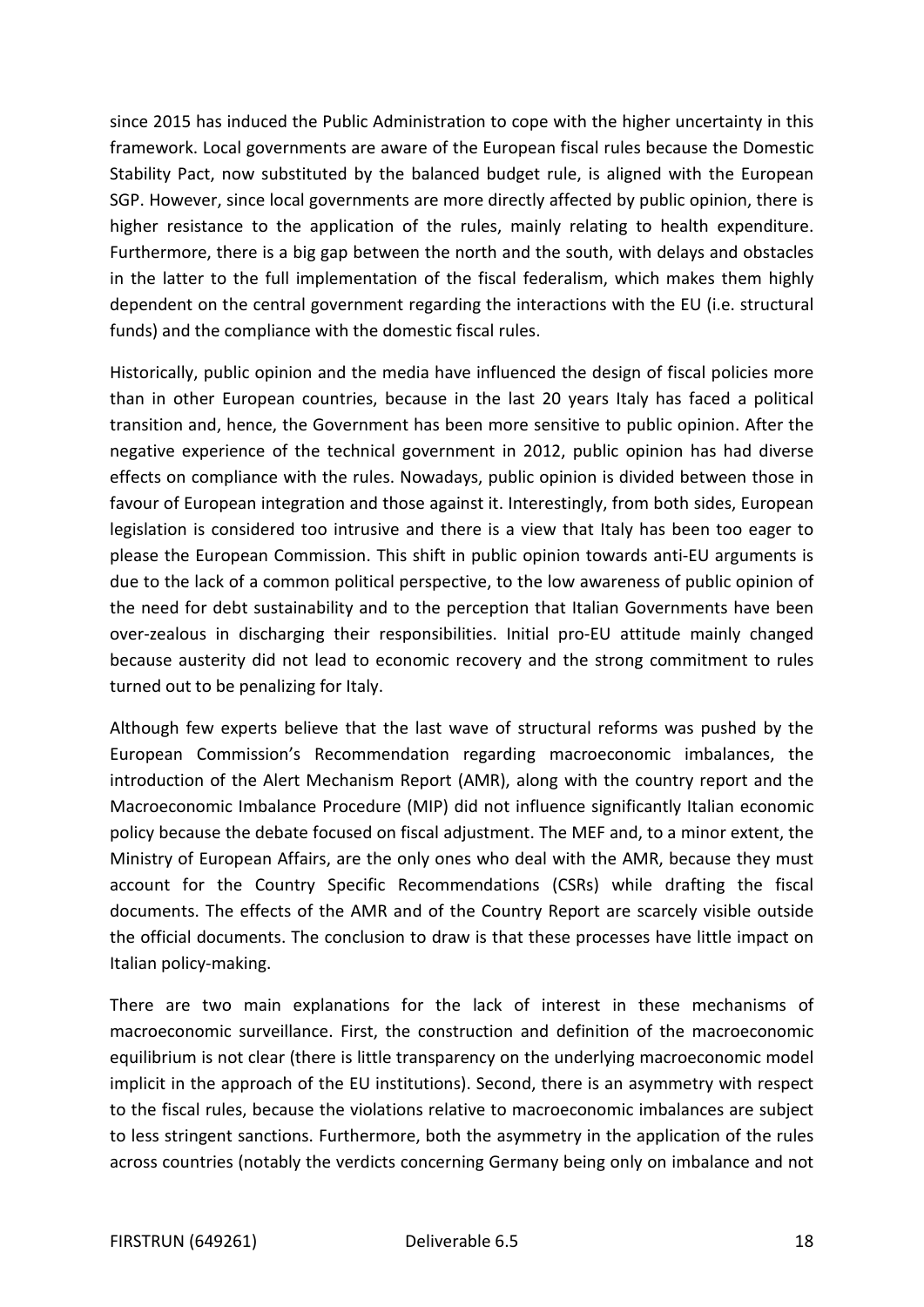since 2015 has induced the Public Administration to cope with the higher uncertainty in this framework. Local governments are aware of the European fiscal rules because the Domestic Stability Pact, now substituted by the balanced budget rule, is aligned with the European SGP. However, since local governments are more directly affected by public opinion, there is higher resistance to the application of the rules, mainly relating to health expenditure. Furthermore, there is a big gap between the north and the south, with delays and obstacles in the latter to the full implementation of the fiscal federalism, which makes them highly dependent on the central government regarding the interactions with the EU (i.e. structural funds) and the compliance with the domestic fiscal rules.

Historically, public opinion and the media have influenced the design of fiscal policies more than in other European countries, because in the last 20 years Italy has faced a political transition and, hence, the Government has been more sensitive to public opinion. After the negative experience of the technical government in 2012, public opinion has had diverse effects on compliance with the rules. Nowadays, public opinion is divided between those in favour of European integration and those against it. Interestingly, from both sides, European legislation is considered too intrusive and there is a view that Italy has been too eager to please the European Commission. This shift in public opinion towards anti-EU arguments is due to the lack of a common political perspective, to the low awareness of public opinion of the need for debt sustainability and to the perception that Italian Governments have been over-zealous in discharging their responsibilities. Initial pro-EU attitude mainly changed because austerity did not lead to economic recovery and the strong commitment to rules turned out to be penalizing for Italy.

Although few experts believe that the last wave of structural reforms was pushed by the European Commission's Recommendation regarding macroeconomic imbalances, the introduction of the Alert Mechanism Report (AMR), along with the country report and the Macroeconomic Imbalance Procedure (MIP) did not influence significantly Italian economic policy because the debate focused on fiscal adjustment. The MEF and, to a minor extent, the Ministry of European Affairs, are the only ones who deal with the AMR, because they must account for the Country Specific Recommendations (CSRs) while drafting the fiscal documents. The effects of the AMR and of the Country Report are scarcely visible outside the official documents. The conclusion to draw is that these processes have little impact on Italian policy-making.

There are two main explanations for the lack of interest in these mechanisms of macroeconomic surveillance. First, the construction and definition of the macroeconomic equilibrium is not clear (there is little transparency on the underlying macroeconomic model implicit in the approach of the EU institutions). Second, there is an asymmetry with respect to the fiscal rules, because the violations relative to macroeconomic imbalances are subject to less stringent sanctions. Furthermore, both the asymmetry in the application of the rules across countries (notably the verdicts concerning Germany being only on imbalance and not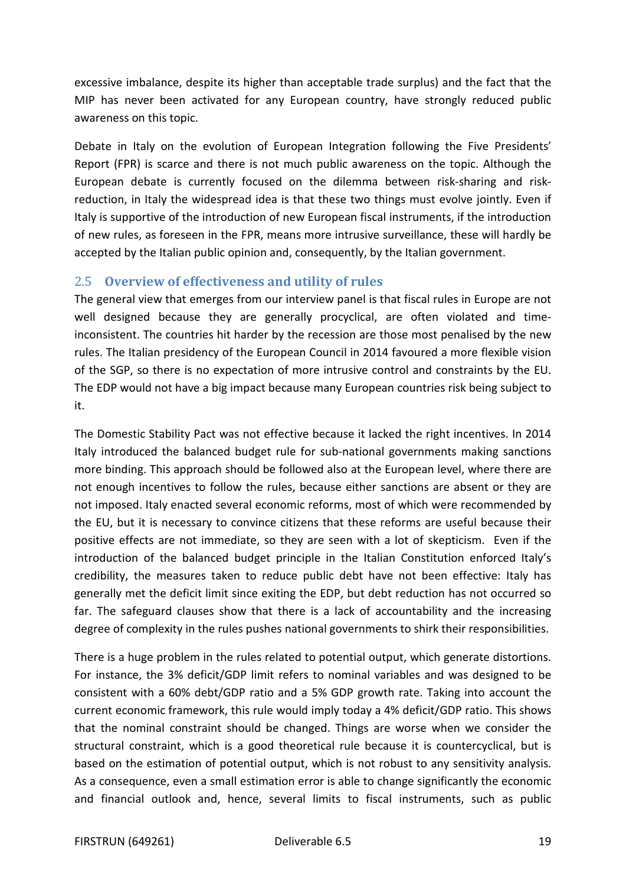excessive imbalance, despite its higher than acceptable trade surplus) and the fact that the MIP has never been activated for any European country, have strongly reduced public awareness on this topic.

Debate in Italy on the evolution of European Integration following the Five Presidents' Report (FPR) is scarce and there is not much public awareness on the topic. Although the European debate is currently focused on the dilemma between risk-sharing and risk-reduction, in Italy the widespread idea is that these two things must evolve jointly. Even if Italy is supportive of the introduction of new European fiscal instruments, if the introduction of new rules, as foreseen in the FPR, means more intrusive surveillance, these will hardly be accepted by the Italian public opinion and, consequently, by the Italian government.

## 2.5 Overview of effectiveness and utility of rules

The general view that emerges from our interview panel is that fiscal rules in Europe are not well designed because they are generally procyclical, are often violated and time-inconsistent. The countries hit harder by the recession are those most penalised by the new rules. The Italian presidency of the European Council in 2014 favoured a more flexible vision of the SGP, so there is no expectation of more intrusive control and constraints by the EU. The EDP would not have a big impact because many European countries risk being subject to it.

The Domestic Stability Pact was not effective because it lacked the right incentives. In 2014 Italy introduced the balanced budget rule for sub-national governments making sanctions more binding. This approach should be followed also at the European level, where there are not enough incentives to follow the rules, because either sanctions are absent or they are not imposed. Italy enacted several economic reforms, most of which were recommended by the EU, but it is necessary to convince citizens that these reforms are useful because their positive effects are not immediate, so they are seen with a lot of skepticism. Even if the introduction of the balanced budget principle in the Italian Constitution enforced Italy's credibility, the measures taken to reduce public debt have not been effective: Italy has generally met the deficit limit since exiting the EDP, but debt reduction has not occurred so far. The safeguard clauses show that there is a lack of accountability and the increasing degree of complexity in the rules pushes national governments to shirk their responsibilities.

There is a huge problem in the rules related to potential output, which generate distortions. For instance, the 3% deficit/GDP limit refers to nominal variables and was designed to be consistent with a 60% debt/GDP ratio and a 5% GDP growth rate. Taking into account the current economic framework, this rule would imply today a 4% deficit/GDP ratio. This shows that the nominal constraint should be changed. Things are worse when we consider the structural constraint, which is a good theoretical rule because it is countercyclical, but is based on the estimation of potential output, which is not robust to any sensitivity analysis. As a consequence, even a small estimation error is able to change significantly the economic and financial outlook and, hence, several limits to fiscal instruments, such as public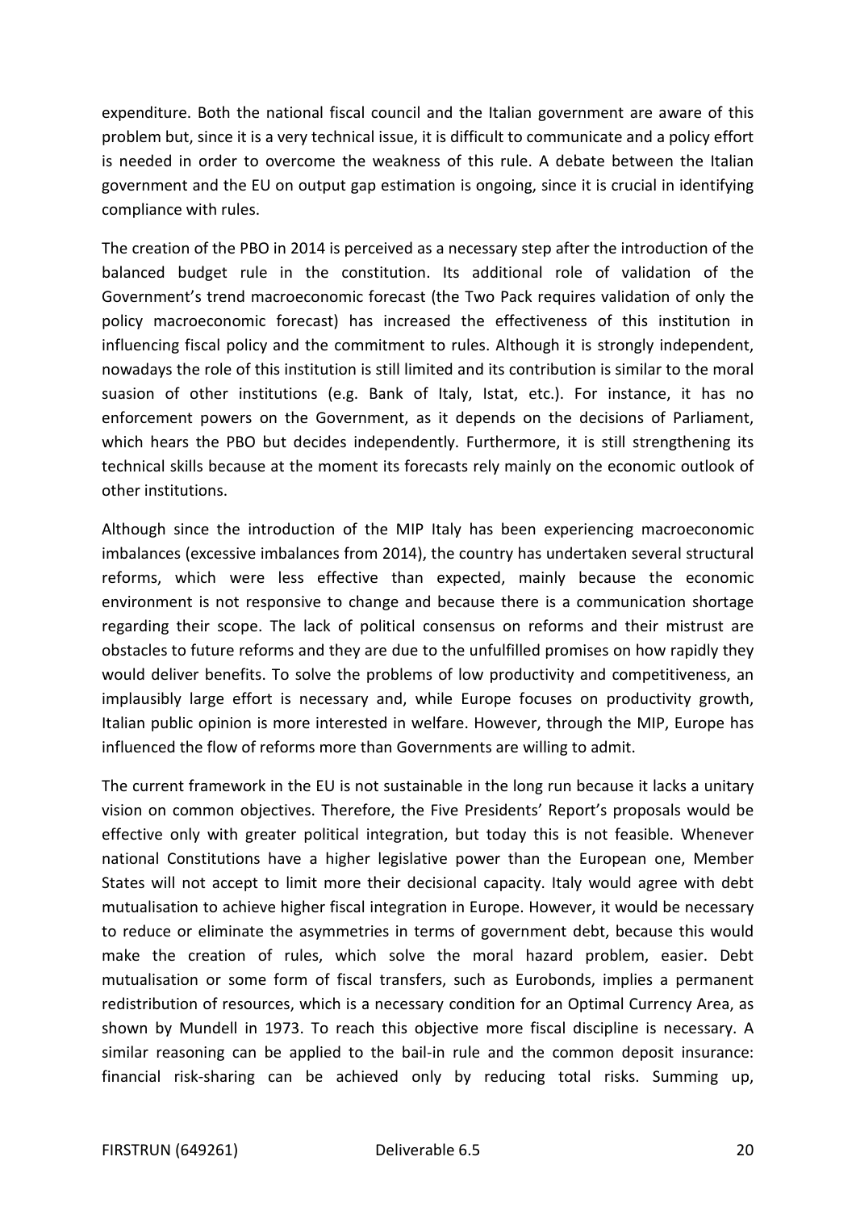expenditure. Both the national fiscal council and the Italian government are aware of this problem but, since it is a very technical issue, it is difficult to communicate and a policy effort is needed in order to overcome the weakness of this rule. A debate between the Italian government and the EU on output gap estimation is ongoing, since it is crucial in identifying compliance with rules.

The creation of the PBO in 2014 is perceived as a necessary step after the introduction of the balanced budget rule in the constitution. Its additional role of validation of the Government's trend macroeconomic forecast (the Two Pack requires validation of only the policy macroeconomic forecast) has increased the effectiveness of this institution in influencing fiscal policy and the commitment to rules. Although it is strongly independent, nowadays the role of this institution is still limited and its contribution is similar to the moral suasion of other institutions (e.g. Bank of Italy, Istat, etc.). For instance, it has no enforcement powers on the Government, as it depends on the decisions of Parliament, which hears the PBO but decides independently. Furthermore, it is still strengthening its technical skills because at the moment its forecasts rely mainly on the economic outlook of other institutions.

Although since the introduction of the MIP Italy has been experiencing macroeconomic imbalances (excessive imbalances from 2014), the country has undertaken several structural reforms, which were less effective than expected, mainly because the economic environment is not responsive to change and because there is a communication shortage regarding their scope. The lack of political consensus on reforms and their mistrust are obstacles to future reforms and they are due to the unfulfilled promises on how rapidly they would deliver benefits. To solve the problems of low productivity and competitiveness, an implausibly large effort is necessary and, while Europe focuses on productivity growth, Italian public opinion is more interested in welfare. However, through the MIP, Europe has influenced the flow of reforms more than Governments are willing to admit.

The current framework in the EU is not sustainable in the long run because it lacks a unitary vision on common objectives. Therefore, the Five Presidents' Report's proposals would be effective only with greater political integration, but today this is not feasible. Whenever national Constitutions have a higher legislative power than the European one, Member States will not accept to limit more their decisional capacity. Italy would agree with debt mutualisation to achieve higher fiscal integration in Europe. However, it would be necessary to reduce or eliminate the asymmetries in terms of government debt, because this would make the creation of rules, which solve the moral hazard problem, easier. Debt mutualisation or some form of fiscal transfers, such as Eurobonds, implies a permanent redistribution of resources, which is a necessary condition for an Optimal Currency Area, as shown by Mundell in 1973. To reach this objective more fiscal discipline is necessary. A similar reasoning can be applied to the bail-in rule and the common deposit insurance: financial risk-sharing can be achieved only by reducing total risks. Summing up,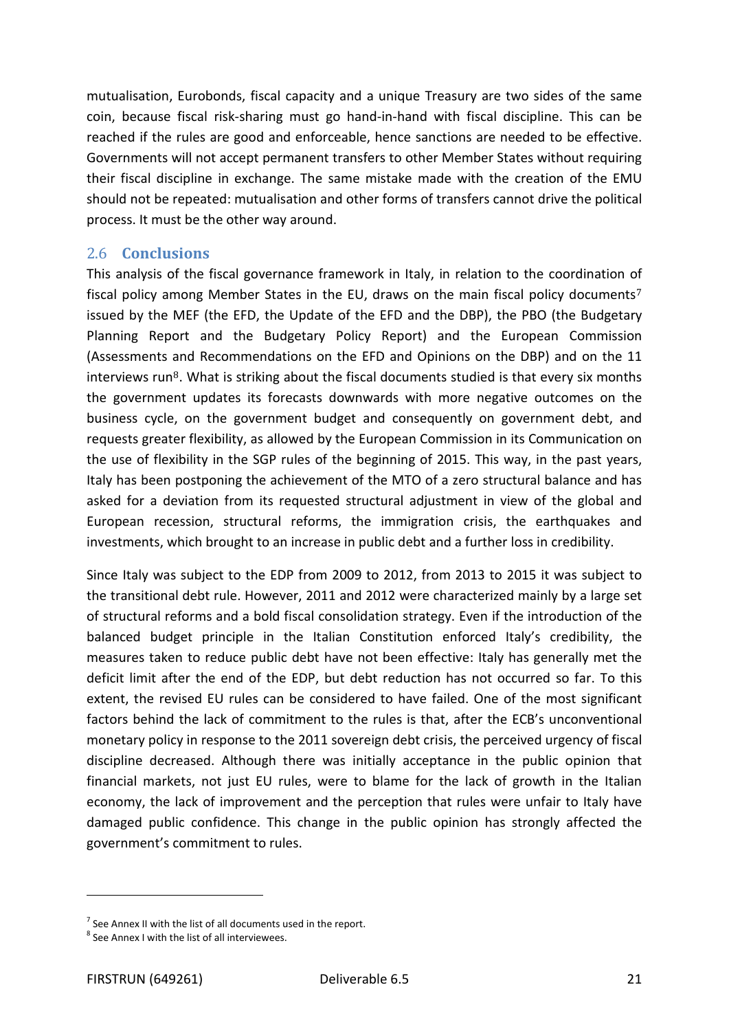mutualisation, Eurobonds, fiscal capacity and a unique Treasury are two sides of the same coin, because fiscal risk-sharing must go hand-in-hand with fiscal discipline. This can be reached if the rules are good and enforceable, hence sanctions are needed to be effective. Governments will not accept permanent transfers to other Member States without requiring their fiscal discipline in exchange. The same mistake made with the creation of the EMU should not be repeated: mutualisation and other forms of transfers cannot drive the political process. It must be the other way around.

## 2.6 Conclusions

This analysis of the fiscal governance framework in Italy, in relation to the coordination of fiscal policy among Member States in the EU, draws on the main fiscal policy documents[7] issued by the MEF (the EFD, the Update of the EFD and the DBP), the PBO (the Budgetary Planning Report and the Budgetary Policy Report) and the European Commission (Assessments and Recommendations on the EFD and Opinions on the DBP) and on the 11 interviews run[8]. What is striking about the fiscal documents studied is that every six months the government updates its forecasts downwards with more negative outcomes on the business cycle, on the government budget and consequently on government debt, and requests greater flexibility, as allowed by the European Commission in its Communication on the use of flexibility in the SGP rules of the beginning of 2015. This way, in the past years, Italy has been postponing the achievement of the MTO of a zero structural balance and has asked for a deviation from its requested structural adjustment in view of the global and European recession, structural reforms, the immigration crisis, the earthquakes and investments, which brought to an increase in public debt and a further loss in credibility.

Since Italy was subject to the EDP from 2009 to 2012, from 2013 to 2015 it was subject to the transitional debt rule. However, 2011 and 2012 were characterized mainly by a large set of structural reforms and a bold fiscal consolidation strategy. Even if the introduction of the balanced budget principle in the Italian Constitution enforced Italy's credibility, the measures taken to reduce public debt have not been effective: Italy has generally met the deficit limit after the end of the EDP, but debt reduction has not occurred so far. To this extent, the revised EU rules can be considered to have failed. One of the most significant factors behind the lack of commitment to the rules is that, after the ECB's unconventional monetary policy in response to the 2011 sovereign debt crisis, the perceived urgency of fiscal discipline decreased. Although there was initially acceptance in the public opinion that financial markets, not just EU rules, were to blame for the lack of growth in the Italian economy, the lack of improvement and the perception that rules were unfair to Italy have damaged public confidence. This change in the public opinion has strongly affected the government's commitment to rules.

---

[7] See Annex II with the list of all documents used in the report.

[8] See Annex I with the list of all interviewees.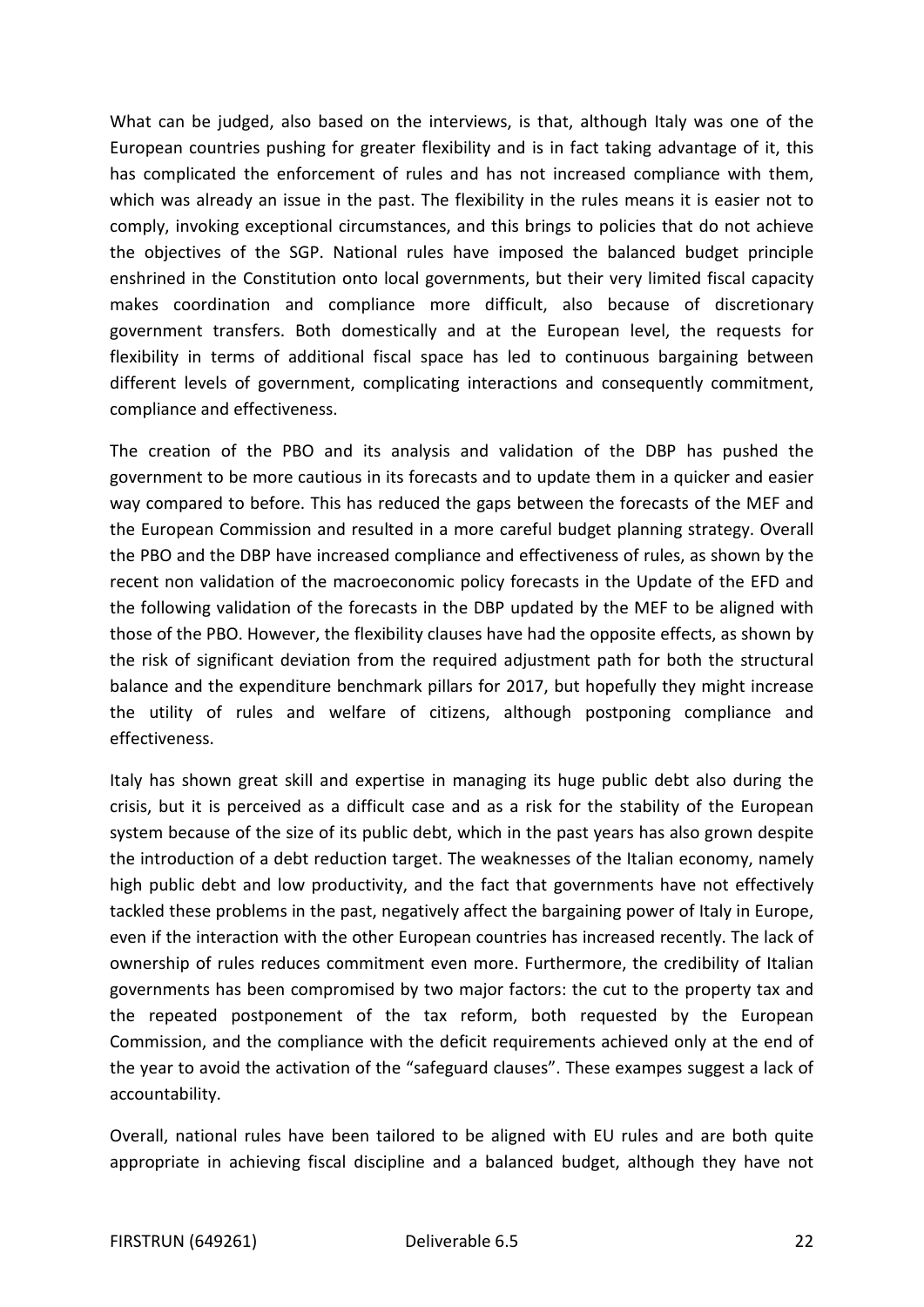What can be judged, also based on the interviews, is that, although Italy was one of the European countries pushing for greater flexibility and is in fact taking advantage of it, this has complicated the enforcement of rules and has not increased compliance with them, which was already an issue in the past. The flexibility in the rules means it is easier not to comply, invoking exceptional circumstances, and this brings to policies that do not achieve the objectives of the SGP. National rules have imposed the balanced budget principle enshrined in the Constitution onto local governments, but their very limited fiscal capacity makes coordination and compliance more difficult, also because of discretionary government transfers. Both domestically and at the European level, the requests for flexibility in terms of additional fiscal space has led to continuous bargaining between different levels of government, complicating interactions and consequently commitment, compliance and effectiveness.

The creation of the PBO and its analysis and validation of the DBP has pushed the government to be more cautious in its forecasts and to update them in a quicker and easier way compared to before. This has reduced the gaps between the forecasts of the MEF and the European Commission and resulted in a more careful budget planning strategy. Overall the PBO and the DBP have increased compliance and effectiveness of rules, as shown by the recent non validation of the macroeconomic policy forecasts in the Update of the EFD and the following validation of the forecasts in the DBP updated by the MEF to be aligned with those of the PBO. However, the flexibility clauses have had the opposite effects, as shown by the risk of significant deviation from the required adjustment path for both the structural balance and the expenditure benchmark pillars for 2017, but hopefully they might increase the utility of rules and welfare of citizens, although postponing compliance and effectiveness.

Italy has shown great skill and expertise in managing its huge public debt also during the crisis, but it is perceived as a difficult case and as a risk for the stability of the European system because of the size of its public debt, which in the past years has also grown despite the introduction of a debt reduction target. The weaknesses of the Italian economy, namely high public debt and low productivity, and the fact that governments have not effectively tackled these problems in the past, negatively affect the bargaining power of Italy in Europe, even if the interaction with the other European countries has increased recently. The lack of ownership of rules reduces commitment even more. Furthermore, the credibility of Italian governments has been compromised by two major factors: the cut to the property tax and the repeated postponement of the tax reform, both requested by the European Commission, and the compliance with the deficit requirements achieved only at the end of the year to avoid the activation of the "safeguard clauses". These exampes suggest a lack of accountability.

Overall, national rules have been tailored to be aligned with EU rules and are both quite appropriate in achieving fiscal discipline and a balanced budget, although they have not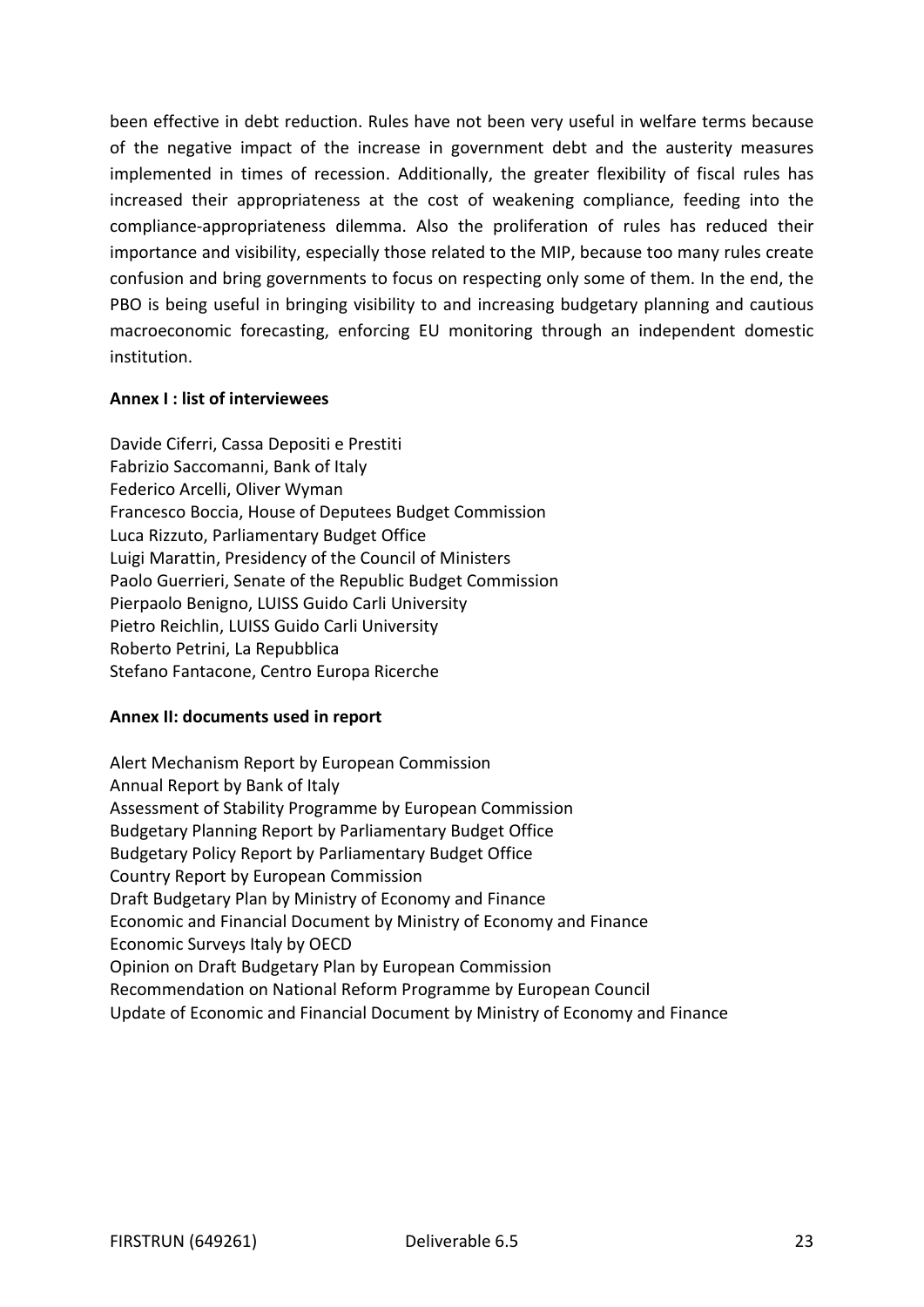been effective in debt reduction. Rules have not been very useful in welfare terms because of the negative impact of the increase in government debt and the austerity measures implemented in times of recession. Additionally, the greater flexibility of fiscal rules has increased their appropriateness at the cost of weakening compliance, feeding into the compliance-appropriateness dilemma. Also the proliferation of rules has reduced their importance and visibility, especially those related to the MIP, because too many rules create confusion and bring governments to focus on respecting only some of them. In the end, the PBO is being useful in bringing visibility to and increasing budgetary planning and cautious macroeconomic forecasting, enforcing EU monitoring through an independent domestic institution.

**Annex I : list of interviewees**

Davide Ciferri, Cassa Depositi e Prestiti
Fabrizio Saccomanni, Bank of Italy
Federico Arcelli, Oliver Wyman
Francesco Boccia, House of Deputees Budget Commission
Luca Rizzuto, Parliamentary Budget Office
Luigi Marattin, Presidency of the Council of Ministers
Paolo Guerrieri, Senate of the Republic Budget Commission
Pierpaolo Benigno, LUISS Guido Carli University
Pietro Reichlin, LUISS Guido Carli University
Roberto Petrini, La Repubblica
Stefano Fantacone, Centro Europa Ricerche

**Annex II: documents used in report**

Alert Mechanism Report by European Commission
Annual Report by Bank of Italy
Assessment of Stability Programme by European Commission
Budgetary Planning Report by Parliamentary Budget Office
Budgetary Policy Report by Parliamentary Budget Office
Country Report by European Commission
Draft Budgetary Plan by Ministry of Economy and Finance
Economic and Financial Document by Ministry of Economy and Finance
Economic Surveys Italy by OECD
Opinion on Draft Budgetary Plan by European Commission
Recommendation on National Reform Programme by European Council
Update of Economic and Financial Document by Ministry of Economy and Finance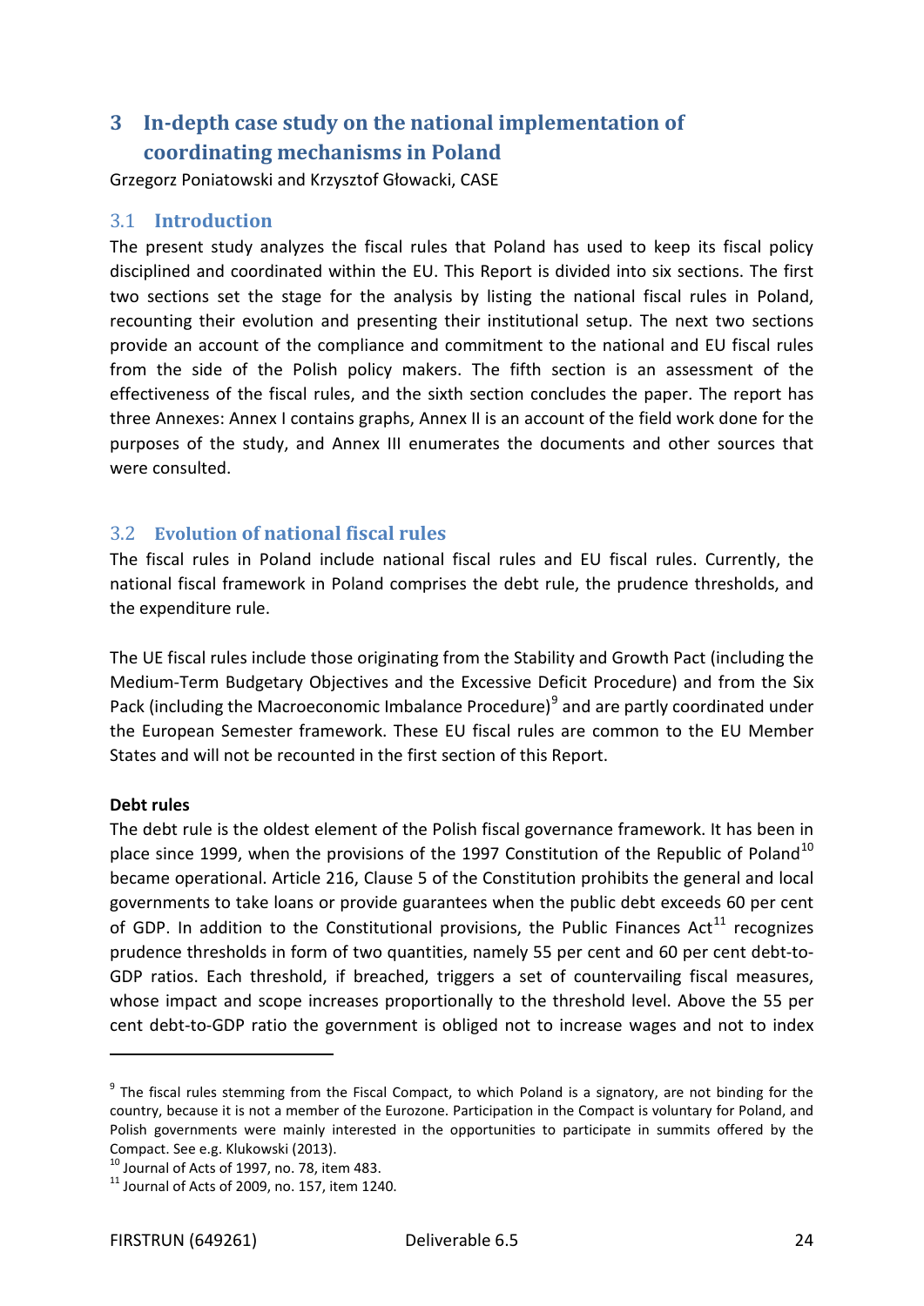# 3 In-depth case study on the national implementation of coordinating mechanisms in Poland

Grzegorz Poniatowski and Krzysztof Głowacki, CASE

## 3.1 Introduction

The present study analyzes the fiscal rules that Poland has used to keep its fiscal policy disciplined and coordinated within the EU. This Report is divided into six sections. The first two sections set the stage for the analysis by listing the national fiscal rules in Poland, recounting their evolution and presenting their institutional setup. The next two sections provide an account of the compliance and commitment to the national and EU fiscal rules from the side of the Polish policy makers. The fifth section is an assessment of the effectiveness of the fiscal rules, and the sixth section concludes the paper. The report has three Annexes: Annex I contains graphs, Annex II is an account of the field work done for the purposes of the study, and Annex III enumerates the documents and other sources that were consulted.

## 3.2 Evolution of national fiscal rules

The fiscal rules in Poland include national fiscal rules and EU fiscal rules. Currently, the national fiscal framework in Poland comprises the debt rule, the prudence thresholds, and the expenditure rule.

The UE fiscal rules include those originating from the Stability and Growth Pact (including the Medium-Term Budgetary Objectives and the Excessive Deficit Procedure) and from the Six Pack (including the Macroeconomic Imbalance Procedure)[9] and are partly coordinated under the European Semester framework. These EU fiscal rules are common to the EU Member States and will not be recounted in the first section of this Report.

**Debt rules**

The debt rule is the oldest element of the Polish fiscal governance framework. It has been in place since 1999, when the provisions of the 1997 Constitution of the Republic of Poland[10] became operational. Article 216, Clause 5 of the Constitution prohibits the general and local governments to take loans or provide guarantees when the public debt exceeds 60 per cent of GDP. In addition to the Constitutional provisions, the Public Finances Act[11] recognizes prudence thresholds in form of two quantities, namely 55 per cent and 60 per cent debt-to-GDP ratios. Each threshold, if breached, triggers a set of countervailing fiscal measures, whose impact and scope increases proportionally to the threshold level. Above the 55 per cent debt-to-GDP ratio the government is obliged not to increase wages and not to index

---

[9] The fiscal rules stemming from the Fiscal Compact, to which Poland is a signatory, are not binding for the country, because it is not a member of the Eurozone. Participation in the Compact is voluntary for Poland, and Polish governments were mainly interested in the opportunities to participate in summits offered by the Compact. See e.g. Klukowski (2013).

[10] Journal of Acts of 1997, no. 78, item 483.

[11] Journal of Acts of 2009, no. 157, item 1240.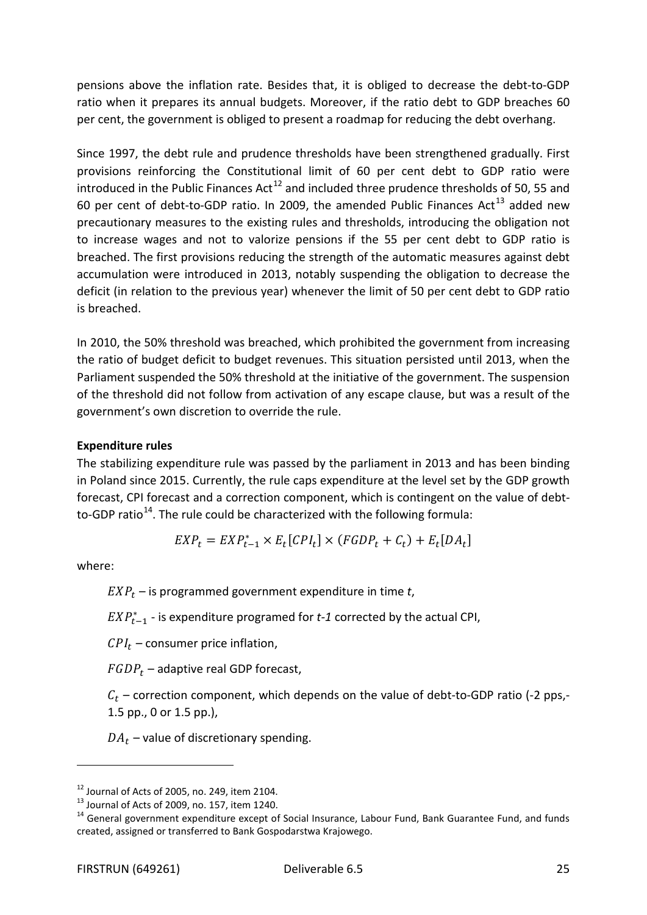pensions above the inflation rate. Besides that, it is obliged to decrease the debt-to-GDP ratio when it prepares its annual budgets. Moreover, if the ratio debt to GDP breaches 60 per cent, the government is obliged to present a roadmap for reducing the debt overhang.

Since 1997, the debt rule and prudence thresholds have been strengthened gradually. First provisions reinforcing the Constitutional limit of 60 per cent debt to GDP ratio were introduced in the Public Finances Act[12] and included three prudence thresholds of 50, 55 and 60 per cent of debt-to-GDP ratio. In 2009, the amended Public Finances Act[13] added new precautionary measures to the existing rules and thresholds, introducing the obligation not to increase wages and not to valorize pensions if the 55 per cent debt to GDP ratio is breached. The first provisions reducing the strength of the automatic measures against debt accumulation were introduced in 2013, notably suspending the obligation to decrease the deficit (in relation to the previous year) whenever the limit of 50 per cent debt to GDP ratio is breached.

In 2010, the 50% threshold was breached, which prohibited the government from increasing the ratio of budget deficit to budget revenues. This situation persisted until 2013, when the Parliament suspended the 50% threshold at the initiative of the government. The suspension of the threshold did not follow from activation of any escape clause, but was a result of the government's own discretion to override the rule.

**Expenditure rules**

The stabilizing expenditure rule was passed by the parliament in 2013 and has been binding in Poland since 2015. Currently, the rule caps expenditure at the level set by the GDP growth forecast, CPI forecast and a correction component, which is contingent on the value of debt-to-GDP ratio[14]. The rule could be characterized with the following formula:

$$EXP_t = EXP_{t-1}^* \times E_t[CPI_t] \times (FGDP_t + C_t) + E_t[DA_t]$$

where:

$EXP_t$ – is programmed government expenditure in time *t*,

$EXP_{t-1}^*$ - is expenditure programed for *t-1* corrected by the actual CPI,

$CPI_t$ – consumer price inflation,

$FGDP_t$ – adaptive real GDP forecast,

$C_t$ – correction component, which depends on the value of debt-to-GDP ratio (-2 pps,-1.5 pp., 0 or 1.5 pp.),

$DA_t$ – value of discretionary spending.

---

[12] Journal of Acts of 2005, no. 249, item 2104.

[13] Journal of Acts of 2009, no. 157, item 1240.

[14] General government expenditure except of Social Insurance, Labour Fund, Bank Guarantee Fund, and funds created, assigned or transferred to Bank Gospodarstwa Krajowego.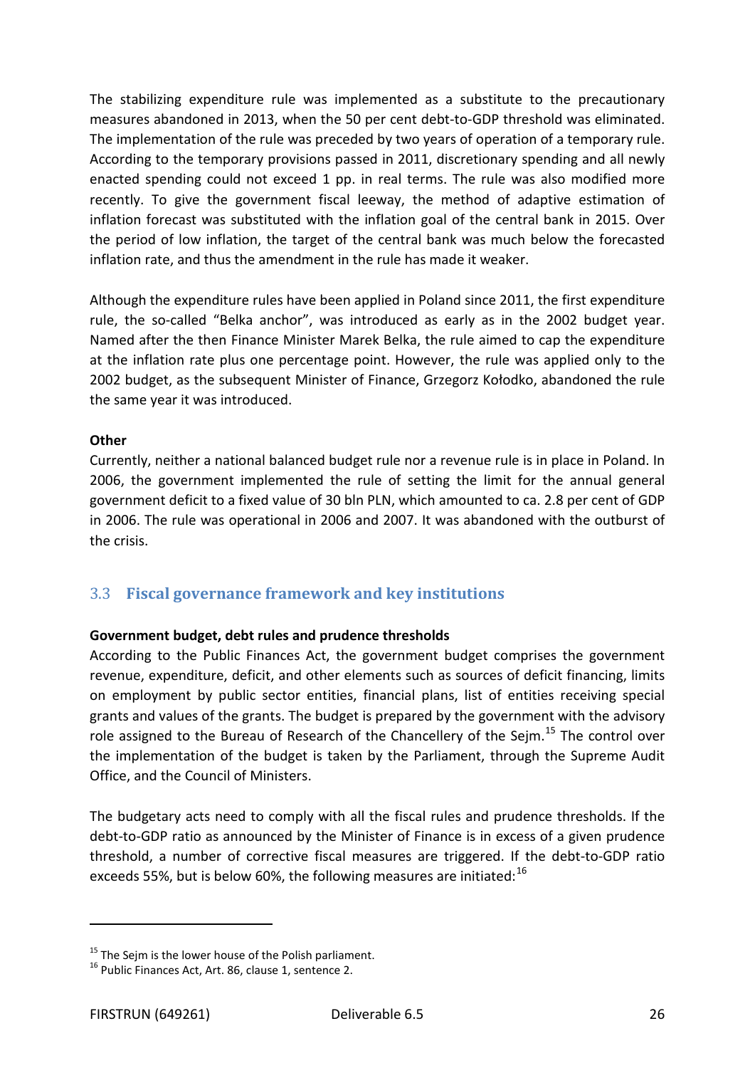The stabilizing expenditure rule was implemented as a substitute to the precautionary measures abandoned in 2013, when the 50 per cent debt-to-GDP threshold was eliminated. The implementation of the rule was preceded by two years of operation of a temporary rule. According to the temporary provisions passed in 2011, discretionary spending and all newly enacted spending could not exceed 1 pp. in real terms. The rule was also modified more recently. To give the government fiscal leeway, the method of adaptive estimation of inflation forecast was substituted with the inflation goal of the central bank in 2015. Over the period of low inflation, the target of the central bank was much below the forecasted inflation rate, and thus the amendment in the rule has made it weaker.

Although the expenditure rules have been applied in Poland since 2011, the first expenditure rule, the so-called "Belka anchor", was introduced as early as in the 2002 budget year. Named after the then Finance Minister Marek Belka, the rule aimed to cap the expenditure at the inflation rate plus one percentage point. However, the rule was applied only to the 2002 budget, as the subsequent Minister of Finance, Grzegorz Kołodko, abandoned the rule the same year it was introduced.

**Other**

Currently, neither a national balanced budget rule nor a revenue rule is in place in Poland. In 2006, the government implemented the rule of setting the limit for the annual general government deficit to a fixed value of 30 bln PLN, which amounted to ca. 2.8 per cent of GDP in 2006. The rule was operational in 2006 and 2007. It was abandoned with the outburst of the crisis.

## 3.3 Fiscal governance framework and key institutions

**Government budget, debt rules and prudence thresholds**

According to the Public Finances Act, the government budget comprises the government revenue, expenditure, deficit, and other elements such as sources of deficit financing, limits on employment by public sector entities, financial plans, list of entities receiving special grants and values of the grants. The budget is prepared by the government with the advisory role assigned to the Bureau of Research of the Chancellery of the Sejm.[15] The control over the implementation of the budget is taken by the Parliament, through the Supreme Audit Office, and the Council of Ministers.

The budgetary acts need to comply with all the fiscal rules and prudence thresholds. If the debt-to-GDP ratio as announced by the Minister of Finance is in excess of a given prudence threshold, a number of corrective fiscal measures are triggered. If the debt-to-GDP ratio exceeds 55%, but is below 60%, the following measures are initiated:[16]

[15] The Sejm is the lower house of the Polish parliament.

[16] Public Finances Act, Art. 86, clause 1, sentence 2.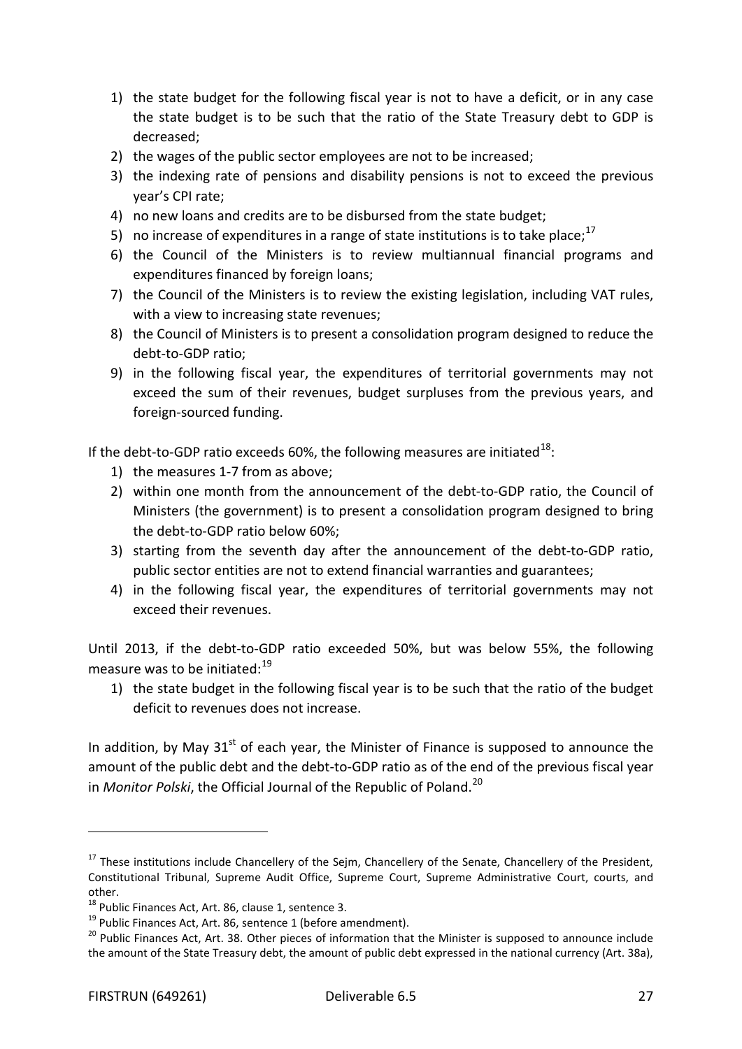1) the state budget for the following fiscal year is not to have a deficit, or in any case the state budget is to be such that the ratio of the State Treasury debt to GDP is decreased;
2) the wages of the public sector employees are not to be increased;
3) the indexing rate of pensions and disability pensions is not to exceed the previous year's CPI rate;
4) no new loans and credits are to be disbursed from the state budget;
5) no increase of expenditures in a range of state institutions is to take place;[17]
6) the Council of the Ministers is to review multiannual financial programs and expenditures financed by foreign loans;
7) the Council of the Ministers is to review the existing legislation, including VAT rules, with a view to increasing state revenues;
8) the Council of Ministers is to present a consolidation program designed to reduce the debt-to-GDP ratio;
9) in the following fiscal year, the expenditures of territorial governments may not exceed the sum of their revenues, budget surpluses from the previous years, and foreign-sourced funding.

If the debt-to-GDP ratio exceeds 60%, the following measures are initiated[18]:

1) the measures 1-7 from as above;
2) within one month from the announcement of the debt-to-GDP ratio, the Council of Ministers (the government) is to present a consolidation program designed to bring the debt-to-GDP ratio below 60%;
3) starting from the seventh day after the announcement of the debt-to-GDP ratio, public sector entities are not to extend financial warranties and guarantees;
4) in the following fiscal year, the expenditures of territorial governments may not exceed their revenues.

Until 2013, if the debt-to-GDP ratio exceeded 50%, but was below 55%, the following measure was to be initiated:[19]

1) the state budget in the following fiscal year is to be such that the ratio of the budget deficit to revenues does not increase.

In addition, by May 31st of each year, the Minister of Finance is supposed to announce the amount of the public debt and the debt-to-GDP ratio as of the end of the previous fiscal year in *Monitor Polski*, the Official Journal of the Republic of Poland.[20]

---

[17] These institutions include Chancellery of the Sejm, Chancellery of the Senate, Chancellery of the President, Constitutional Tribunal, Supreme Audit Office, Supreme Court, Supreme Administrative Court, courts, and other.

[18] Public Finances Act, Art. 86, clause 1, sentence 3.

[19] Public Finances Act, Art. 86, sentence 1 (before amendment).

[20] Public Finances Act, Art. 38. Other pieces of information that the Minister is supposed to announce include the amount of the State Treasury debt, the amount of public debt expressed in the national currency (Art. 38a),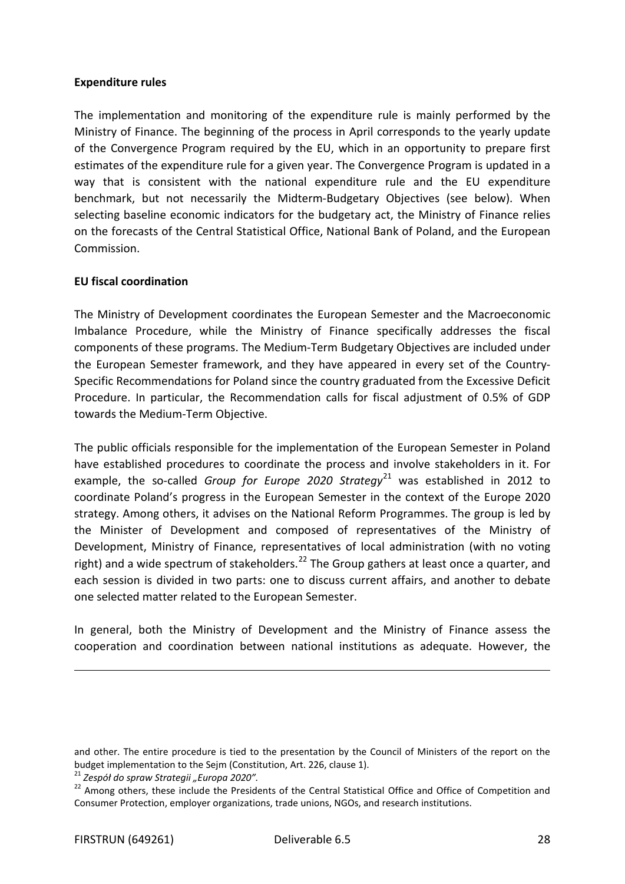**Expenditure rules**

The implementation and monitoring of the expenditure rule is mainly performed by the Ministry of Finance. The beginning of the process in April corresponds to the yearly update of the Convergence Program required by the EU, which in an opportunity to prepare first estimates of the expenditure rule for a given year. The Convergence Program is updated in a way that is consistent with the national expenditure rule and the EU expenditure benchmark, but not necessarily the Midterm-Budgetary Objectives (see below). When selecting baseline economic indicators for the budgetary act, the Ministry of Finance relies on the forecasts of the Central Statistical Office, National Bank of Poland, and the European Commission.

**EU fiscal coordination**

The Ministry of Development coordinates the European Semester and the Macroeconomic Imbalance Procedure, while the Ministry of Finance specifically addresses the fiscal components of these programs. The Medium-Term Budgetary Objectives are included under the European Semester framework, and they have appeared in every set of the Country-Specific Recommendations for Poland since the country graduated from the Excessive Deficit Procedure. In particular, the Recommendation calls for fiscal adjustment of 0.5% of GDP towards the Medium-Term Objective.

The public officials responsible for the implementation of the European Semester in Poland have established procedures to coordinate the process and involve stakeholders in it. For example, the so-called *Group for Europe 2020 Strategy*[21] was established in 2012 to coordinate Poland's progress in the European Semester in the context of the Europe 2020 strategy. Among others, it advises on the National Reform Programmes. The group is led by the Minister of Development and composed of representatives of the Ministry of Development, Ministry of Finance, representatives of local administration (with no voting right) and a wide spectrum of stakeholders.[22] The Group gathers at least once a quarter, and each session is divided in two parts: one to discuss current affairs, and another to debate one selected matter related to the European Semester.

In general, both the Ministry of Development and the Ministry of Finance assess the cooperation and coordination between national institutions as adequate. However, the

---

and other. The entire procedure is tied to the presentation by the Council of Ministers of the report on the budget implementation to the Sejm (Constitution, Art. 226, clause 1).

[21] *Zespół do spraw Strategii „Europa 2020".*

[22] Among others, these include the Presidents of the Central Statistical Office and Office of Competition and Consumer Protection, employer organizations, trade unions, NGOs, and research institutions.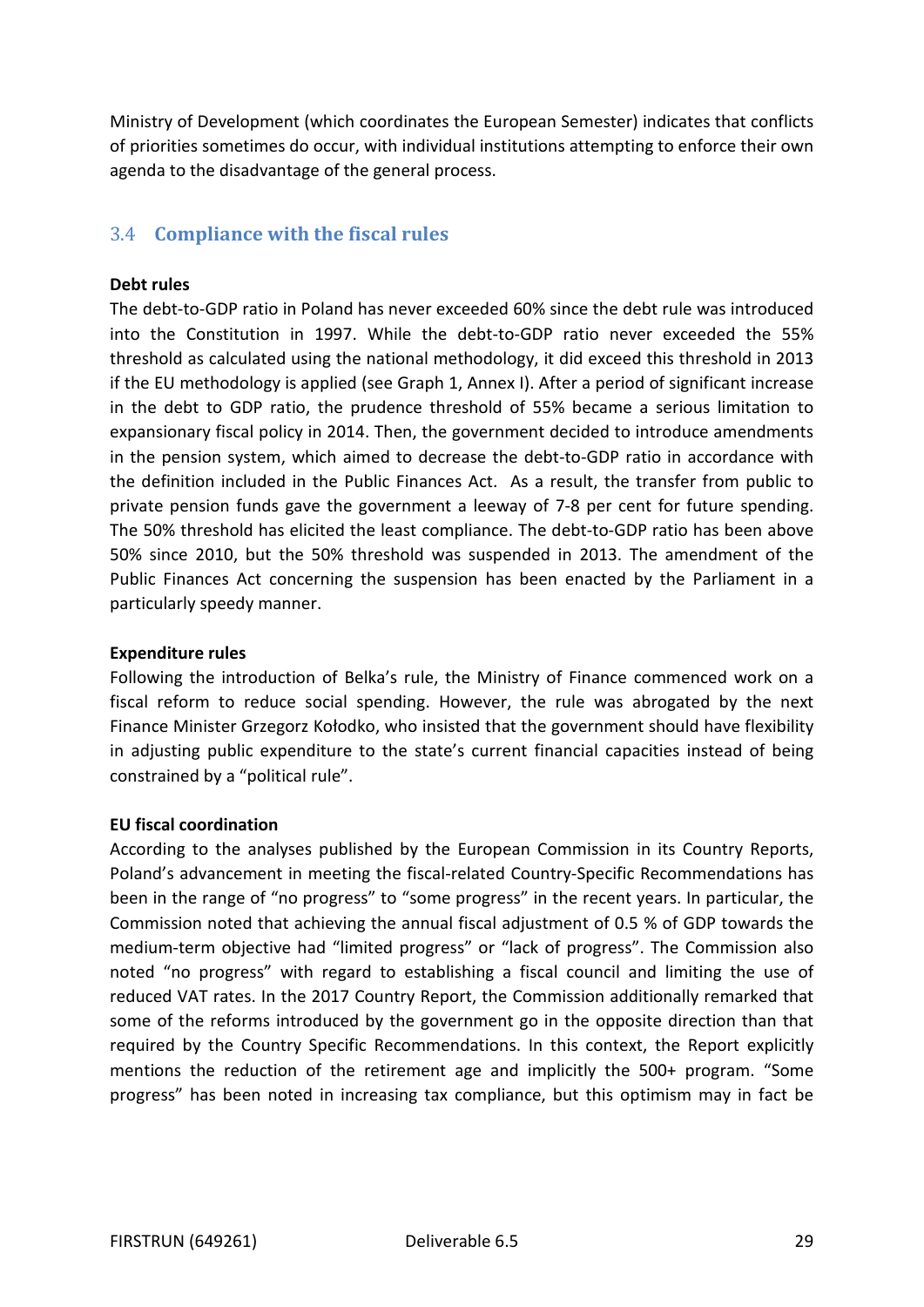Ministry of Development (which coordinates the European Semester) indicates that conflicts of priorities sometimes do occur, with individual institutions attempting to enforce their own agenda to the disadvantage of the general process.

## 3.4 Compliance with the fiscal rules

**Debt rules**

The debt-to-GDP ratio in Poland has never exceeded 60% since the debt rule was introduced into the Constitution in 1997. While the debt-to-GDP ratio never exceeded the 55% threshold as calculated using the national methodology, it did exceed this threshold in 2013 if the EU methodology is applied (see Graph 1, Annex I). After a period of significant increase in the debt to GDP ratio, the prudence threshold of 55% became a serious limitation to expansionary fiscal policy in 2014. Then, the government decided to introduce amendments in the pension system, which aimed to decrease the debt-to-GDP ratio in accordance with the definition included in the Public Finances Act. As a result, the transfer from public to private pension funds gave the government a leeway of 7-8 per cent for future spending. The 50% threshold has elicited the least compliance. The debt-to-GDP ratio has been above 50% since 2010, but the 50% threshold was suspended in 2013. The amendment of the Public Finances Act concerning the suspension has been enacted by the Parliament in a particularly speedy manner.

**Expenditure rules**

Following the introduction of Belka's rule, the Ministry of Finance commenced work on a fiscal reform to reduce social spending. However, the rule was abrogated by the next Finance Minister Grzegorz Kołodko, who insisted that the government should have flexibility in adjusting public expenditure to the state's current financial capacities instead of being constrained by a "political rule".

**EU fiscal coordination**

According to the analyses published by the European Commission in its Country Reports, Poland's advancement in meeting the fiscal-related Country-Specific Recommendations has been in the range of "no progress" to "some progress" in the recent years. In particular, the Commission noted that achieving the annual fiscal adjustment of 0.5 % of GDP towards the medium-term objective had "limited progress" or "lack of progress". The Commission also noted "no progress" with regard to establishing a fiscal council and limiting the use of reduced VAT rates. In the 2017 Country Report, the Commission additionally remarked that some of the reforms introduced by the government go in the opposite direction than that required by the Country Specific Recommendations. In this context, the Report explicitly mentions the reduction of the retirement age and implicitly the 500+ program. "Some progress" has been noted in increasing tax compliance, but this optimism may in fact be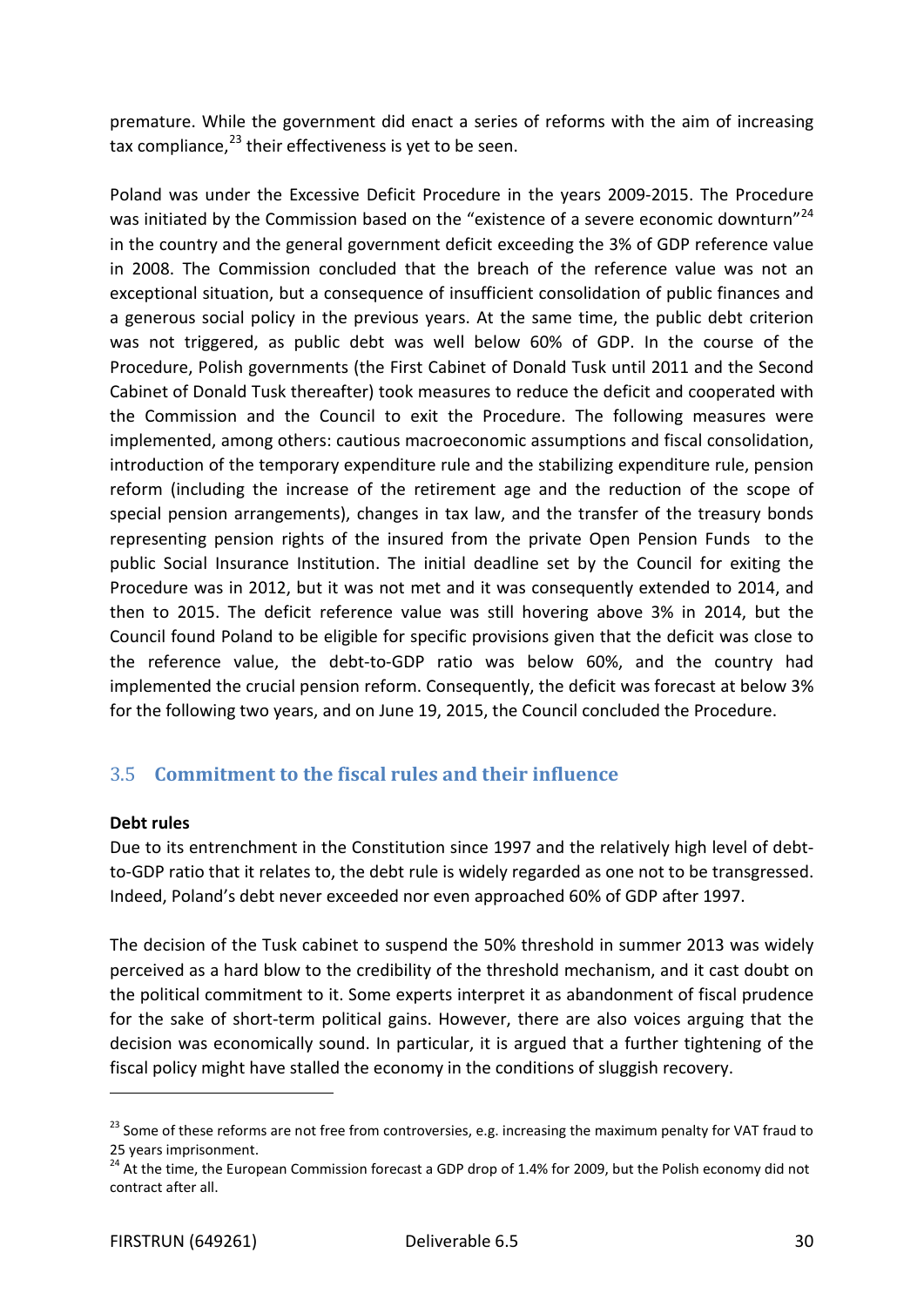premature. While the government did enact a series of reforms with the aim of increasing tax compliance,[23] their effectiveness is yet to be seen.

Poland was under the Excessive Deficit Procedure in the years 2009-2015. The Procedure was initiated by the Commission based on the "existence of a severe economic downturn"[24] in the country and the general government deficit exceeding the 3% of GDP reference value in 2008. The Commission concluded that the breach of the reference value was not an exceptional situation, but a consequence of insufficient consolidation of public finances and a generous social policy in the previous years. At the same time, the public debt criterion was not triggered, as public debt was well below 60% of GDP. In the course of the Procedure, Polish governments (the First Cabinet of Donald Tusk until 2011 and the Second Cabinet of Donald Tusk thereafter) took measures to reduce the deficit and cooperated with the Commission and the Council to exit the Procedure. The following measures were implemented, among others: cautious macroeconomic assumptions and fiscal consolidation, introduction of the temporary expenditure rule and the stabilizing expenditure rule, pension reform (including the increase of the retirement age and the reduction of the scope of special pension arrangements), changes in tax law, and the transfer of the treasury bonds representing pension rights of the insured from the private Open Pension Funds to the public Social Insurance Institution. The initial deadline set by the Council for exiting the Procedure was in 2012, but it was not met and it was consequently extended to 2014, and then to 2015. The deficit reference value was still hovering above 3% in 2014, but the Council found Poland to be eligible for specific provisions given that the deficit was close to the reference value, the debt-to-GDP ratio was below 60%, and the country had implemented the crucial pension reform. Consequently, the deficit was forecast at below 3% for the following two years, and on June 19, 2015, the Council concluded the Procedure.

## 3.5 Commitment to the fiscal rules and their influence

**Debt rules**

Due to its entrenchment in the Constitution since 1997 and the relatively high level of debt-to-GDP ratio that it relates to, the debt rule is widely regarded as one not to be transgressed. Indeed, Poland's debt never exceeded nor even approached 60% of GDP after 1997.

The decision of the Tusk cabinet to suspend the 50% threshold in summer 2013 was widely perceived as a hard blow to the credibility of the threshold mechanism, and it cast doubt on the political commitment to it. Some experts interpret it as abandonment of fiscal prudence for the sake of short-term political gains. However, there are also voices arguing that the decision was economically sound. In particular, it is argued that a further tightening of the fiscal policy might have stalled the economy in the conditions of sluggish recovery.

[23] Some of these reforms are not free from controversies, e.g. increasing the maximum penalty for VAT fraud to 25 years imprisonment.

[24] At the time, the European Commission forecast a GDP drop of 1.4% for 2009, but the Polish economy did not contract after all.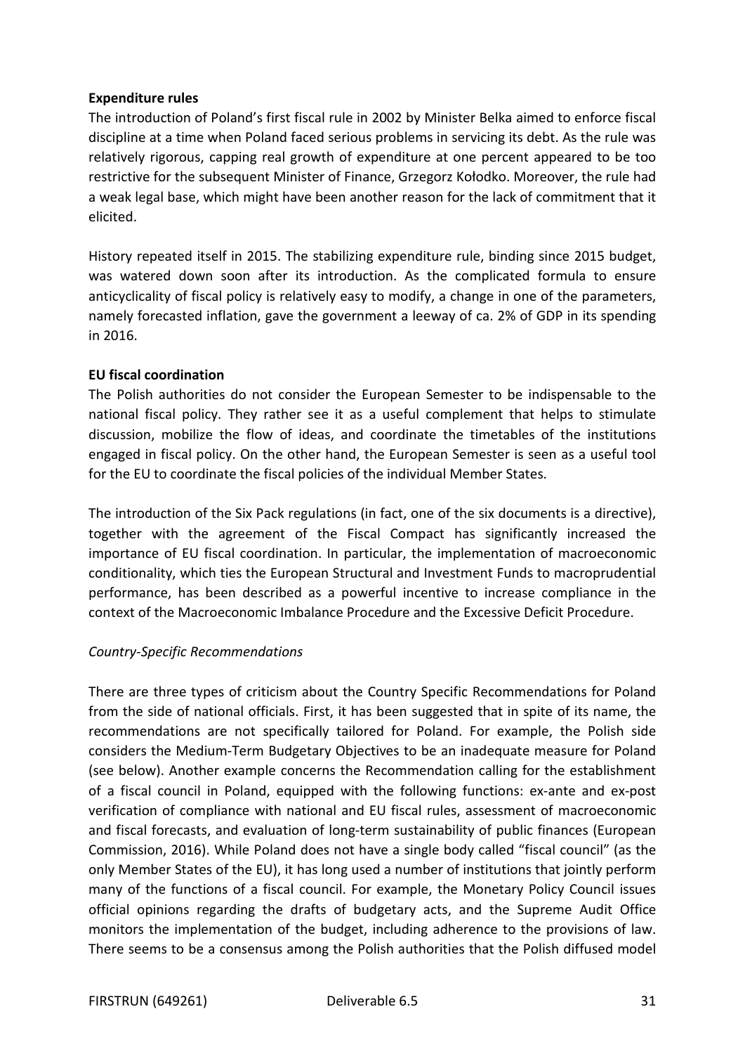**Expenditure rules**

The introduction of Poland's first fiscal rule in 2002 by Minister Belka aimed to enforce fiscal discipline at a time when Poland faced serious problems in servicing its debt. As the rule was relatively rigorous, capping real growth of expenditure at one percent appeared to be too restrictive for the subsequent Minister of Finance, Grzegorz Kołodko. Moreover, the rule had a weak legal base, which might have been another reason for the lack of commitment that it elicited.

History repeated itself in 2015. The stabilizing expenditure rule, binding since 2015 budget, was watered down soon after its introduction. As the complicated formula to ensure anticyclicality of fiscal policy is relatively easy to modify, a change in one of the parameters, namely forecasted inflation, gave the government a leeway of ca. 2% of GDP in its spending in 2016.

**EU fiscal coordination**

The Polish authorities do not consider the European Semester to be indispensable to the national fiscal policy. They rather see it as a useful complement that helps to stimulate discussion, mobilize the flow of ideas, and coordinate the timetables of the institutions engaged in fiscal policy. On the other hand, the European Semester is seen as a useful tool for the EU to coordinate the fiscal policies of the individual Member States.

The introduction of the Six Pack regulations (in fact, one of the six documents is a directive), together with the agreement of the Fiscal Compact has significantly increased the importance of EU fiscal coordination. In particular, the implementation of macroeconomic conditionality, which ties the European Structural and Investment Funds to macroprudential performance, has been described as a powerful incentive to increase compliance in the context of the Macroeconomic Imbalance Procedure and the Excessive Deficit Procedure.

*Country-Specific Recommendations*

There are three types of criticism about the Country Specific Recommendations for Poland from the side of national officials. First, it has been suggested that in spite of its name, the recommendations are not specifically tailored for Poland. For example, the Polish side considers the Medium-Term Budgetary Objectives to be an inadequate measure for Poland (see below). Another example concerns the Recommendation calling for the establishment of a fiscal council in Poland, equipped with the following functions: ex-ante and ex-post verification of compliance with national and EU fiscal rules, assessment of macroeconomic and fiscal forecasts, and evaluation of long-term sustainability of public finances (European Commission, 2016). While Poland does not have a single body called "fiscal council" (as the only Member States of the EU), it has long used a number of institutions that jointly perform many of the functions of a fiscal council. For example, the Monetary Policy Council issues official opinions regarding the drafts of budgetary acts, and the Supreme Audit Office monitors the implementation of the budget, including adherence to the provisions of law. There seems to be a consensus among the Polish authorities that the Polish diffused model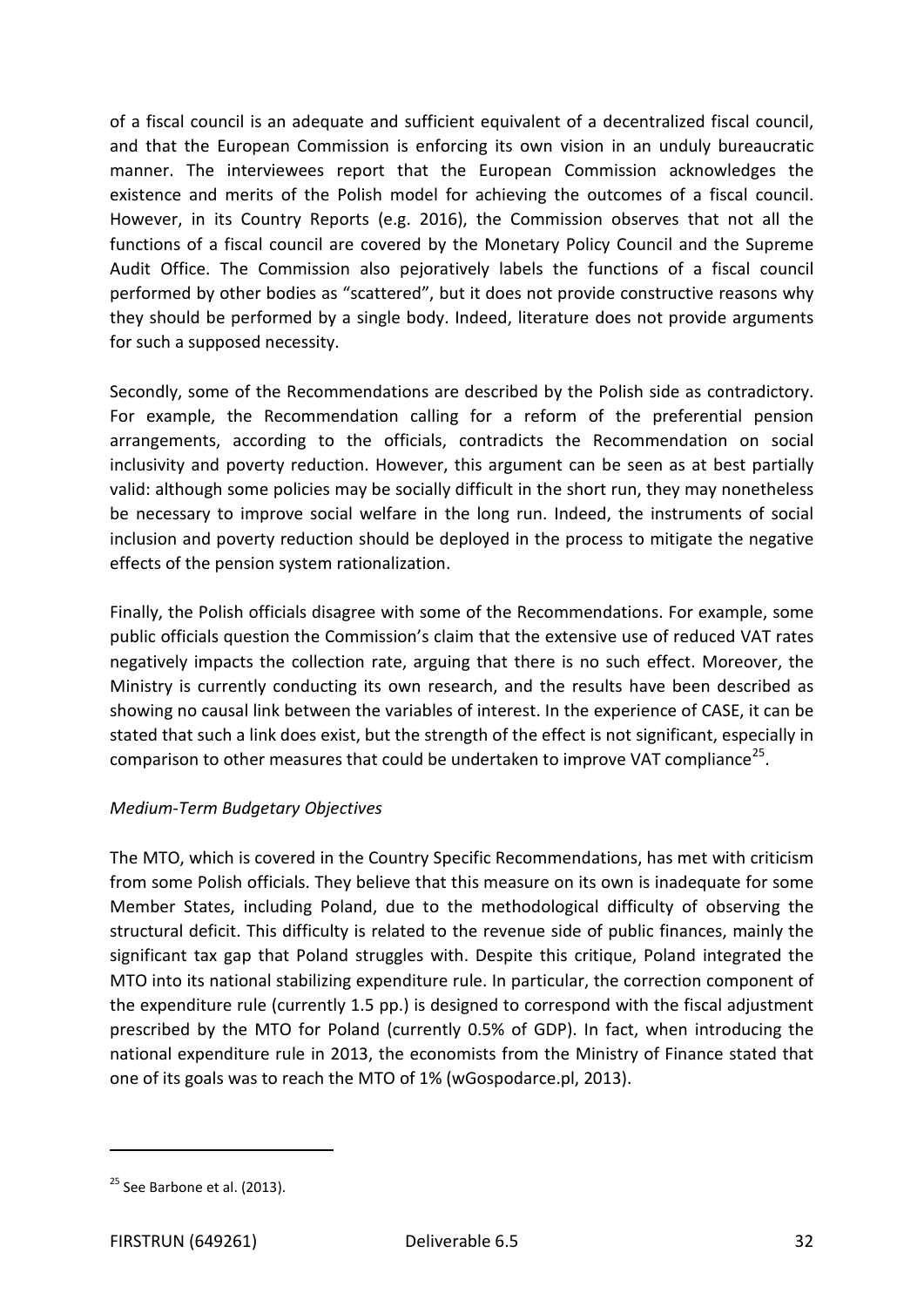of a fiscal council is an adequate and sufficient equivalent of a decentralized fiscal council, and that the European Commission is enforcing its own vision in an unduly bureaucratic manner. The interviewees report that the European Commission acknowledges the existence and merits of the Polish model for achieving the outcomes of a fiscal council. However, in its Country Reports (e.g. 2016), the Commission observes that not all the functions of a fiscal council are covered by the Monetary Policy Council and the Supreme Audit Office. The Commission also pejoratively labels the functions of a fiscal council performed by other bodies as "scattered", but it does not provide constructive reasons why they should be performed by a single body. Indeed, literature does not provide arguments for such a supposed necessity.

Secondly, some of the Recommendations are described by the Polish side as contradictory. For example, the Recommendation calling for a reform of the preferential pension arrangements, according to the officials, contradicts the Recommendation on social inclusivity and poverty reduction. However, this argument can be seen as at best partially valid: although some policies may be socially difficult in the short run, they may nonetheless be necessary to improve social welfare in the long run. Indeed, the instruments of social inclusion and poverty reduction should be deployed in the process to mitigate the negative effects of the pension system rationalization.

Finally, the Polish officials disagree with some of the Recommendations. For example, some public officials question the Commission's claim that the extensive use of reduced VAT rates negatively impacts the collection rate, arguing that there is no such effect. Moreover, the Ministry is currently conducting its own research, and the results have been described as showing no causal link between the variables of interest. In the experience of CASE, it can be stated that such a link does exist, but the strength of the effect is not significant, especially in comparison to other measures that could be undertaken to improve VAT compliance[25].

*Medium-Term Budgetary Objectives*

The MTO, which is covered in the Country Specific Recommendations, has met with criticism from some Polish officials. They believe that this measure on its own is inadequate for some Member States, including Poland, due to the methodological difficulty of observing the structural deficit. This difficulty is related to the revenue side of public finances, mainly the significant tax gap that Poland struggles with. Despite this critique, Poland integrated the MTO into its national stabilizing expenditure rule. In particular, the correction component of the expenditure rule (currently 1.5 pp.) is designed to correspond with the fiscal adjustment prescribed by the MTO for Poland (currently 0.5% of GDP). In fact, when introducing the national expenditure rule in 2013, the economists from the Ministry of Finance stated that one of its goals was to reach the MTO of 1% (wGospodarce.pl, 2013).

[25] See Barbone et al. (2013).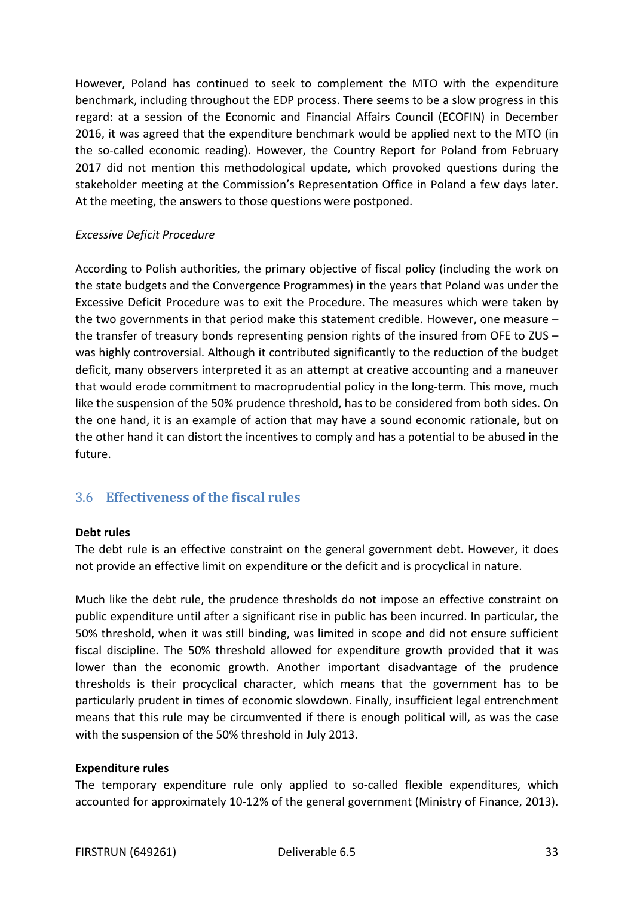However, Poland has continued to seek to complement the MTO with the expenditure benchmark, including throughout the EDP process. There seems to be a slow progress in this regard: at a session of the Economic and Financial Affairs Council (ECOFIN) in December 2016, it was agreed that the expenditure benchmark would be applied next to the MTO (in the so-called economic reading). However, the Country Report for Poland from February 2017 did not mention this methodological update, which provoked questions during the stakeholder meeting at the Commission's Representation Office in Poland a few days later. At the meeting, the answers to those questions were postponed.

*Excessive Deficit Procedure*

According to Polish authorities, the primary objective of fiscal policy (including the work on the state budgets and the Convergence Programmes) in the years that Poland was under the Excessive Deficit Procedure was to exit the Procedure. The measures which were taken by the two governments in that period make this statement credible. However, one measure – the transfer of treasury bonds representing pension rights of the insured from OFE to ZUS – was highly controversial. Although it contributed significantly to the reduction of the budget deficit, many observers interpreted it as an attempt at creative accounting and a maneuver that would erode commitment to macroprudential policy in the long-term. This move, much like the suspension of the 50% prudence threshold, has to be considered from both sides. On the one hand, it is an example of action that may have a sound economic rationale, but on the other hand it can distort the incentives to comply and has a potential to be abused in the future.

## 3.6 Effectiveness of the fiscal rules

**Debt rules**

The debt rule is an effective constraint on the general government debt. However, it does not provide an effective limit on expenditure or the deficit and is procyclical in nature.

Much like the debt rule, the prudence thresholds do not impose an effective constraint on public expenditure until after a significant rise in public has been incurred. In particular, the 50% threshold, when it was still binding, was limited in scope and did not ensure sufficient fiscal discipline. The 50% threshold allowed for expenditure growth provided that it was lower than the economic growth. Another important disadvantage of the prudence thresholds is their procyclical character, which means that the government has to be particularly prudent in times of economic slowdown. Finally, insufficient legal entrenchment means that this rule may be circumvented if there is enough political will, as was the case with the suspension of the 50% threshold in July 2013.

**Expenditure rules**

The temporary expenditure rule only applied to so-called flexible expenditures, which accounted for approximately 10-12% of the general government (Ministry of Finance, 2013).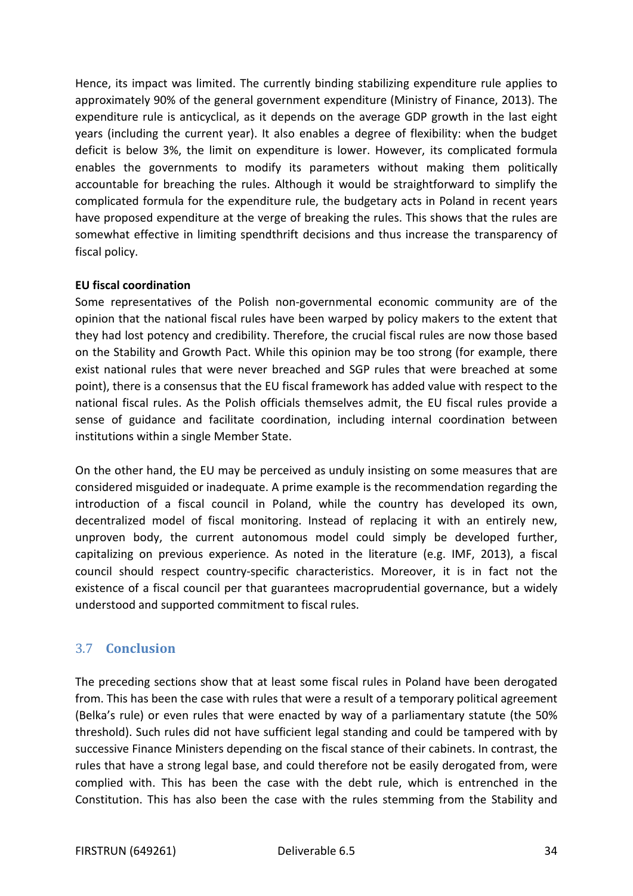Hence, its impact was limited. The currently binding stabilizing expenditure rule applies to approximately 90% of the general government expenditure (Ministry of Finance, 2013). The expenditure rule is anticyclical, as it depends on the average GDP growth in the last eight years (including the current year). It also enables a degree of flexibility: when the budget deficit is below 3%, the limit on expenditure is lower. However, its complicated formula enables the governments to modify its parameters without making them politically accountable for breaching the rules. Although it would be straightforward to simplify the complicated formula for the expenditure rule, the budgetary acts in Poland in recent years have proposed expenditure at the verge of breaking the rules. This shows that the rules are somewhat effective in limiting spendthrift decisions and thus increase the transparency of fiscal policy.

**EU fiscal coordination**

Some representatives of the Polish non-governmental economic community are of the opinion that the national fiscal rules have been warped by policy makers to the extent that they had lost potency and credibility. Therefore, the crucial fiscal rules are now those based on the Stability and Growth Pact. While this opinion may be too strong (for example, there exist national rules that were never breached and SGP rules that were breached at some point), there is a consensus that the EU fiscal framework has added value with respect to the national fiscal rules. As the Polish officials themselves admit, the EU fiscal rules provide a sense of guidance and facilitate coordination, including internal coordination between institutions within a single Member State.

On the other hand, the EU may be perceived as unduly insisting on some measures that are considered misguided or inadequate. A prime example is the recommendation regarding the introduction of a fiscal council in Poland, while the country has developed its own, decentralized model of fiscal monitoring. Instead of replacing it with an entirely new, unproven body, the current autonomous model could simply be developed further, capitalizing on previous experience. As noted in the literature (e.g. IMF, 2013), a fiscal council should respect country-specific characteristics. Moreover, it is in fact not the existence of a fiscal council per that guarantees macroprudential governance, but a widely understood and supported commitment to fiscal rules.

## 3.7 Conclusion

The preceding sections show that at least some fiscal rules in Poland have been derogated from. This has been the case with rules that were a result of a temporary political agreement (Belka's rule) or even rules that were enacted by way of a parliamentary statute (the 50% threshold). Such rules did not have sufficient legal standing and could be tampered with by successive Finance Ministers depending on the fiscal stance of their cabinets. In contrast, the rules that have a strong legal base, and could therefore not be easily derogated from, were complied with. This has been the case with the debt rule, which is entrenched in the Constitution. This has also been the case with the rules stemming from the Stability and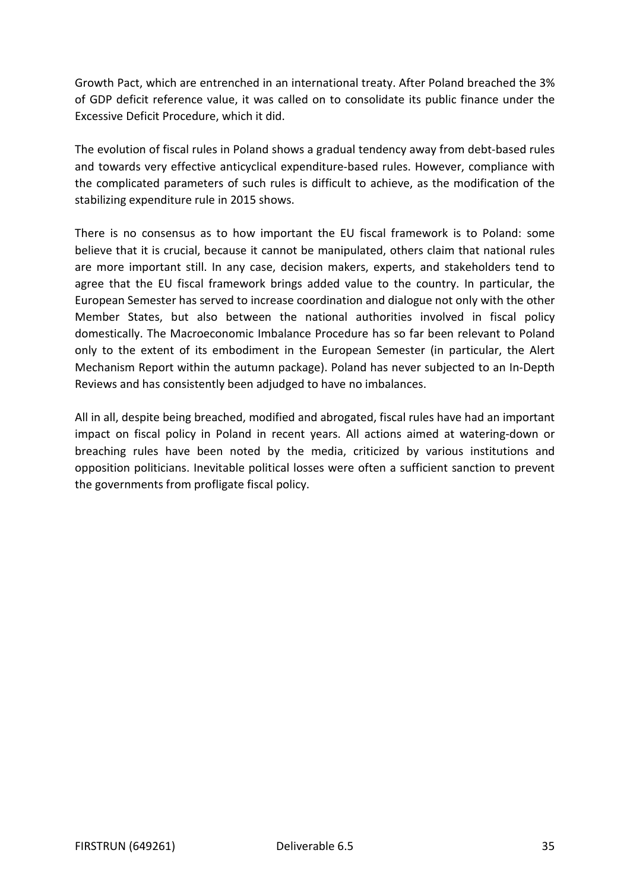Growth Pact, which are entrenched in an international treaty. After Poland breached the 3% of GDP deficit reference value, it was called on to consolidate its public finance under the Excessive Deficit Procedure, which it did.

The evolution of fiscal rules in Poland shows a gradual tendency away from debt-based rules and towards very effective anticyclical expenditure-based rules. However, compliance with the complicated parameters of such rules is difficult to achieve, as the modification of the stabilizing expenditure rule in 2015 shows.

There is no consensus as to how important the EU fiscal framework is to Poland: some believe that it is crucial, because it cannot be manipulated, others claim that national rules are more important still. In any case, decision makers, experts, and stakeholders tend to agree that the EU fiscal framework brings added value to the country. In particular, the European Semester has served to increase coordination and dialogue not only with the other Member States, but also between the national authorities involved in fiscal policy domestically. The Macroeconomic Imbalance Procedure has so far been relevant to Poland only to the extent of its embodiment in the European Semester (in particular, the Alert Mechanism Report within the autumn package). Poland has never subjected to an In-Depth Reviews and has consistently been adjudged to have no imbalances.

All in all, despite being breached, modified and abrogated, fiscal rules have had an important impact on fiscal policy in Poland in recent years. All actions aimed at watering-down or breaching rules have been noted by the media, criticized by various institutions and opposition politicians. Inevitable political losses were often a sufficient sanction to prevent the governments from profligate fiscal policy.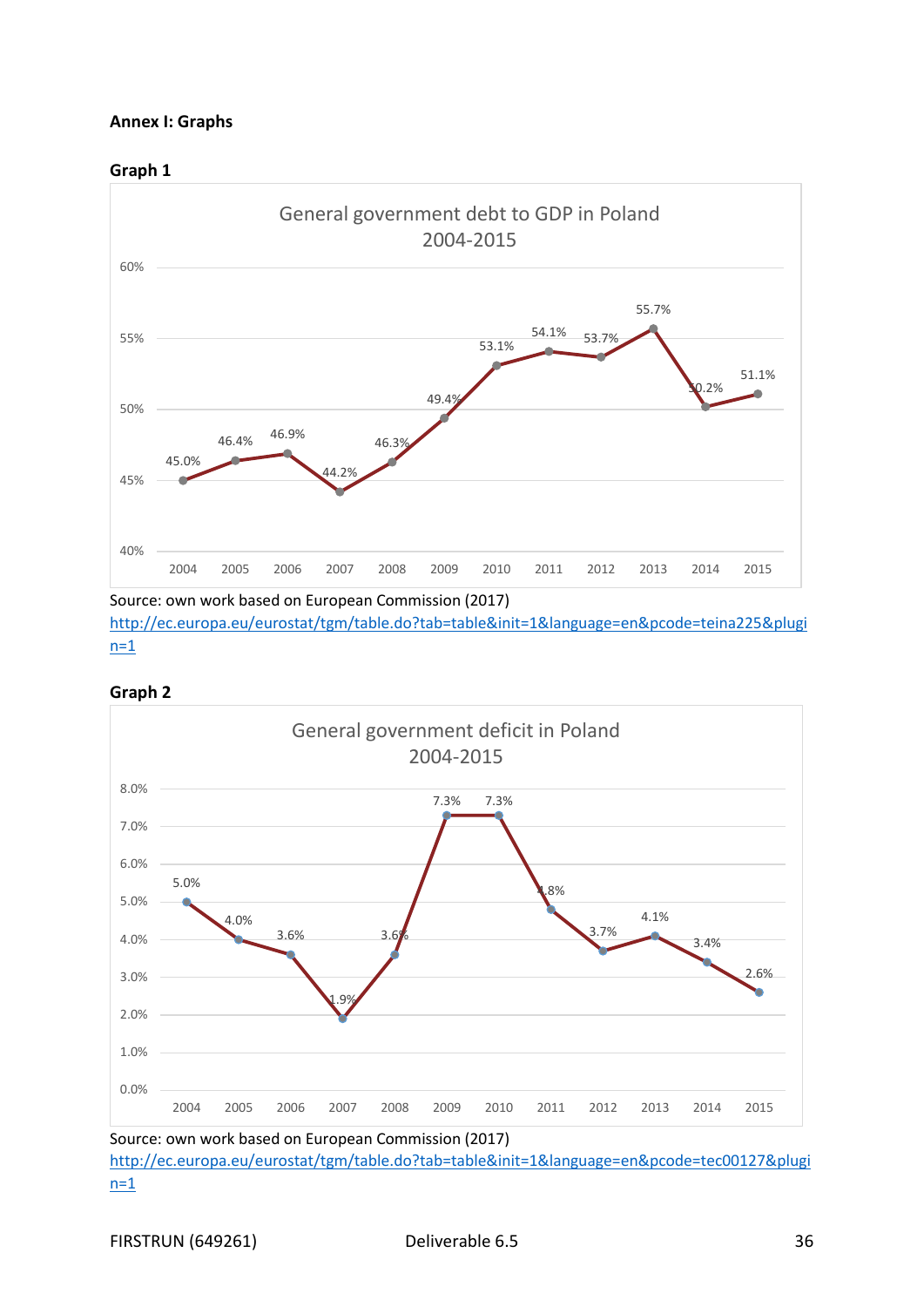**Annex I: Graphs**

**Graph 1**

General government debt to GDP in Poland 2004-2015

| Year | Debt to GDP |
| --- | --- |
| 2004 | 45.0% |
| 2005 | 46.4% |
| 2006 | 46.9% |
| 2007 | 44.2% |
| 2008 | 46.3% |
| 2009 | 49.4% |
| 2010 | 53.1% |
| 2011 | 54.1% |
| 2012 | 53.7% |
| 2013 | 55.7% |
| 2014 | 50.2% |
| 2015 | 51.1% |

Source: own work based on European Commission (2017) http://ec.europa.eu/eurostat/tgm/table.do?tab=table&init=1&language=en&pcode=teina225&plugin=1

**Graph 2**

General government deficit in Poland 2004-2015

| Year | Deficit |
| --- | --- |
| 2004 | 5.0% |
| 2005 | 4.0% |
| 2006 | 3.6% |
| 2007 | 1.9% |
| 2008 | 3.6% |
| 2009 | 7.3% |
| 2010 | 7.3% |
| 2011 | 4.8% |
| 2012 | 3.7% |
| 2013 | 4.1% |
| 2014 | 3.4% |
| 2015 | 2.6% |

Source: own work based on European Commission (2017) http://ec.europa.eu/eurostat/tgm/table.do?tab=table&init=1&language=en&pcode=tec00127&plugin=1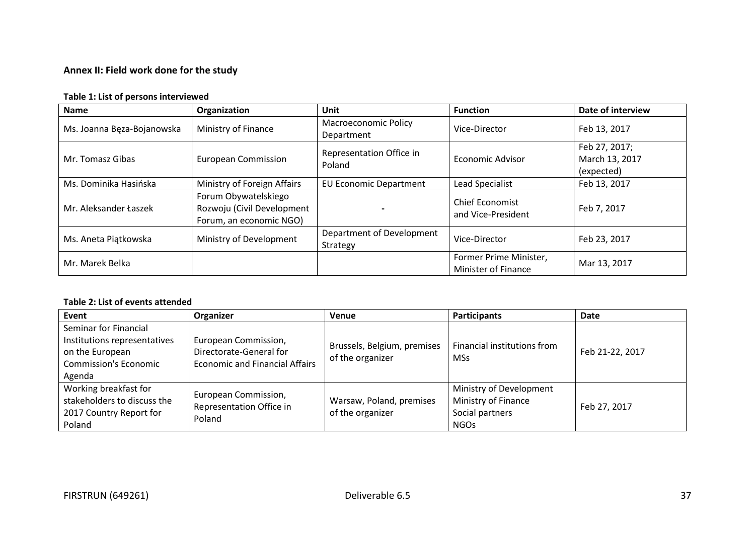**Annex II: Field work done for the study**

**Table 1: List of persons interviewed**

| Name | Organization | Unit | Function | Date of interview |
|---|---|---|---|---|
| Ms. Joanna Bęza-Bojanowska | Ministry of Finance | Macroeconomic Policy Department | Vice-Director | Feb 13, 2017 |
| Mr. Tomasz Gibas | European Commission | Representation Office in Poland | Economic Advisor | Feb 27, 2017; March 13, 2017 (expected) |
| Ms. Dominika Hasińska | Ministry of Foreign Affairs | EU Economic Department | Lead Specialist | Feb 13, 2017 |
| Mr. Aleksander Łaszek | Forum Obywatelskiego Rozwoju (Civil Development Forum, an economic NGO) | - | Chief Economist and Vice-President | Feb 7, 2017 |
| Ms. Aneta Piątkowska | Ministry of Development | Department of Development Strategy | Vice-Director | Feb 23, 2017 |
| Mr. Marek Belka | | | Former Prime Minister, Minister of Finance | Mar 13, 2017 |

**Table 2: List of events attended**

| Event | Organizer | Venue | Participants | Date |
|---|---|---|---|---|
| Seminar for Financial Institutions representatives on the European Commission's Economic Agenda | European Commission, Directorate-General for Economic and Financial Affairs | Brussels, Belgium, premises of the organizer | Financial institutions from MSs | Feb 21-22, 2017 |
| Working breakfast for stakeholders to discuss the 2017 Country Report for Poland | European Commission, Representation Office in Poland | Warsaw, Poland, premises of the organizer | Ministry of Development<br>Ministry of Finance<br>Social partners<br>NGOs | Feb 27, 2017 |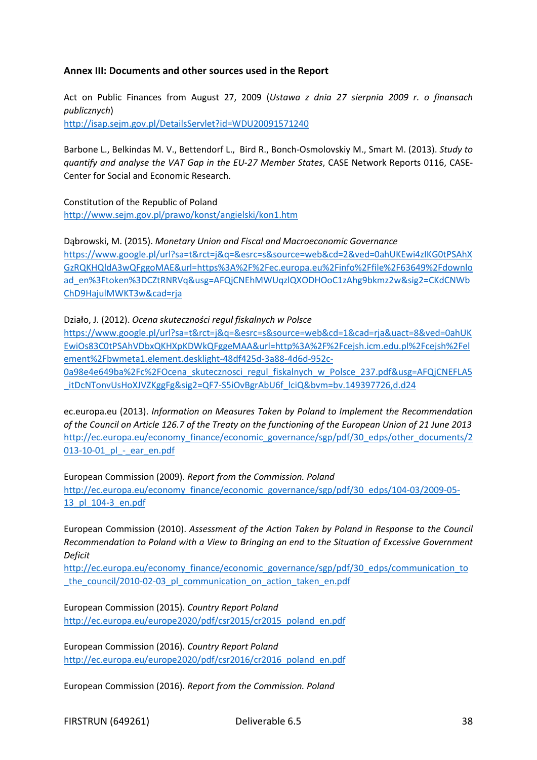**Annex III: Documents and other sources used in the Report**

Act on Public Finances from August 27, 2009 (*Ustawa z dnia 27 sierpnia 2009 r. o finansach publicznych*)
http://isap.sejm.gov.pl/DetailsServlet?id=WDU20091571240

Barbone L., Belkindas M. V., Bettendorf L., Bird R., Bonch-Osmolovskiy M., Smart M. (2013). *Study to quantify and analyse the VAT Gap in the EU-27 Member States*, CASE Network Reports 0116, CASE-Center for Social and Economic Research.

Constitution of the Republic of Poland
http://www.sejm.gov.pl/prawo/konst/angielski/kon1.htm

Dąbrowski, M. (2015). *Monetary Union and Fiscal and Macroeconomic Governance*
https://www.google.pl/url?sa=t&rct=j&q=&esrc=s&source=web&cd=2&ved=0ahUKEwi4zIKG0tPSAhXGzRQKHQldA3wQFggoMAE&url=https%3A%2F%2Fec.europa.eu%2Finfo%2Ffile%2F63649%2Fdownload_en%3Ftoken%3DCZtRNRVq&usg=AFQjCNEhMWUqzlQXODHOoC1zAhg9bkmz2w&sig2=CKdCNWbChD9HajulMWKT3w&cad=rja

Działo, J. (2012). *Ocena skuteczności reguł fiskalnych w Polsce*
https://www.google.pl/url?sa=t&rct=j&q=&esrc=s&source=web&cd=1&cad=rja&uact=8&ved=0ahUKEwiOs83C0tPSAhVDbxQKHXpKDWkQFggeMAA&url=http%3A%2F%2Fcejsh.icm.edu.pl%2Fcejsh%2Felement%2Fbwmeta1.element.desklight-48df425d-3a88-4d6d-952c-0a98e4e649ba%2Fc%2FOcena_skutecznosci_regul_fiskalnych_w_Polsce_237.pdf&usg=AFQjCNEFLA5_itDcNTonvUsHoXJVZKggFg&sig2=QF7-S5iOvBgrAbU6f_lciQ&bvm=bv.149397726,d.d24

ec.europa.eu (2013). *Information on Measures Taken by Poland to Implement the Recommendation of the Council on Article 126.7 of the Treaty on the functioning of the European Union of 21 June 2013*
http://ec.europa.eu/economy_finance/economic_governance/sgp/pdf/30_edps/other_documents/2013-10-01_pl_-_ear_en.pdf

European Commission (2009). *Report from the Commission. Poland*
http://ec.europa.eu/economy_finance/economic_governance/sgp/pdf/30_edps/104-03/2009-05-13_pl_104-3_en.pdf

European Commission (2010). *Assessment of the Action Taken by Poland in Response to the Council Recommendation to Poland with a View to Bringing an end to the Situation of Excessive Government Deficit*
http://ec.europa.eu/economy_finance/economic_governance/sgp/pdf/30_edps/communication_to_the_council/2010-02-03_pl_communication_on_action_taken_en.pdf

European Commission (2015). *Country Report Poland*
http://ec.europa.eu/europe2020/pdf/csr2015/cr2015_poland_en.pdf

European Commission (2016). *Country Report Poland*
http://ec.europa.eu/europe2020/pdf/csr2016/cr2016_poland_en.pdf

European Commission (2016). *Report from the Commission. Poland*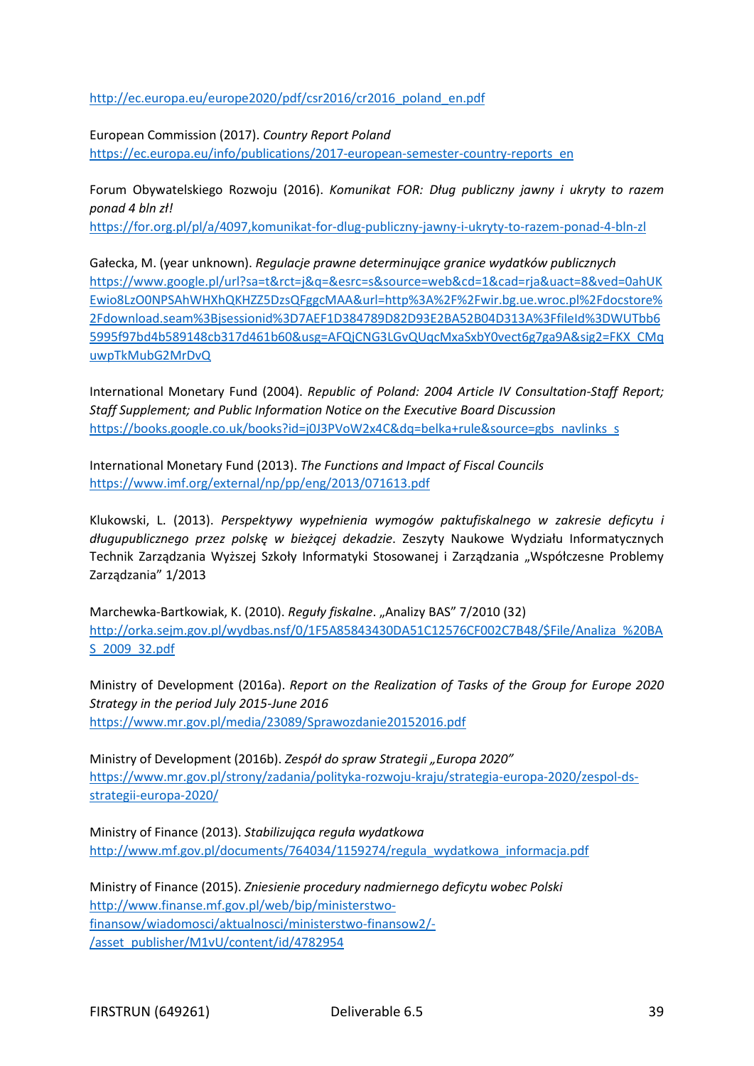http://ec.europa.eu/europe2020/pdf/csr2016/cr2016_poland_en.pdf

European Commission (2017). *Country Report Poland*
https://ec.europa.eu/info/publications/2017-european-semester-country-reports_en

Forum Obywatelskiego Rozwoju (2016). *Komunikat FOR: Dług publiczny jawny i ukryty to razem ponad 4 bln zł!*
https://for.org.pl/pl/a/4097,komunikat-for-dlug-publiczny-jawny-i-ukryty-to-razem-ponad-4-bln-zl

Gałecka, M. (year unknown). *Regulacje prawne determinujące granice wydatków publicznych*
https://www.google.pl/url?sa=t&rct=j&q=&esrc=s&source=web&cd=1&cad=rja&uact=8&ved=0ahUKEwio8LzO0NPSAhWHXhQKHZZ5DzsQFggcMAA&url=http%3A%2F%2Fwir.bg.ue.wroc.pl%2Fdocstore%2Fdownload.seam%3Bjsessionid%3D7AEF1D384789D82D93E2BA52B04D313A%3FfileId%3DWUTbb65995f97bd4b589148cb317d461b60&usg=AFQjCNG3LGvQUqcMxaSxbY0vect6g7ga9A&sig2=FKX_CMquwpTkMubG2MrDvQ

International Monetary Fund (2004). *Republic of Poland: 2004 Article IV Consultation-Staff Report; Staff Supplement; and Public Information Notice on the Executive Board Discussion*
https://books.google.co.uk/books?id=j0J3PVoW2x4C&dq=belka+rule&source=gbs_navlinks_s

International Monetary Fund (2013). *The Functions and Impact of Fiscal Councils*
https://www.imf.org/external/np/pp/eng/2013/071613.pdf

Klukowski, L. (2013). *Perspektywy wypełnienia wymogów paktufiskalnego w zakresie deficytu i długupublicznego przez polskę w bieżącej dekadzie*. Zeszyty Naukowe Wydziału Informatycznych Technik Zarządzania Wyższej Szkoły Informatyki Stosowanej i Zarządzania „Współczesne Problemy Zarządzania" 1/2013

Marchewka-Bartkowiak, K. (2010). *Reguły fiskalne*. „Analizy BAS" 7/2010 (32)
http://orka.sejm.gov.pl/wydbas.nsf/0/1F5A85843430DA51C12576CF002C7B48/$File/Analiza_%20BAS_2009_32.pdf

Ministry of Development (2016a). *Report on the Realization of Tasks of the Group for Europe 2020 Strategy in the period July 2015-June 2016*
https://www.mr.gov.pl/media/23089/Sprawozdanie20152016.pdf

Ministry of Development (2016b). *Zespół do spraw Strategii „Europa 2020"*
https://www.mr.gov.pl/strony/zadania/polityka-rozwoju-kraju/strategia-europa-2020/zespol-ds-strategii-europa-2020/

Ministry of Finance (2013). *Stabilizująca reguła wydatkowa*
http://www.mf.gov.pl/documents/764034/1159274/regula_wydatkowa_informacja.pdf

Ministry of Finance (2015). *Zniesienie procedury nadmiernego deficytu wobec Polski*
http://www.finanse.mf.gov.pl/web/bip/ministerstwo-finansow/wiadomosci/aktualnosci/ministerstwo-finansow2/-/asset_publisher/M1vU/content/id/4782954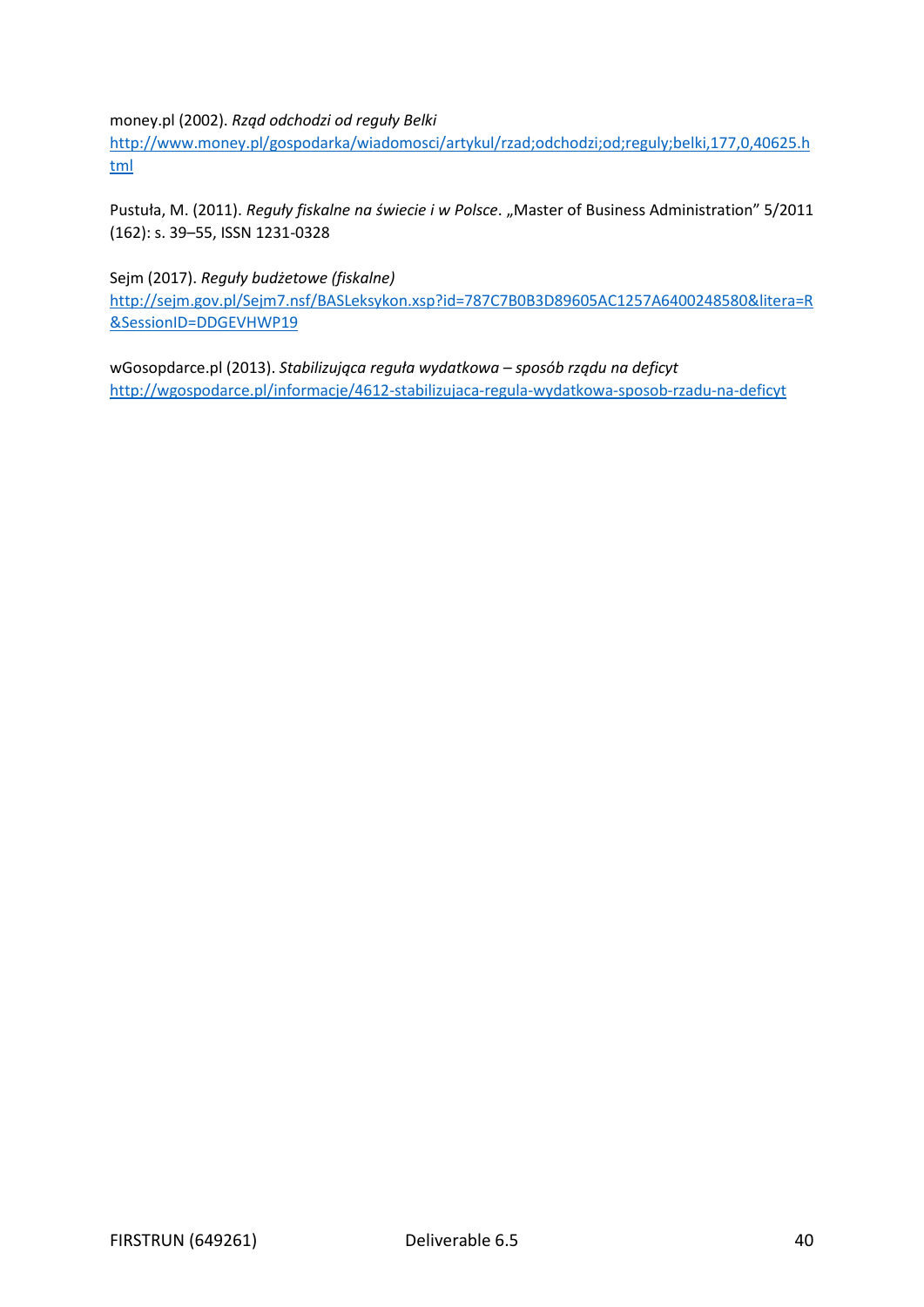money.pl (2002). *Rząd odchodzi od reguły Belki*
http://www.money.pl/gospodarka/wiadomosci/artykul/rzad;odchodzi;od;reguly;belki,177,0,40625.html

Pustuła, M. (2011). *Reguły fiskalne na świecie i w Polsce*. „Master of Business Administration" 5/2011 (162): s. 39–55, ISSN 1231-0328

Sejm (2017). *Reguły budżetowe (fiskalne)*
http://sejm.gov.pl/Sejm7.nsf/BASLeksykon.xsp?id=787C7B0B3D89605AC1257A6400248580&litera=R&SessionID=DDGEVHWP19

wGosopdarce.pl (2013). *Stabilizująca reguła wydatkowa – sposób rządu na deficyt*
http://wgospodarce.pl/informacje/4612-stabilizujaca-regula-wydatkowa-sposob-rzadu-na-deficyt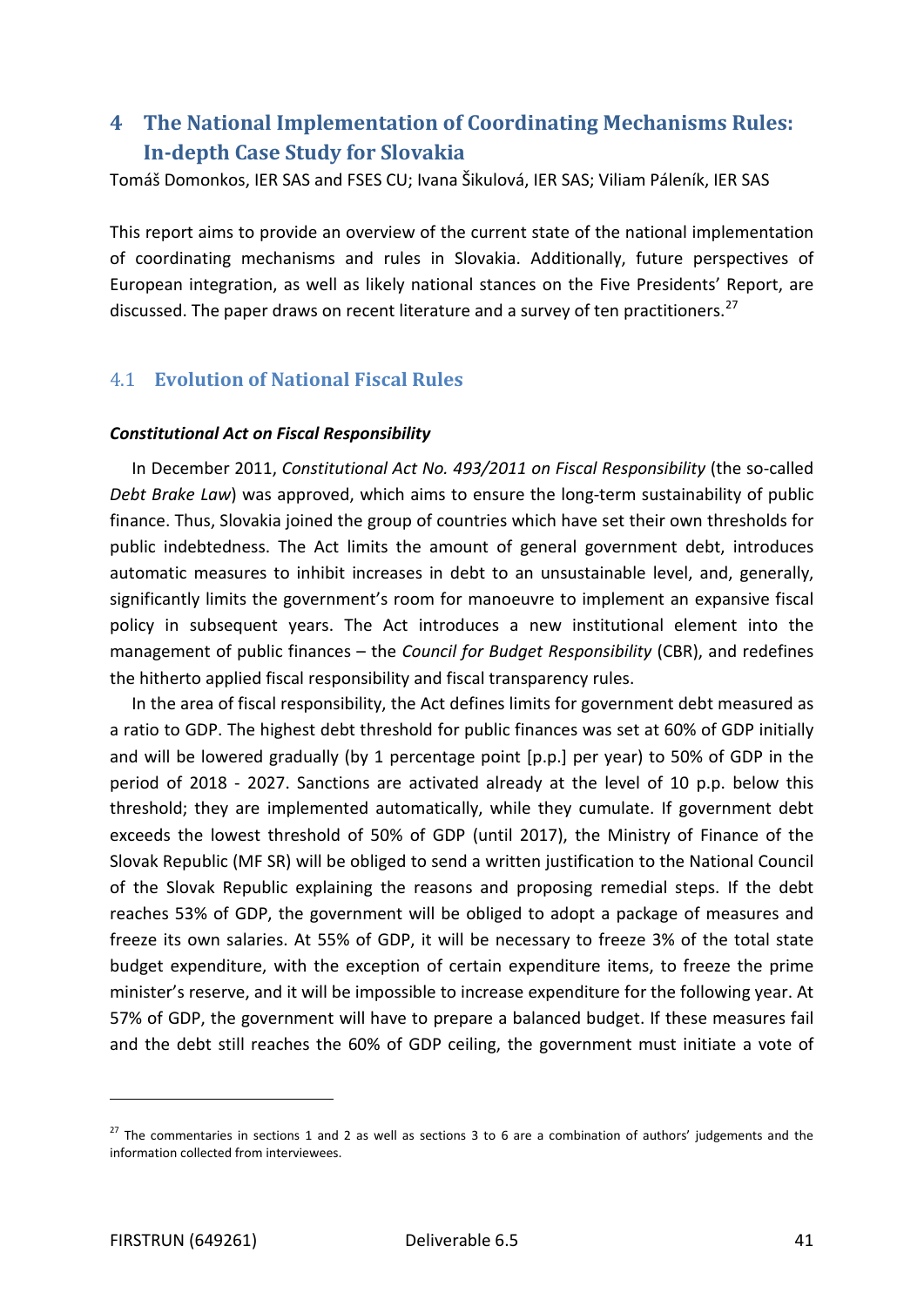# 4 The National Implementation of Coordinating Mechanisms Rules: In-depth Case Study for Slovakia

Tomáš Domonkos, IER SAS and FSES CU; Ivana Šikulová, IER SAS; Viliam Páleník, IER SAS

This report aims to provide an overview of the current state of the national implementation of coordinating mechanisms and rules in Slovakia. Additionally, future perspectives of European integration, as well as likely national stances on the Five Presidents' Report, are discussed. The paper draws on recent literature and a survey of ten practitioners.[27]

## 4.1 Evolution of National Fiscal Rules

***Constitutional Act on Fiscal Responsibility***

In December 2011, *Constitutional Act No. 493/2011 on Fiscal Responsibility* (the so-called *Debt Brake Law*) was approved, which aims to ensure the long-term sustainability of public finance. Thus, Slovakia joined the group of countries which have set their own thresholds for public indebtedness. The Act limits the amount of general government debt, introduces automatic measures to inhibit increases in debt to an unsustainable level, and, generally, significantly limits the government's room for manoeuvre to implement an expansive fiscal policy in subsequent years. The Act introduces a new institutional element into the management of public finances – the *Council for Budget Responsibility* (CBR), and redefines the hitherto applied fiscal responsibility and fiscal transparency rules.

In the area of fiscal responsibility, the Act defines limits for government debt measured as a ratio to GDP. The highest debt threshold for public finances was set at 60% of GDP initially and will be lowered gradually (by 1 percentage point [p.p.] per year) to 50% of GDP in the period of 2018 - 2027. Sanctions are activated already at the level of 10 p.p. below this threshold; they are implemented automatically, while they cumulate. If government debt exceeds the lowest threshold of 50% of GDP (until 2017), the Ministry of Finance of the Slovak Republic (MF SR) will be obliged to send a written justification to the National Council of the Slovak Republic explaining the reasons and proposing remedial steps. If the debt reaches 53% of GDP, the government will be obliged to adopt a package of measures and freeze its own salaries. At 55% of GDP, it will be necessary to freeze 3% of the total state budget expenditure, with the exception of certain expenditure items, to freeze the prime minister's reserve, and it will be impossible to increase expenditure for the following year. At 57% of GDP, the government will have to prepare a balanced budget. If these measures fail and the debt still reaches the 60% of GDP ceiling, the government must initiate a vote of

[27] The commentaries in sections 1 and 2 as well as sections 3 to 6 are a combination of authors' judgements and the information collected from interviewees.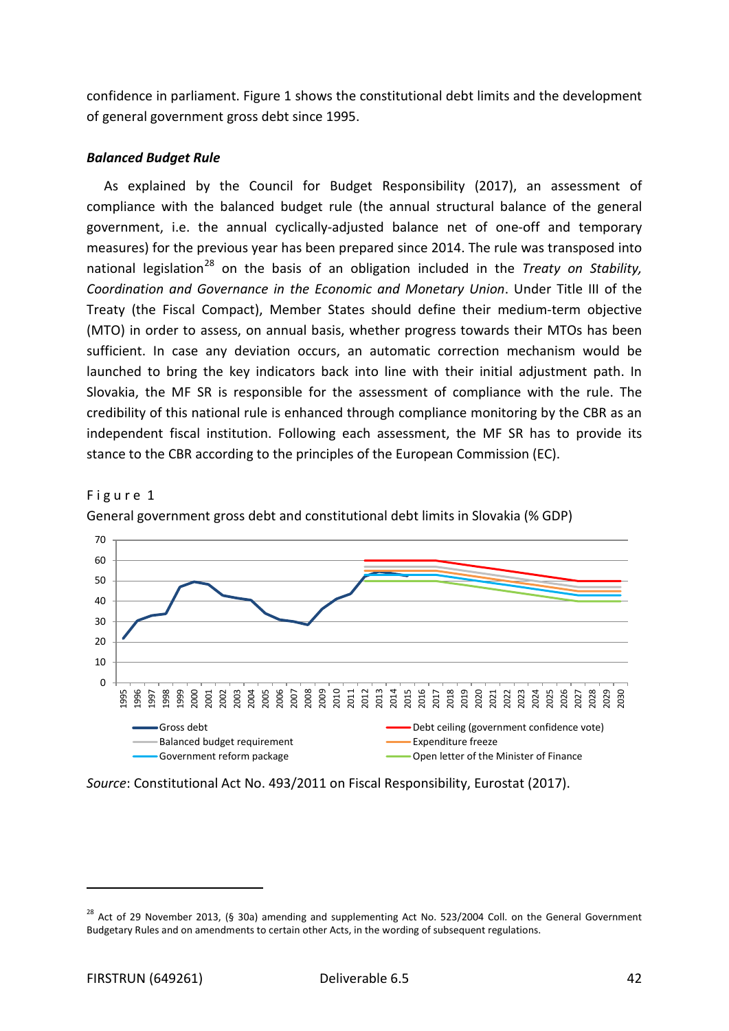confidence in parliament. Figure 1 shows the constitutional debt limits and the development of general government gross debt since 1995.

***Balanced Budget Rule***

As explained by the Council for Budget Responsibility (2017), an assessment of compliance with the balanced budget rule (the annual structural balance of the general government, i.e. the annual cyclically-adjusted balance net of one-off and temporary measures) for the previous year has been prepared since 2014. The rule was transposed into national legislation[28] on the basis of an obligation included in the *Treaty on Stability, Coordination and Governance in the Economic and Monetary Union*. Under Title III of the Treaty (the Fiscal Compact), Member States should define their medium-term objective (MTO) in order to assess, on annual basis, whether progress towards their MTOs has been sufficient. In case any deviation occurs, an automatic correction mechanism would be launched to bring the key indicators back into line with their initial adjustment path. In Slovakia, the MF SR is responsible for the assessment of compliance with the rule. The credibility of this national rule is enhanced through compliance monitoring by the CBR as an independent fiscal institution. Following each assessment, the MF SR has to provide its stance to the CBR according to the principles of the European Commission (EC).

Figure 1

General government gross debt and constitutional debt limits in Slovakia (% GDP)

Source: Constitutional Act No. 493/2011 on Fiscal Responsibility, Eurostat (2017).

[28] Act of 29 November 2013, (§ 30a) amending and supplementing Act No. 523/2004 Coll. on the General Government Budgetary Rules and on amendments to certain other Acts, in the wording of subsequent regulations.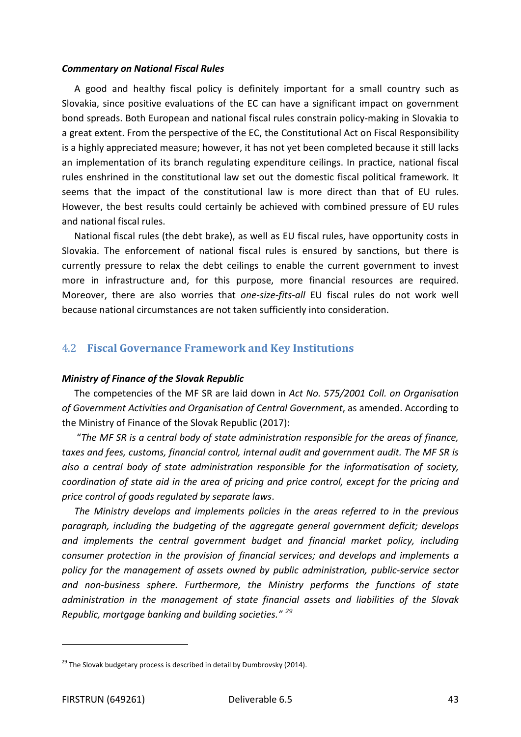***Commentary on National Fiscal Rules***

A good and healthy fiscal policy is definitely important for a small country such as Slovakia, since positive evaluations of the EC can have a significant impact on government bond spreads. Both European and national fiscal rules constrain policy-making in Slovakia to a great extent. From the perspective of the EC, the Constitutional Act on Fiscal Responsibility is a highly appreciated measure; however, it has not yet been completed because it still lacks an implementation of its branch regulating expenditure ceilings. In practice, national fiscal rules enshrined in the constitutional law set out the domestic fiscal political framework. It seems that the impact of the constitutional law is more direct than that of EU rules. However, the best results could certainly be achieved with combined pressure of EU rules and national fiscal rules.

National fiscal rules (the debt brake), as well as EU fiscal rules, have opportunity costs in Slovakia. The enforcement of national fiscal rules is ensured by sanctions, but there is currently pressure to relax the debt ceilings to enable the current government to invest more in infrastructure and, for this purpose, more financial resources are required. Moreover, there are also worries that *one-size-fits-all* EU fiscal rules do not work well because national circumstances are not taken sufficiently into consideration.

## 4.2 Fiscal Governance Framework and Key Institutions

***Ministry of Finance of the Slovak Republic***

The competencies of the MF SR are laid down in *Act No. 575/2001 Coll. on Organisation of Government Activities and Organisation of Central Government*, as amended. According to the Ministry of Finance of the Slovak Republic (2017):

"*The MF SR is a central body of state administration responsible for the areas of finance, taxes and fees, customs, financial control, internal audit and government audit. The MF SR is also a central body of state administration responsible for the informatisation of society, coordination of state aid in the area of pricing and price control, except for the pricing and price control of goods regulated by separate laws*.

*The Ministry develops and implements policies in the areas referred to in the previous paragraph, including the budgeting of the aggregate general government deficit; develops and implements the central government budget and financial market policy, including consumer protection in the provision of financial services; and develops and implements a policy for the management of assets owned by public administration, public-service sector and non-business sphere. Furthermore, the Ministry performs the functions of state administration in the management of state financial assets and liabilities of the Slovak Republic, mortgage banking and building societies.*" [29]

---

[29] The Slovak budgetary process is described in detail by Dumbrovsky (2014).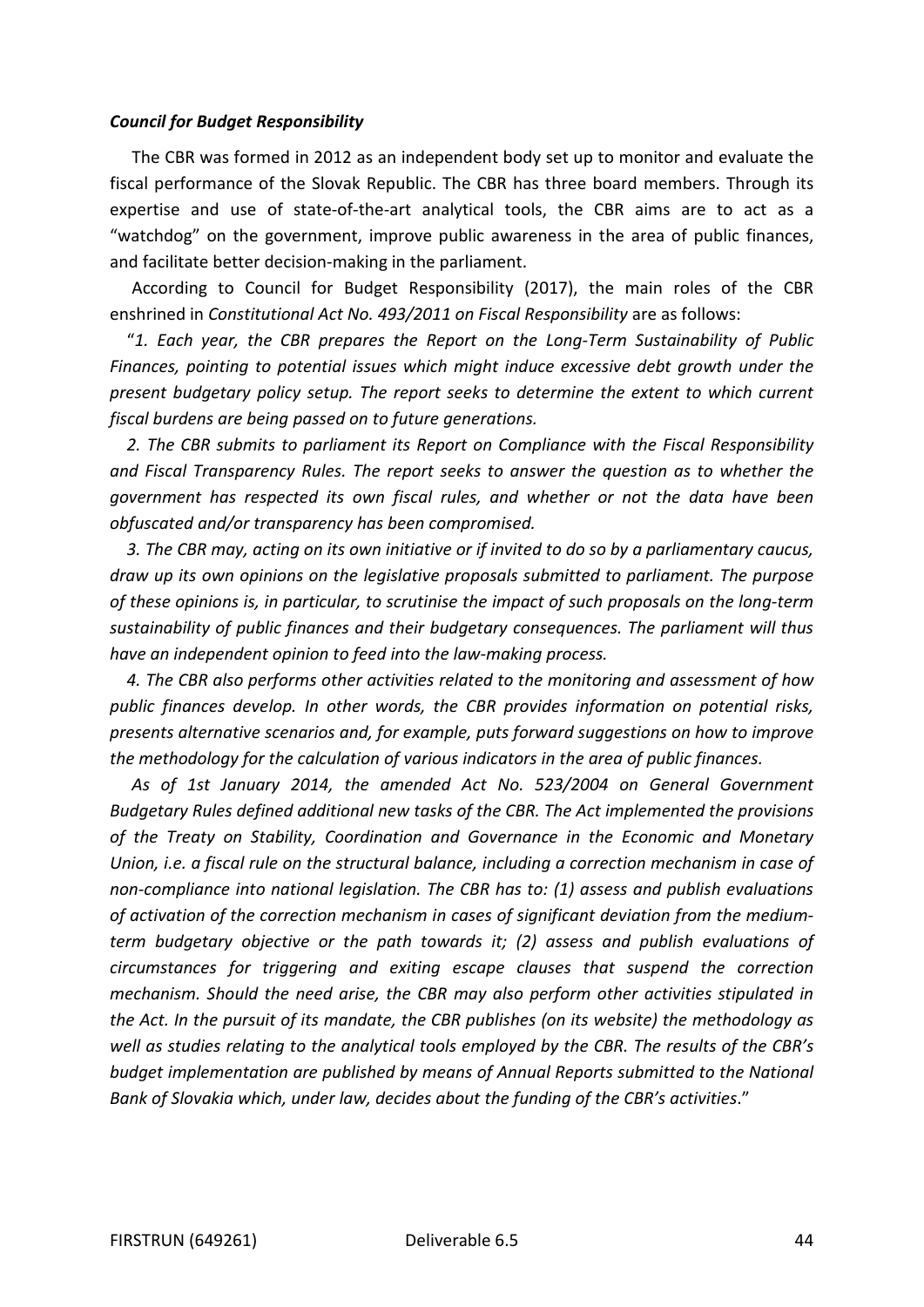***Council for Budget Responsibility***

The CBR was formed in 2012 as an independent body set up to monitor and evaluate the fiscal performance of the Slovak Republic. The CBR has three board members. Through its expertise and use of state-of-the-art analytical tools, the CBR aims are to act as a "watchdog" on the government, improve public awareness in the area of public finances, and facilitate better decision-making in the parliament.

According to Council for Budget Responsibility (2017), the main roles of the CBR enshrined in *Constitutional Act No. 493/2011 on Fiscal Responsibility* are as follows:

"*1. Each year, the CBR prepares the Report on the Long-Term Sustainability of Public Finances, pointing to potential issues which might induce excessive debt growth under the present budgetary policy setup. The report seeks to determine the extent to which current fiscal burdens are being passed on to future generations.*

*2. The CBR submits to parliament its Report on Compliance with the Fiscal Responsibility and Fiscal Transparency Rules. The report seeks to answer the question as to whether the government has respected its own fiscal rules, and whether or not the data have been obfuscated and/or transparency has been compromised.*

*3. The CBR may, acting on its own initiative or if invited to do so by a parliamentary caucus, draw up its own opinions on the legislative proposals submitted to parliament. The purpose of these opinions is, in particular, to scrutinise the impact of such proposals on the long-term sustainability of public finances and their budgetary consequences. The parliament will thus have an independent opinion to feed into the law-making process.*

*4. The CBR also performs other activities related to the monitoring and assessment of how public finances develop. In other words, the CBR provides information on potential risks, presents alternative scenarios and, for example, puts forward suggestions on how to improve the methodology for the calculation of various indicators in the area of public finances.*

*As of 1st January 2014, the amended Act No. 523/2004 on General Government Budgetary Rules defined additional new tasks of the CBR. The Act implemented the provisions of the Treaty on Stability, Coordination and Governance in the Economic and Monetary Union, i.e. a fiscal rule on the structural balance, including a correction mechanism in case of non-compliance into national legislation. The CBR has to: (1) assess and publish evaluations of activation of the correction mechanism in cases of significant deviation from the medium-term budgetary objective or the path towards it; (2) assess and publish evaluations of circumstances for triggering and exiting escape clauses that suspend the correction mechanism. Should the need arise, the CBR may also perform other activities stipulated in the Act. In the pursuit of its mandate, the CBR publishes (on its website) the methodology as well as studies relating to the analytical tools employed by the CBR. The results of the CBR's budget implementation are published by means of Annual Reports submitted to the National Bank of Slovakia which, under law, decides about the funding of the CBR's activities*."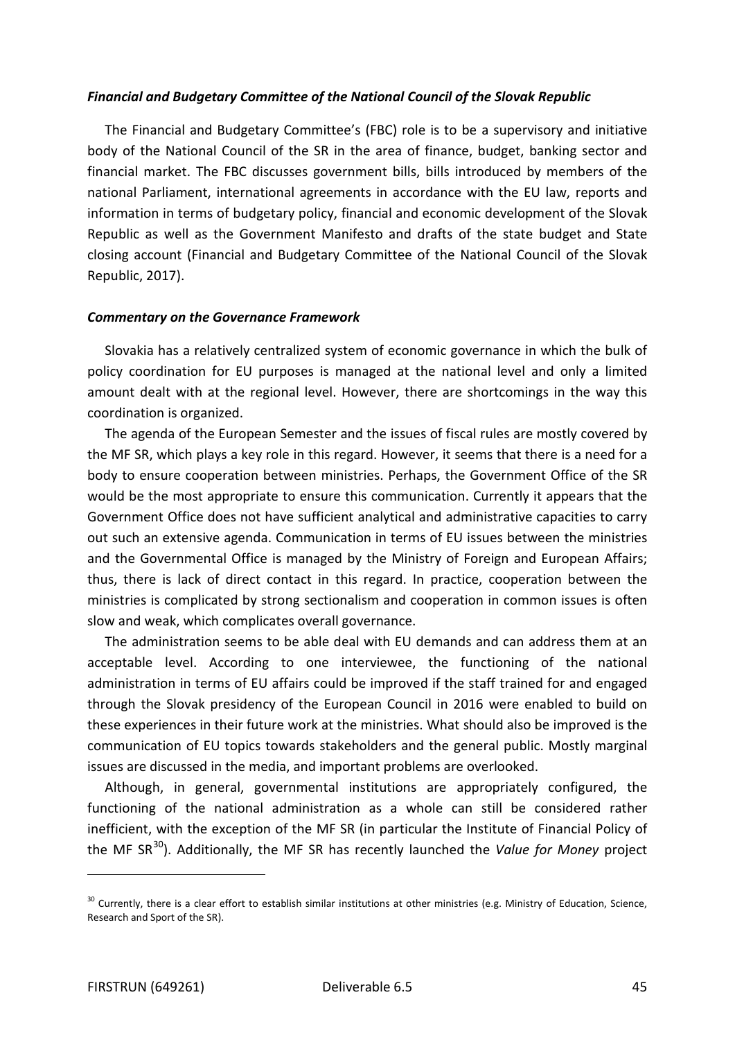***Financial and Budgetary Committee of the National Council of the Slovak Republic***

The Financial and Budgetary Committee's (FBC) role is to be a supervisory and initiative body of the National Council of the SR in the area of finance, budget, banking sector and financial market. The FBC discusses government bills, bills introduced by members of the national Parliament, international agreements in accordance with the EU law, reports and information in terms of budgetary policy, financial and economic development of the Slovak Republic as well as the Government Manifesto and drafts of the state budget and State closing account (Financial and Budgetary Committee of the National Council of the Slovak Republic, 2017).

***Commentary on the Governance Framework***

Slovakia has a relatively centralized system of economic governance in which the bulk of policy coordination for EU purposes is managed at the national level and only a limited amount dealt with at the regional level. However, there are shortcomings in the way this coordination is organized.

The agenda of the European Semester and the issues of fiscal rules are mostly covered by the MF SR, which plays a key role in this regard. However, it seems that there is a need for a body to ensure cooperation between ministries. Perhaps, the Government Office of the SR would be the most appropriate to ensure this communication. Currently it appears that the Government Office does not have sufficient analytical and administrative capacities to carry out such an extensive agenda. Communication in terms of EU issues between the ministries and the Governmental Office is managed by the Ministry of Foreign and European Affairs; thus, there is lack of direct contact in this regard. In practice, cooperation between the ministries is complicated by strong sectionalism and cooperation in common issues is often slow and weak, which complicates overall governance.

The administration seems to be able deal with EU demands and can address them at an acceptable level. According to one interviewee, the functioning of the national administration in terms of EU affairs could be improved if the staff trained for and engaged through the Slovak presidency of the European Council in 2016 were enabled to build on these experiences in their future work at the ministries. What should also be improved is the communication of EU topics towards stakeholders and the general public. Mostly marginal issues are discussed in the media, and important problems are overlooked.

Although, in general, governmental institutions are appropriately configured, the functioning of the national administration as a whole can still be considered rather inefficient, with the exception of the MF SR (in particular the Institute of Financial Policy of the MF SR[30]). Additionally, the MF SR has recently launched the *Value for Money* project

[30] Currently, there is a clear effort to establish similar institutions at other ministries (e.g. Ministry of Education, Science, Research and Sport of the SR).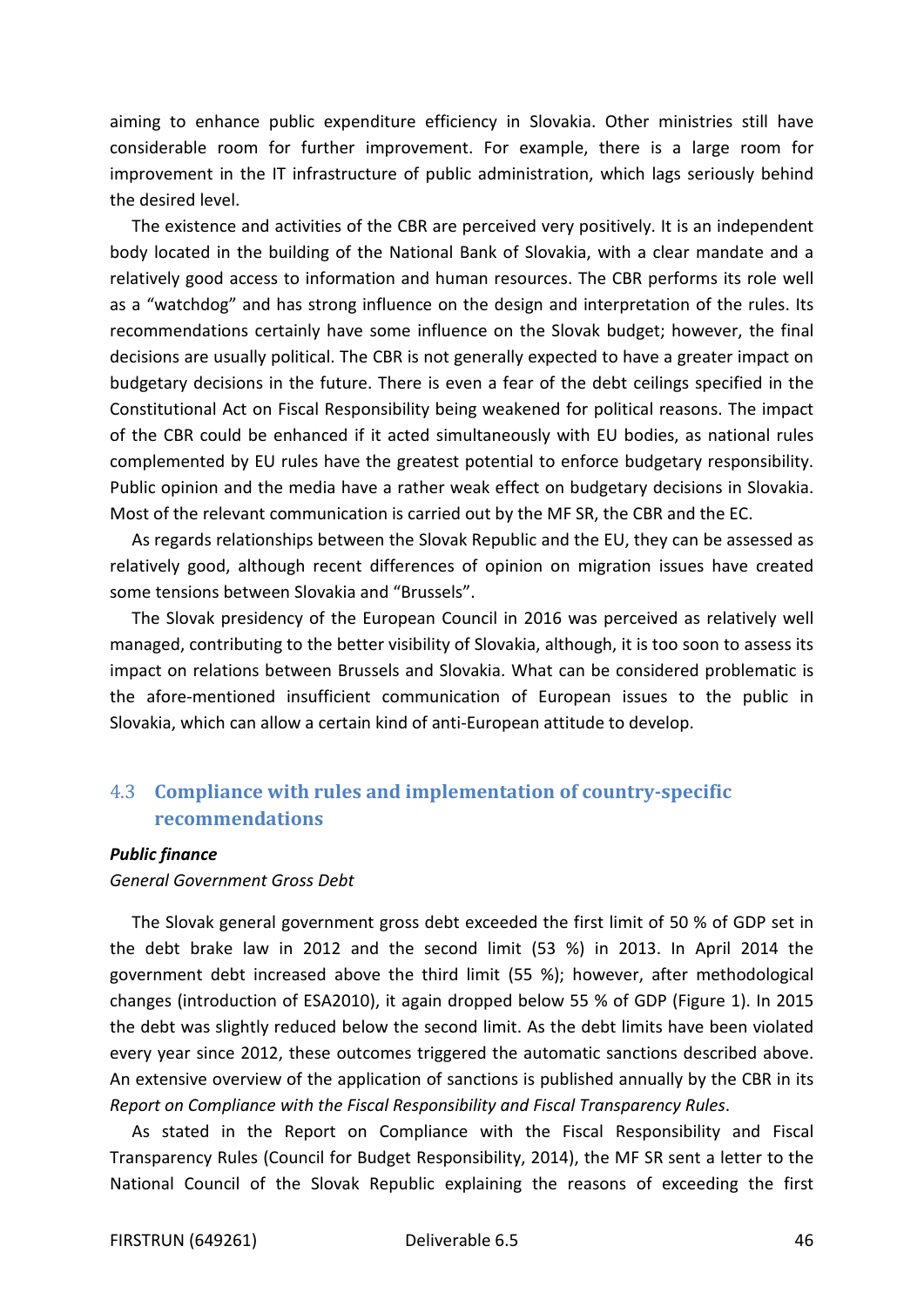aiming to enhance public expenditure efficiency in Slovakia. Other ministries still have considerable room for further improvement. For example, there is a large room for improvement in the IT infrastructure of public administration, which lags seriously behind the desired level.

The existence and activities of the CBR are perceived very positively. It is an independent body located in the building of the National Bank of Slovakia, with a clear mandate and a relatively good access to information and human resources. The CBR performs its role well as a "watchdog" and has strong influence on the design and interpretation of the rules. Its recommendations certainly have some influence on the Slovak budget; however, the final decisions are usually political. The CBR is not generally expected to have a greater impact on budgetary decisions in the future. There is even a fear of the debt ceilings specified in the Constitutional Act on Fiscal Responsibility being weakened for political reasons. The impact of the CBR could be enhanced if it acted simultaneously with EU bodies, as national rules complemented by EU rules have the greatest potential to enforce budgetary responsibility. Public opinion and the media have a rather weak effect on budgetary decisions in Slovakia. Most of the relevant communication is carried out by the MF SR, the CBR and the EC.

As regards relationships between the Slovak Republic and the EU, they can be assessed as relatively good, although recent differences of opinion on migration issues have created some tensions between Slovakia and "Brussels".

The Slovak presidency of the European Council in 2016 was perceived as relatively well managed, contributing to the better visibility of Slovakia, although, it is too soon to assess its impact on relations between Brussels and Slovakia. What can be considered problematic is the afore-mentioned insufficient communication of European issues to the public in Slovakia, which can allow a certain kind of anti-European attitude to develop.

## 4.3 Compliance with rules and implementation of country-specific recommendations

***Public finance***

*General Government Gross Debt*

The Slovak general government gross debt exceeded the first limit of 50 % of GDP set in the debt brake law in 2012 and the second limit (53 %) in 2013. In April 2014 the government debt increased above the third limit (55 %); however, after methodological changes (introduction of ESA2010), it again dropped below 55 % of GDP (Figure 1). In 2015 the debt was slightly reduced below the second limit. As the debt limits have been violated every year since 2012, these outcomes triggered the automatic sanctions described above. An extensive overview of the application of sanctions is published annually by the CBR in its *Report on Compliance with the Fiscal Responsibility and Fiscal Transparency Rules*.

As stated in the Report on Compliance with the Fiscal Responsibility and Fiscal Transparency Rules (Council for Budget Responsibility, 2014), the MF SR sent a letter to the National Council of the Slovak Republic explaining the reasons of exceeding the first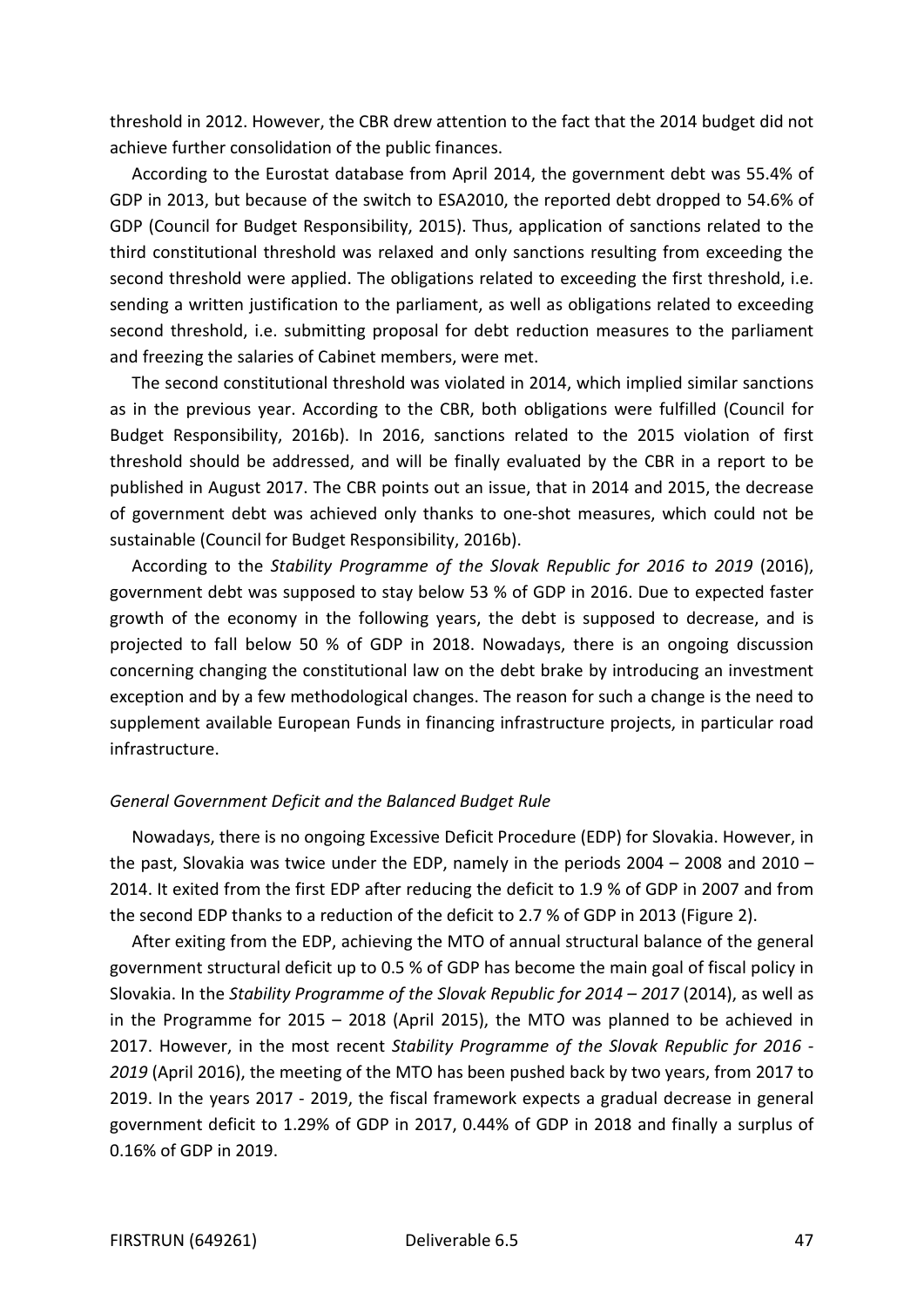threshold in 2012. However, the CBR drew attention to the fact that the 2014 budget did not achieve further consolidation of the public finances.

According to the Eurostat database from April 2014, the government debt was 55.4% of GDP in 2013, but because of the switch to ESA2010, the reported debt dropped to 54.6% of GDP (Council for Budget Responsibility, 2015). Thus, application of sanctions related to the third constitutional threshold was relaxed and only sanctions resulting from exceeding the second threshold were applied. The obligations related to exceeding the first threshold, i.e. sending a written justification to the parliament, as well as obligations related to exceeding second threshold, i.e. submitting proposal for debt reduction measures to the parliament and freezing the salaries of Cabinet members, were met.

The second constitutional threshold was violated in 2014, which implied similar sanctions as in the previous year. According to the CBR, both obligations were fulfilled (Council for Budget Responsibility, 2016b). In 2016, sanctions related to the 2015 violation of first threshold should be addressed, and will be finally evaluated by the CBR in a report to be published in August 2017. The CBR points out an issue, that in 2014 and 2015, the decrease of government debt was achieved only thanks to one-shot measures, which could not be sustainable (Council for Budget Responsibility, 2016b).

According to the *Stability Programme of the Slovak Republic for 2016 to 2019* (2016), government debt was supposed to stay below 53 % of GDP in 2016. Due to expected faster growth of the economy in the following years, the debt is supposed to decrease, and is projected to fall below 50 % of GDP in 2018. Nowadays, there is an ongoing discussion concerning changing the constitutional law on the debt brake by introducing an investment exception and by a few methodological changes. The reason for such a change is the need to supplement available European Funds in financing infrastructure projects, in particular road infrastructure.

*General Government Deficit and the Balanced Budget Rule*

Nowadays, there is no ongoing Excessive Deficit Procedure (EDP) for Slovakia. However, in the past, Slovakia was twice under the EDP, namely in the periods 2004 – 2008 and 2010 – 2014. It exited from the first EDP after reducing the deficit to 1.9 % of GDP in 2007 and from the second EDP thanks to a reduction of the deficit to 2.7 % of GDP in 2013 (Figure 2).

After exiting from the EDP, achieving the MTO of annual structural balance of the general government structural deficit up to 0.5 % of GDP has become the main goal of fiscal policy in Slovakia. In the *Stability Programme of the Slovak Republic for 2014 – 2017* (2014), as well as in the Programme for 2015 – 2018 (April 2015), the MTO was planned to be achieved in 2017. However, in the most recent *Stability Programme of the Slovak Republic for 2016 - 2019* (April 2016), the meeting of the MTO has been pushed back by two years, from 2017 to 2019. In the years 2017 - 2019, the fiscal framework expects a gradual decrease in general government deficit to 1.29% of GDP in 2017, 0.44% of GDP in 2018 and finally a surplus of 0.16% of GDP in 2019.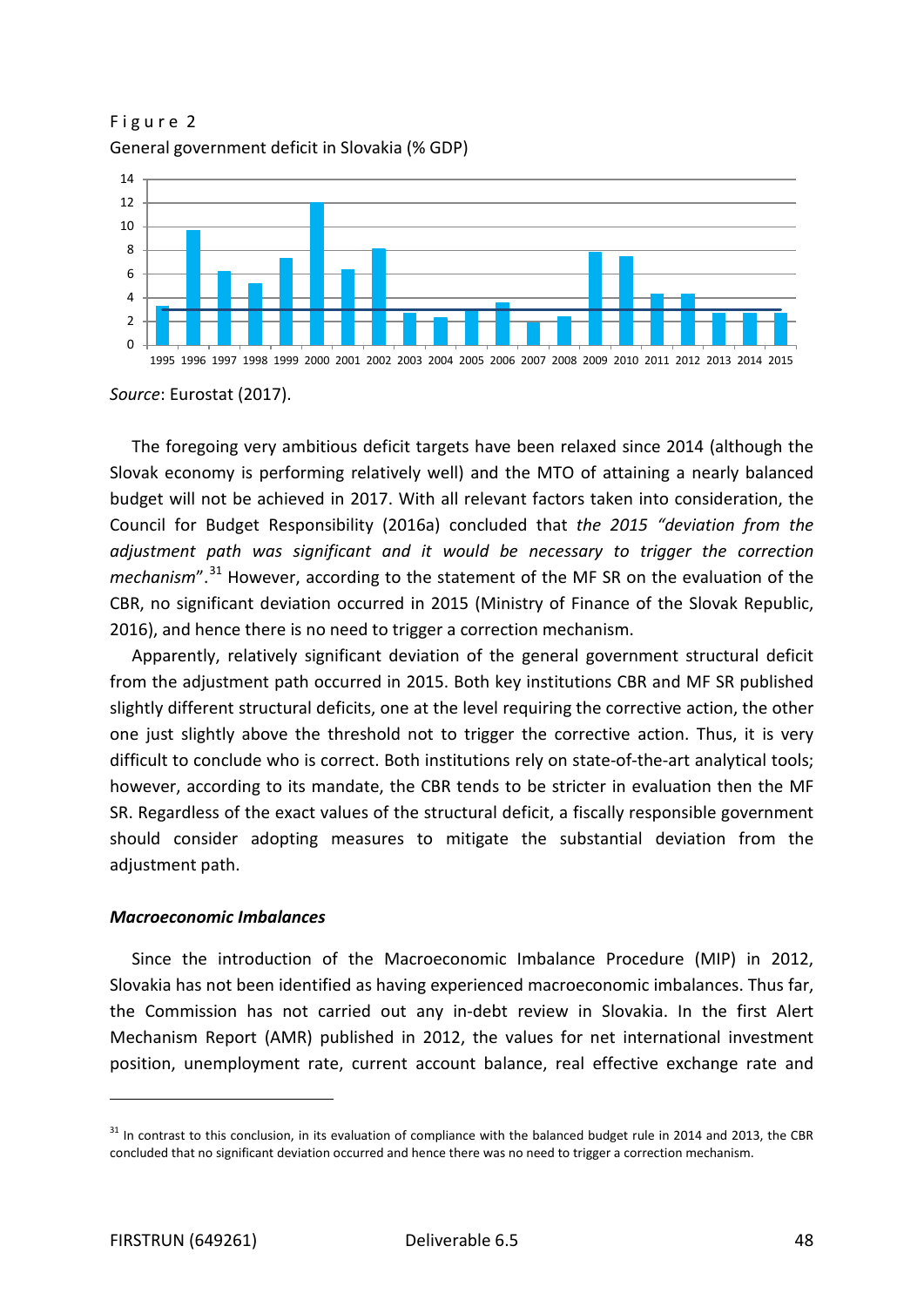Figure 2

General government deficit in Slovakia (% GDP)

*Source*: Eurostat (2017).

The foregoing very ambitious deficit targets have been relaxed since 2014 (although the Slovak economy is performing relatively well) and the MTO of attaining a nearly balanced budget will not be achieved in 2017. With all relevant factors taken into consideration, the Council for Budget Responsibility (2016a) concluded that *the 2015 "deviation from the adjustment path was significant and it would be necessary to trigger the correction mechanism*".[31] However, according to the statement of the MF SR on the evaluation of the CBR, no significant deviation occurred in 2015 (Ministry of Finance of the Slovak Republic, 2016), and hence there is no need to trigger a correction mechanism.

Apparently, relatively significant deviation of the general government structural deficit from the adjustment path occurred in 2015. Both key institutions CBR and MF SR published slightly different structural deficits, one at the level requiring the corrective action, the other one just slightly above the threshold not to trigger the corrective action. Thus, it is very difficult to conclude who is correct. Both institutions rely on state-of-the-art analytical tools; however, according to its mandate, the CBR tends to be stricter in evaluation then the MF SR. Regardless of the exact values of the structural deficit, a fiscally responsible government should consider adopting measures to mitigate the substantial deviation from the adjustment path.

***Macroeconomic Imbalances***

Since the introduction of the Macroeconomic Imbalance Procedure (MIP) in 2012, Slovakia has not been identified as having experienced macroeconomic imbalances. Thus far, the Commission has not carried out any in-debt review in Slovakia. In the first Alert Mechanism Report (AMR) published in 2012, the values for net international investment position, unemployment rate, current account balance, real effective exchange rate and

[31] In contrast to this conclusion, in its evaluation of compliance with the balanced budget rule in 2014 and 2013, the CBR concluded that no significant deviation occurred and hence there was no need to trigger a correction mechanism.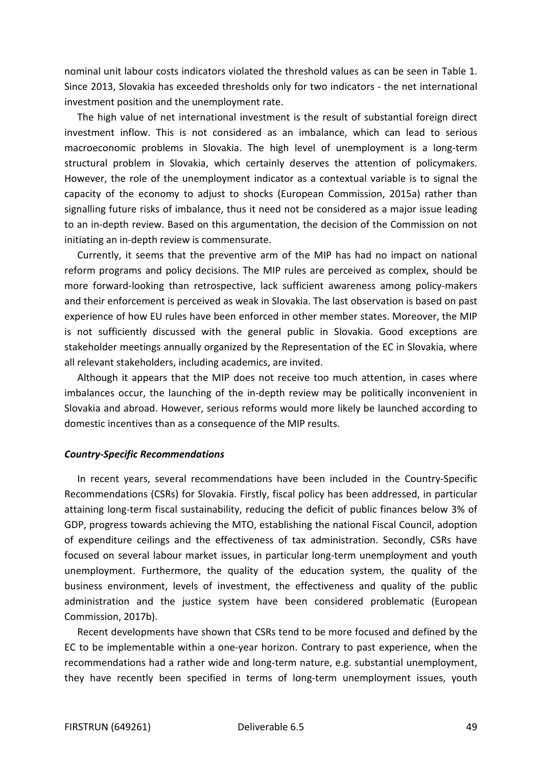nominal unit labour costs indicators violated the threshold values as can be seen in Table 1. Since 2013, Slovakia has exceeded thresholds only for two indicators - the net international investment position and the unemployment rate.

The high value of net international investment is the result of substantial foreign direct investment inflow. This is not considered as an imbalance, which can lead to serious macroeconomic problems in Slovakia. The high level of unemployment is a long-term structural problem in Slovakia, which certainly deserves the attention of policymakers. However, the role of the unemployment indicator as a contextual variable is to signal the capacity of the economy to adjust to shocks (European Commission, 2015a) rather than signalling future risks of imbalance, thus it need not be considered as a major issue leading to an in-depth review. Based on this argumentation, the decision of the Commission on not initiating an in-depth review is commensurate.

Currently, it seems that the preventive arm of the MIP has had no impact on national reform programs and policy decisions. The MIP rules are perceived as complex, should be more forward-looking than retrospective, lack sufficient awareness among policy-makers and their enforcement is perceived as weak in Slovakia. The last observation is based on past experience of how EU rules have been enforced in other member states. Moreover, the MIP is not sufficiently discussed with the general public in Slovakia. Good exceptions are stakeholder meetings annually organized by the Representation of the EC in Slovakia, where all relevant stakeholders, including academics, are invited.

Although it appears that the MIP does not receive too much attention, in cases where imbalances occur, the launching of the in-depth review may be politically inconvenient in Slovakia and abroad. However, serious reforms would more likely be launched according to domestic incentives than as a consequence of the MIP results.

***Country-Specific Recommendations***

In recent years, several recommendations have been included in the Country-Specific Recommendations (CSRs) for Slovakia. Firstly, fiscal policy has been addressed, in particular attaining long-term fiscal sustainability, reducing the deficit of public finances below 3% of GDP, progress towards achieving the MTO, establishing the national Fiscal Council, adoption of expenditure ceilings and the effectiveness of tax administration. Secondly, CSRs have focused on several labour market issues, in particular long-term unemployment and youth unemployment. Furthermore, the quality of the education system, the quality of the business environment, levels of investment, the effectiveness and quality of the public administration and the justice system have been considered problematic (European Commission, 2017b).

Recent developments have shown that CSRs tend to be more focused and defined by the EC to be implementable within a one-year horizon. Contrary to past experience, when the recommendations had a rather wide and long-term nature, e.g. substantial unemployment, they have recently been specified in terms of long-term unemployment issues, youth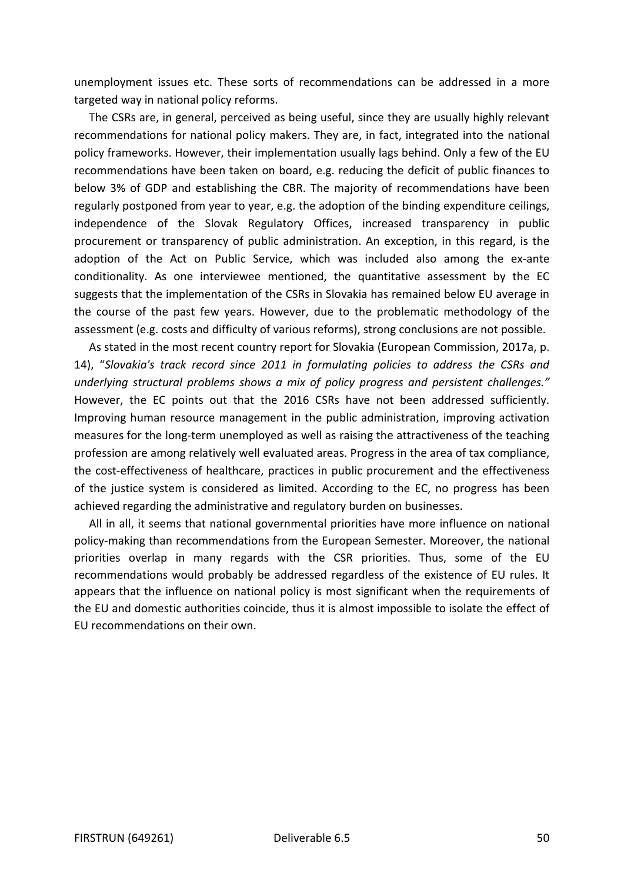unemployment issues etc. These sorts of recommendations can be addressed in a more targeted way in national policy reforms.

The CSRs are, in general, perceived as being useful, since they are usually highly relevant recommendations for national policy makers. They are, in fact, integrated into the national policy frameworks. However, their implementation usually lags behind. Only a few of the EU recommendations have been taken on board, e.g. reducing the deficit of public finances to below 3% of GDP and establishing the CBR. The majority of recommendations have been regularly postponed from year to year, e.g. the adoption of the binding expenditure ceilings, independence of the Slovak Regulatory Offices, increased transparency in public procurement or transparency of public administration. An exception, in this regard, is the adoption of the Act on Public Service, which was included also among the ex-ante conditionality. As one interviewee mentioned, the quantitative assessment by the EC suggests that the implementation of the CSRs in Slovakia has remained below EU average in the course of the past few years. However, due to the problematic methodology of the assessment (e.g. costs and difficulty of various reforms), strong conclusions are not possible.

As stated in the most recent country report for Slovakia (European Commission, 2017a, p. 14), "*Slovakia's track record since 2011 in formulating policies to address the CSRs and underlying structural problems shows a mix of policy progress and persistent challenges.*" However, the EC points out that the 2016 CSRs have not been addressed sufficiently. Improving human resource management in the public administration, improving activation measures for the long-term unemployed as well as raising the attractiveness of the teaching profession are among relatively well evaluated areas. Progress in the area of tax compliance, the cost-effectiveness of healthcare, practices in public procurement and the effectiveness of the justice system is considered as limited. According to the EC, no progress has been achieved regarding the administrative and regulatory burden on businesses.

All in all, it seems that national governmental priorities have more influence on national policy-making than recommendations from the European Semester. Moreover, the national priorities overlap in many regards with the CSR priorities. Thus, some of the EU recommendations would probably be addressed regardless of the existence of EU rules. It appears that the influence on national policy is most significant when the requirements of the EU and domestic authorities coincide, thus it is almost impossible to isolate the effect of EU recommendations on their own.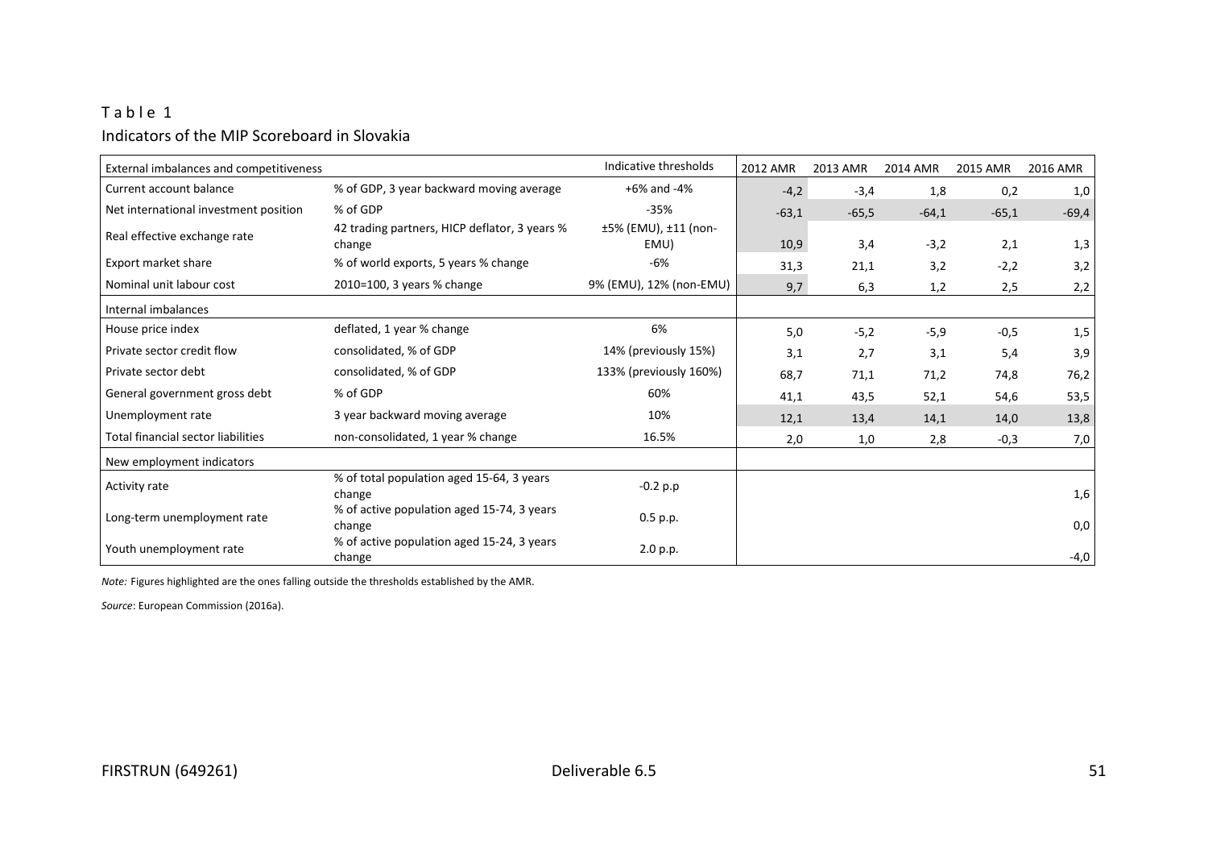Table 1

Indicators of the MIP Scoreboard in Slovakia

| External imbalances and competitiveness | | Indicative thresholds | 2012 AMR | 2013 AMR | 2014 AMR | 2015 AMR | 2016 AMR |
|---|---|---|---|---|---|---|---|
| Current account balance | % of GDP, 3 year backward moving average | +6% and -4% | -4,2 | -3,4 | 1,8 | 0,2 | 1,0 |
| Net international investment position | % of GDP | -35% | -63,1 | -65,5 | -64,1 | -65,1 | -69,4 |
| Real effective exchange rate | 42 trading partners, HICP deflator, 3 years % change | ±5% (EMU), ±11 (non-EMU) | 10,9 | 3,4 | -3,2 | 2,1 | 1,3 |
| Export market share | % of world exports, 5 years % change | -6% | 31,3 | 21,1 | 3,2 | -2,2 | 3,2 |
| Nominal unit labour cost | 2010=100, 3 years % change | 9% (EMU), 12% (non-EMU) | 9,7 | 6,3 | 1,2 | 2,5 | 2,2 |
| Internal imbalances | | | | | | | |
| House price index | deflated, 1 year % change | 6% | 5,0 | -5,2 | -5,9 | -0,5 | 1,5 |
| Private sector credit flow | consolidated, % of GDP | 14% (previously 15%) | 3,1 | 2,7 | 3,1 | 5,4 | 3,9 |
| Private sector debt | consolidated, % of GDP | 133% (previously 160%) | 68,7 | 71,1 | 71,2 | 74,8 | 76,2 |
| General government gross debt | % of GDP | 60% | 41,1 | 43,5 | 52,1 | 54,6 | 53,5 |
| Unemployment rate | 3 year backward moving average | 10% | 12,1 | 13,4 | 14,1 | 14,0 | 13,8 |
| Total financial sector liabilities | non-consolidated, 1 year % change | 16.5% | 2,0 | 1,0 | 2,8 | -0,3 | 7,0 |
| New employment indicators | | | | | | | |
| Activity rate | % of total population aged 15-64, 3 years change | -0.2 p.p | | | | | 1,6 |
| Long-term unemployment rate | % of active population aged 15-74, 3 years change | 0.5 p.p. | | | | | 0,0 |
| Youth unemployment rate | % of active population aged 15-24, 3 years change | 2.0 p.p. | | | | | -4,0 |

*Note:* Figures highlighted are the ones falling outside the thresholds established by the AMR.

*Source*: European Commission (2016a).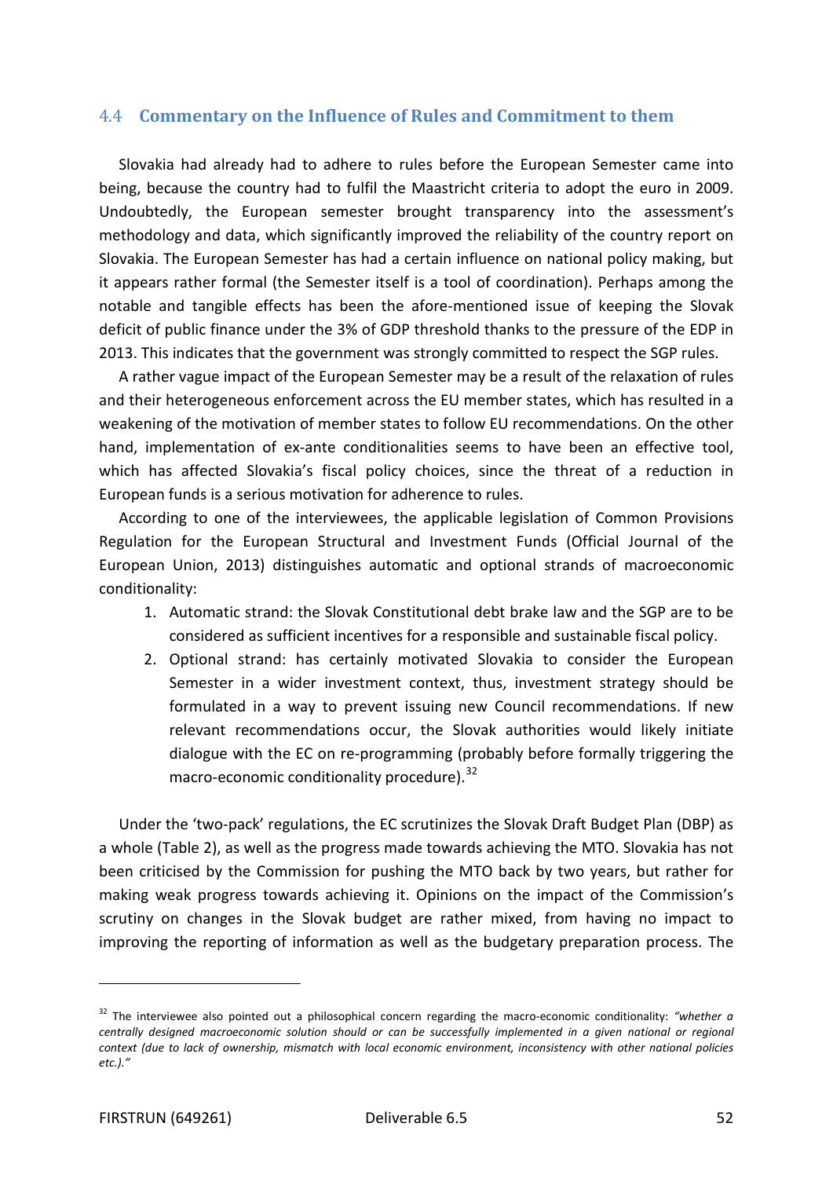## 4.4 Commentary on the Influence of Rules and Commitment to them

Slovakia had already had to adhere to rules before the European Semester came into being, because the country had to fulfil the Maastricht criteria to adopt the euro in 2009. Undoubtedly, the European semester brought transparency into the assessment's methodology and data, which significantly improved the reliability of the country report on Slovakia. The European Semester has had a certain influence on national policy making, but it appears rather formal (the Semester itself is a tool of coordination). Perhaps among the notable and tangible effects has been the afore-mentioned issue of keeping the Slovak deficit of public finance under the 3% of GDP threshold thanks to the pressure of the EDP in 2013. This indicates that the government was strongly committed to respect the SGP rules.

A rather vague impact of the European Semester may be a result of the relaxation of rules and their heterogeneous enforcement across the EU member states, which has resulted in a weakening of the motivation of member states to follow EU recommendations. On the other hand, implementation of ex-ante conditionalities seems to have been an effective tool, which has affected Slovakia's fiscal policy choices, since the threat of a reduction in European funds is a serious motivation for adherence to rules.

According to one of the interviewees, the applicable legislation of Common Provisions Regulation for the European Structural and Investment Funds (Official Journal of the European Union, 2013) distinguishes automatic and optional strands of macroeconomic conditionality:

1. Automatic strand: the Slovak Constitutional debt brake law and the SGP are to be considered as sufficient incentives for a responsible and sustainable fiscal policy.
2. Optional strand: has certainly motivated Slovakia to consider the European Semester in a wider investment context, thus, investment strategy should be formulated in a way to prevent issuing new Council recommendations. If new relevant recommendations occur, the Slovak authorities would likely initiate dialogue with the EC on re-programming (probably before formally triggering the macro-economic conditionality procedure).[32]

Under the 'two-pack' regulations, the EC scrutinizes the Slovak Draft Budget Plan (DBP) as a whole (Table 2), as well as the progress made towards achieving the MTO. Slovakia has not been criticised by the Commission for pushing the MTO back by two years, but rather for making weak progress towards achieving it. Opinions on the impact of the Commission's scrutiny on changes in the Slovak budget are rather mixed, from having no impact to improving the reporting of information as well as the budgetary preparation process. The

---

[32] The interviewee also pointed out a philosophical concern regarding the macro-economic conditionality: *"whether a centrally designed macroeconomic solution should or can be successfully implemented in a given national or regional context (due to lack of ownership, mismatch with local economic environment, inconsistency with other national policies etc.)."*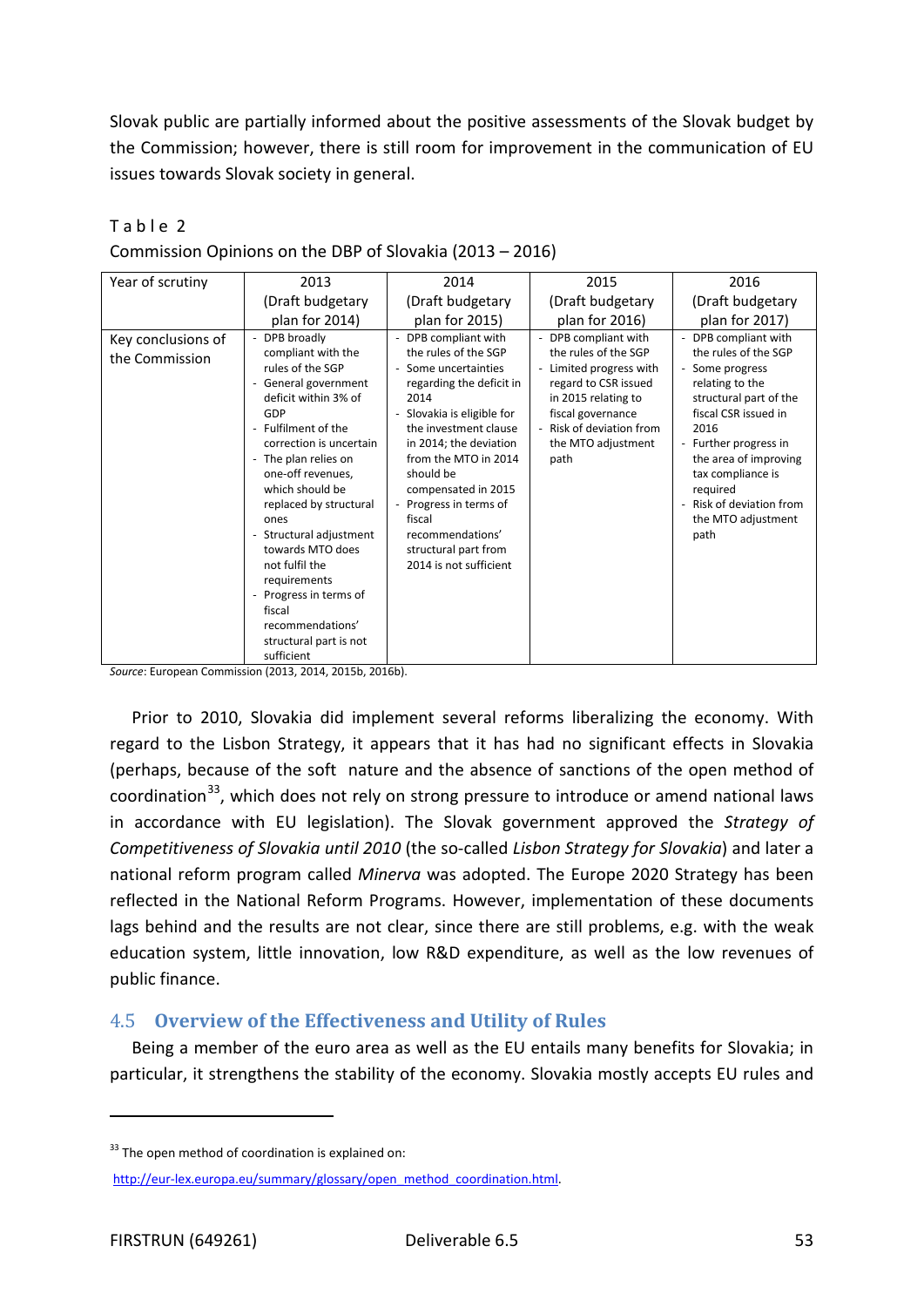Slovak public are partially informed about the positive assessments of the Slovak budget by the Commission; however, there is still room for improvement in the communication of EU issues towards Slovak society in general.

Table 2

Commission Opinions on the DBP of Slovakia (2013 – 2016)

| Year of scrutiny | 2013 (Draft budgetary plan for 2014) | 2014 (Draft budgetary plan for 2015) | 2015 (Draft budgetary plan for 2016) | 2016 (Draft budgetary plan for 2017) |
|---|---|---|---|---|
| Key conclusions of the Commission | - DPB broadly compliant with the rules of the SGP<br>- General government deficit within 3% of GDP<br>- Fulfilment of the correction is uncertain<br>- The plan relies on one-off revenues, which should be replaced by structural ones<br>- Structural adjustment towards MTO does not fulfil the requirements<br>- Progress in terms of fiscal recommendations' structural part is not sufficient | - DPB compliant with the rules of the SGP<br>- Some uncertainties regarding the deficit in 2014<br>- Slovakia is eligible for the investment clause in 2014; the deviation from the MTO in 2014 should be compensated in 2015<br>- Progress in terms of fiscal recommendations' structural part from 2014 is not sufficient | - DPB compliant with the rules of the SGP<br>- Limited progress with regard to CSR issued in 2015 relating to fiscal governance<br>- Risk of deviation from the MTO adjustment path | - DPB compliant with the rules of the SGP<br>- Some progress relating to the structural part of the fiscal CSR issued in 2016<br>- Further progress in the area of improving tax compliance is required<br>- Risk of deviation from the MTO adjustment path |

*Source*: European Commission (2013, 2014, 2015b, 2016b).

Prior to 2010, Slovakia did implement several reforms liberalizing the economy. With regard to the Lisbon Strategy, it appears that it has had no significant effects in Slovakia (perhaps, because of the soft nature and the absence of sanctions of the open method of coordination[33], which does not rely on strong pressure to introduce or amend national laws in accordance with EU legislation). The Slovak government approved the *Strategy of Competitiveness of Slovakia until 2010* (the so-called *Lisbon Strategy for Slovakia*) and later a national reform program called *Minerva* was adopted. The Europe 2020 Strategy has been reflected in the National Reform Programs. However, implementation of these documents lags behind and the results are not clear, since there are still problems, e.g. with the weak education system, little innovation, low R&D expenditure, as well as the low revenues of public finance.

## 4.5 Overview of the Effectiveness and Utility of Rules

Being a member of the euro area as well as the EU entails many benefits for Slovakia; in particular, it strengthens the stability of the economy. Slovakia mostly accepts EU rules and

[33] The open method of coordination is explained on: http://eur-lex.europa.eu/summary/glossary/open_method_coordination.html.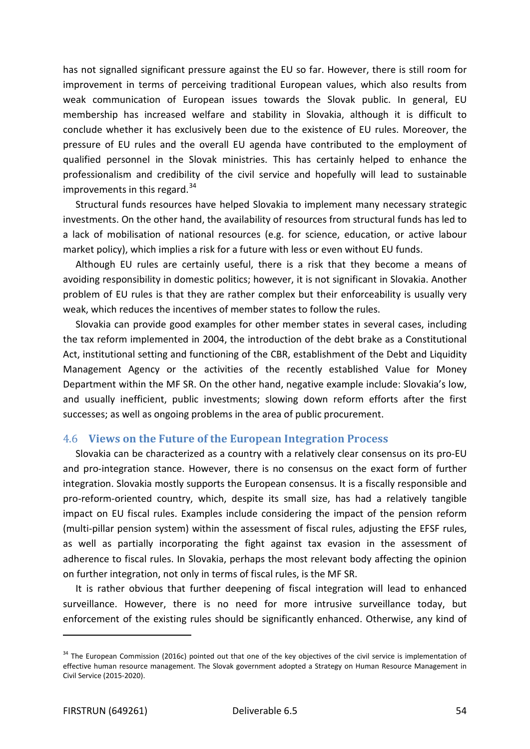has not signalled significant pressure against the EU so far. However, there is still room for improvement in terms of perceiving traditional European values, which also results from weak communication of European issues towards the Slovak public. In general, EU membership has increased welfare and stability in Slovakia, although it is difficult to conclude whether it has exclusively been due to the existence of EU rules. Moreover, the pressure of EU rules and the overall EU agenda have contributed to the employment of qualified personnel in the Slovak ministries. This has certainly helped to enhance the professionalism and credibility of the civil service and hopefully will lead to sustainable improvements in this regard.[34]

Structural funds resources have helped Slovakia to implement many necessary strategic investments. On the other hand, the availability of resources from structural funds has led to a lack of mobilisation of national resources (e.g. for science, education, or active labour market policy), which implies a risk for a future with less or even without EU funds.

Although EU rules are certainly useful, there is a risk that they become a means of avoiding responsibility in domestic politics; however, it is not significant in Slovakia. Another problem of EU rules is that they are rather complex but their enforceability is usually very weak, which reduces the incentives of member states to follow the rules.

Slovakia can provide good examples for other member states in several cases, including the tax reform implemented in 2004, the introduction of the debt brake as a Constitutional Act, institutional setting and functioning of the CBR, establishment of the Debt and Liquidity Management Agency or the activities of the recently established Value for Money Department within the MF SR. On the other hand, negative example include: Slovakia's low, and usually inefficient, public investments; slowing down reform efforts after the first successes; as well as ongoing problems in the area of public procurement.

### 4.6 Views on the Future of the European Integration Process

Slovakia can be characterized as a country with a relatively clear consensus on its pro-EU and pro-integration stance. However, there is no consensus on the exact form of further integration. Slovakia mostly supports the European consensus. It is a fiscally responsible and pro-reform-oriented country, which, despite its small size, has had a relatively tangible impact on EU fiscal rules. Examples include considering the impact of the pension reform (multi-pillar pension system) within the assessment of fiscal rules, adjusting the EFSF rules, as well as partially incorporating the fight against tax evasion in the assessment of adherence to fiscal rules. In Slovakia, perhaps the most relevant body affecting the opinion on further integration, not only in terms of fiscal rules, is the MF SR.

It is rather obvious that further deepening of fiscal integration will lead to enhanced surveillance. However, there is no need for more intrusive surveillance today, but enforcement of the existing rules should be significantly enhanced. Otherwise, any kind of

---

[34] The European Commission (2016c) pointed out that one of the key objectives of the civil service is implementation of effective human resource management. The Slovak government adopted a Strategy on Human Resource Management in Civil Service (2015-2020).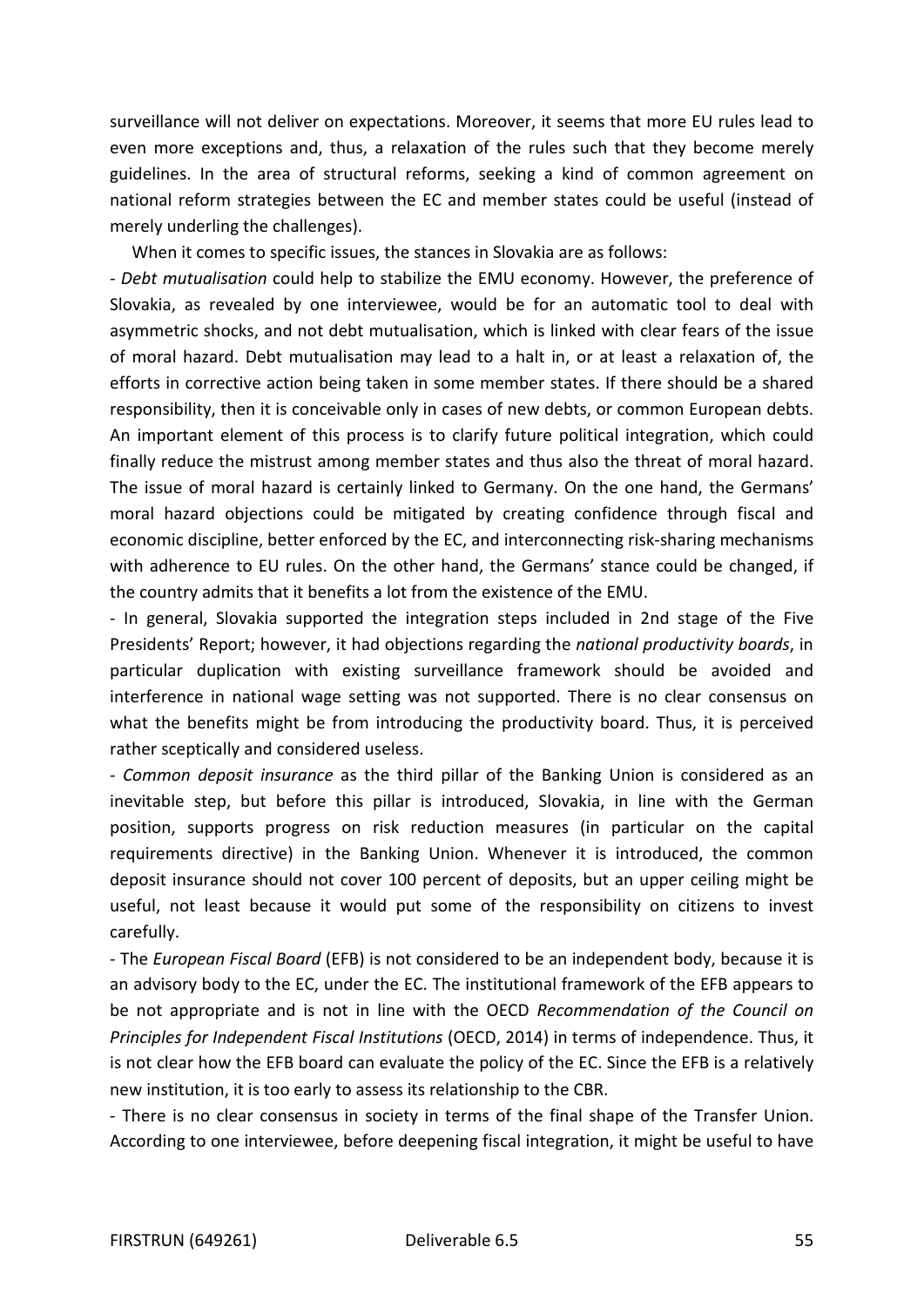surveillance will not deliver on expectations. Moreover, it seems that more EU rules lead to even more exceptions and, thus, a relaxation of the rules such that they become merely guidelines. In the area of structural reforms, seeking a kind of common agreement on national reform strategies between the EC and member states could be useful (instead of merely underling the challenges).

When it comes to specific issues, the stances in Slovakia are as follows:

- *Debt mutualisation* could help to stabilize the EMU economy. However, the preference of Slovakia, as revealed by one interviewee, would be for an automatic tool to deal with asymmetric shocks, and not debt mutualisation, which is linked with clear fears of the issue of moral hazard. Debt mutualisation may lead to a halt in, or at least a relaxation of, the efforts in corrective action being taken in some member states. If there should be a shared responsibility, then it is conceivable only in cases of new debts, or common European debts. An important element of this process is to clarify future political integration, which could finally reduce the mistrust among member states and thus also the threat of moral hazard. The issue of moral hazard is certainly linked to Germany. On the one hand, the Germans' moral hazard objections could be mitigated by creating confidence through fiscal and economic discipline, better enforced by the EC, and interconnecting risk-sharing mechanisms with adherence to EU rules. On the other hand, the Germans' stance could be changed, if the country admits that it benefits a lot from the existence of the EMU.
- In general, Slovakia supported the integration steps included in 2nd stage of the Five Presidents' Report; however, it had objections regarding the *national productivity boards*, in particular duplication with existing surveillance framework should be avoided and interference in national wage setting was not supported. There is no clear consensus on what the benefits might be from introducing the productivity board. Thus, it is perceived rather sceptically and considered useless.
- *Common deposit insurance* as the third pillar of the Banking Union is considered as an inevitable step, but before this pillar is introduced, Slovakia, in line with the German position, supports progress on risk reduction measures (in particular on the capital requirements directive) in the Banking Union. Whenever it is introduced, the common deposit insurance should not cover 100 percent of deposits, but an upper ceiling might be useful, not least because it would put some of the responsibility on citizens to invest carefully.
- The *European Fiscal Board* (EFB) is not considered to be an independent body, because it is an advisory body to the EC, under the EC. The institutional framework of the EFB appears to be not appropriate and is not in line with the OECD *Recommendation of the Council on Principles for Independent Fiscal Institutions* (OECD, 2014) in terms of independence. Thus, it is not clear how the EFB board can evaluate the policy of the EC. Since the EFB is a relatively new institution, it is too early to assess its relationship to the CBR.
- There is no clear consensus in society in terms of the final shape of the Transfer Union. According to one interviewee, before deepening fiscal integration, it might be useful to have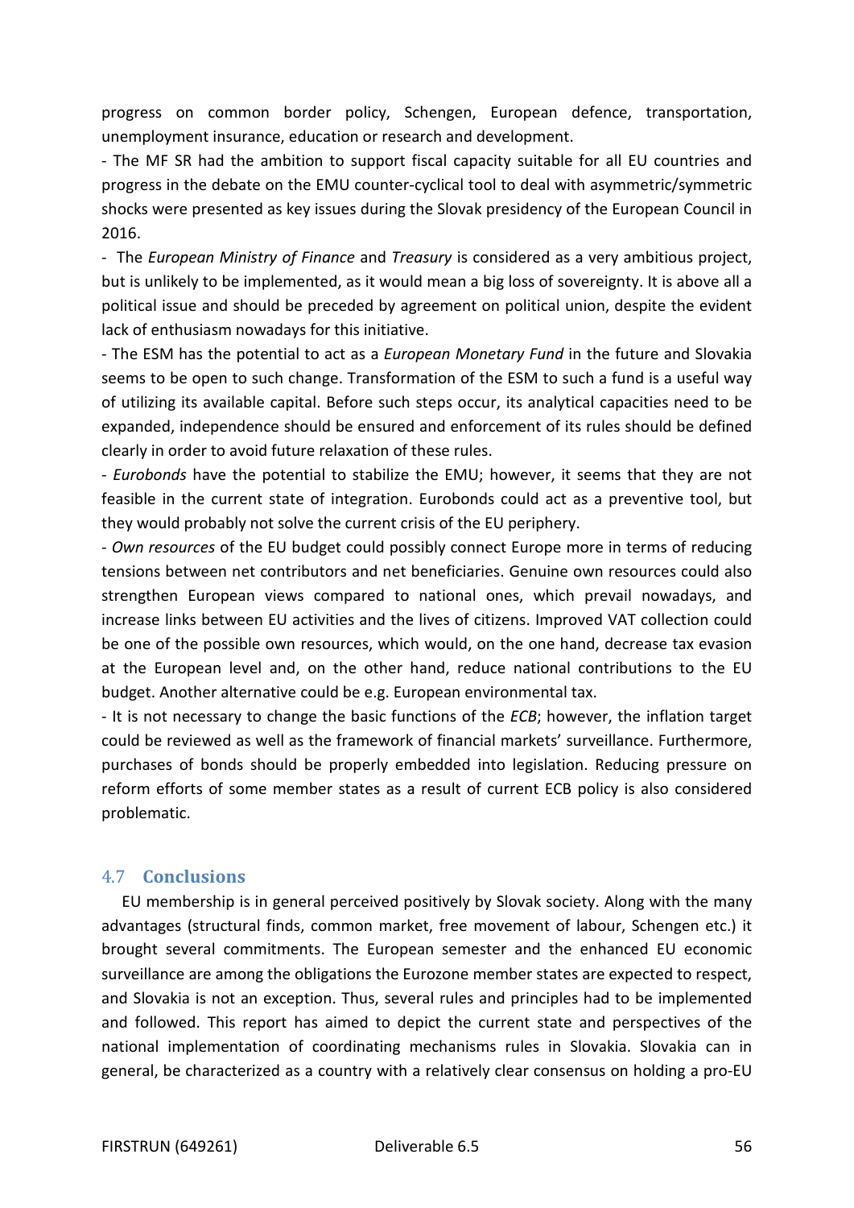progress on common border policy, Schengen, European defence, transportation, unemployment insurance, education or research and development.

- The MF SR had the ambition to support fiscal capacity suitable for all EU countries and progress in the debate on the EMU counter-cyclical tool to deal with asymmetric/symmetric shocks were presented as key issues during the Slovak presidency of the European Council in 2016.
- The *European Ministry of Finance* and *Treasury* is considered as a very ambitious project, but is unlikely to be implemented, as it would mean a big loss of sovereignty. It is above all a political issue and should be preceded by agreement on political union, despite the evident lack of enthusiasm nowadays for this initiative.
- The ESM has the potential to act as a *European Monetary Fund* in the future and Slovakia seems to be open to such change. Transformation of the ESM to such a fund is a useful way of utilizing its available capital. Before such steps occur, its analytical capacities need to be expanded, independence should be ensured and enforcement of its rules should be defined clearly in order to avoid future relaxation of these rules.
- *Eurobonds* have the potential to stabilize the EMU; however, it seems that they are not feasible in the current state of integration. Eurobonds could act as a preventive tool, but they would probably not solve the current crisis of the EU periphery.
- *Own resources* of the EU budget could possibly connect Europe more in terms of reducing tensions between net contributors and net beneficiaries. Genuine own resources could also strengthen European views compared to national ones, which prevail nowadays, and increase links between EU activities and the lives of citizens. Improved VAT collection could be one of the possible own resources, which would, on the one hand, decrease tax evasion at the European level and, on the other hand, reduce national contributions to the EU budget. Another alternative could be e.g. European environmental tax.
- It is not necessary to change the basic functions of the *ECB*; however, the inflation target could be reviewed as well as the framework of financial markets' surveillance. Furthermore, purchases of bonds should be properly embedded into legislation. Reducing pressure on reform efforts of some member states as a result of current ECB policy is also considered problematic.

## 4.7 Conclusions

EU membership is in general perceived positively by Slovak society. Along with the many advantages (structural finds, common market, free movement of labour, Schengen etc.) it brought several commitments. The European semester and the enhanced EU economic surveillance are among the obligations the Eurozone member states are expected to respect, and Slovakia is not an exception. Thus, several rules and principles had to be implemented and followed. This report has aimed to depict the current state and perspectives of the national implementation of coordinating mechanisms rules in Slovakia. Slovakia can in general, be characterized as a country with a relatively clear consensus on holding a pro-EU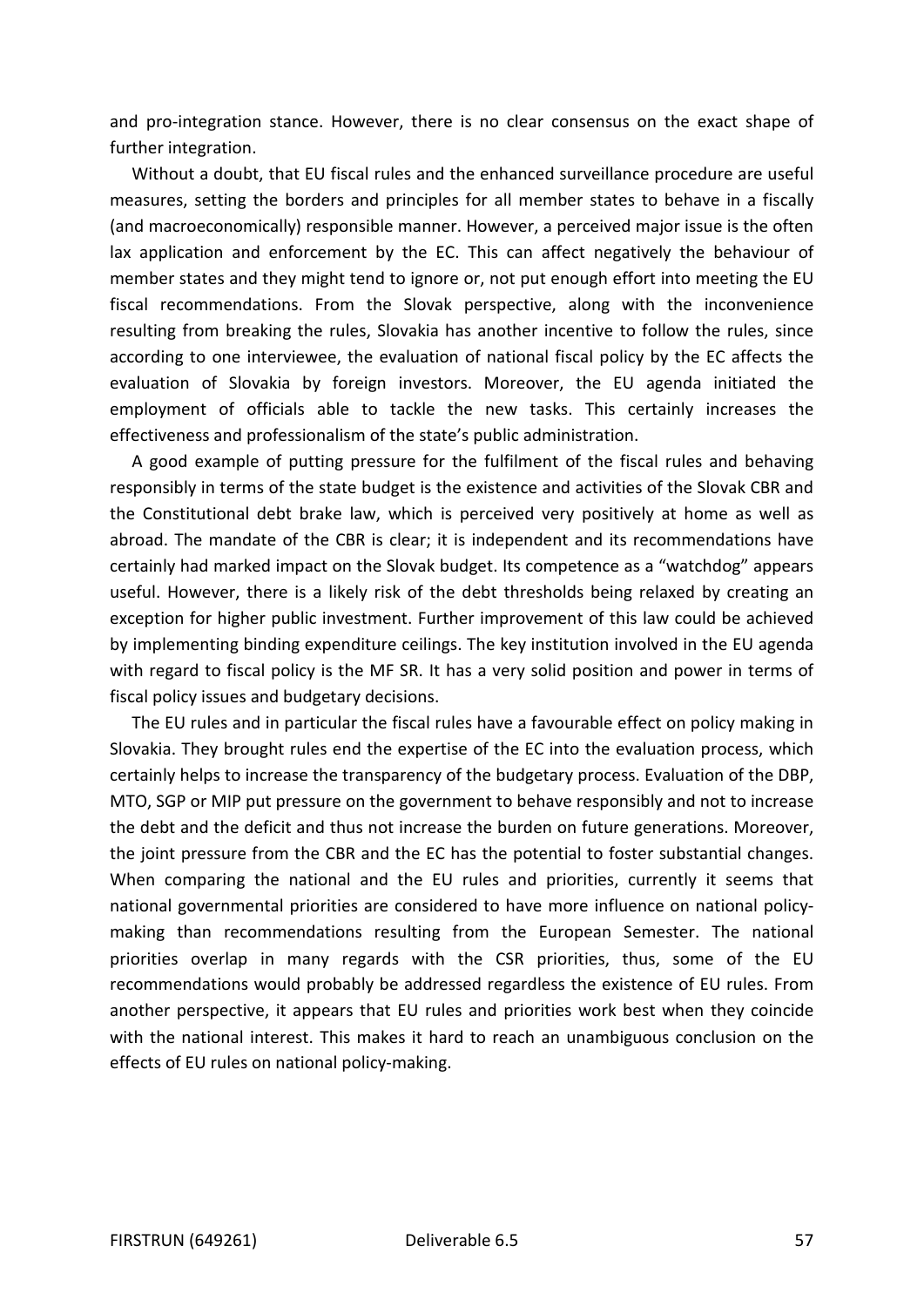and pro-integration stance. However, there is no clear consensus on the exact shape of further integration.

Without a doubt, that EU fiscal rules and the enhanced surveillance procedure are useful measures, setting the borders and principles for all member states to behave in a fiscally (and macroeconomically) responsible manner. However, a perceived major issue is the often lax application and enforcement by the EC. This can affect negatively the behaviour of member states and they might tend to ignore or, not put enough effort into meeting the EU fiscal recommendations. From the Slovak perspective, along with the inconvenience resulting from breaking the rules, Slovakia has another incentive to follow the rules, since according to one interviewee, the evaluation of national fiscal policy by the EC affects the evaluation of Slovakia by foreign investors. Moreover, the EU agenda initiated the employment of officials able to tackle the new tasks. This certainly increases the effectiveness and professionalism of the state's public administration.

A good example of putting pressure for the fulfilment of the fiscal rules and behaving responsibly in terms of the state budget is the existence and activities of the Slovak CBR and the Constitutional debt brake law, which is perceived very positively at home as well as abroad. The mandate of the CBR is clear; it is independent and its recommendations have certainly had marked impact on the Slovak budget. Its competence as a "watchdog" appears useful. However, there is a likely risk of the debt thresholds being relaxed by creating an exception for higher public investment. Further improvement of this law could be achieved by implementing binding expenditure ceilings. The key institution involved in the EU agenda with regard to fiscal policy is the MF SR. It has a very solid position and power in terms of fiscal policy issues and budgetary decisions.

The EU rules and in particular the fiscal rules have a favourable effect on policy making in Slovakia. They brought rules end the expertise of the EC into the evaluation process, which certainly helps to increase the transparency of the budgetary process. Evaluation of the DBP, MTO, SGP or MIP put pressure on the government to behave responsibly and not to increase the debt and the deficit and thus not increase the burden on future generations. Moreover, the joint pressure from the CBR and the EC has the potential to foster substantial changes. When comparing the national and the EU rules and priorities, currently it seems that national governmental priorities are considered to have more influence on national policy-making than recommendations resulting from the European Semester. The national priorities overlap in many regards with the CSR priorities, thus, some of the EU recommendations would probably be addressed regardless the existence of EU rules. From another perspective, it appears that EU rules and priorities work best when they coincide with the national interest. This makes it hard to reach an unambiguous conclusion on the effects of EU rules on national policy-making.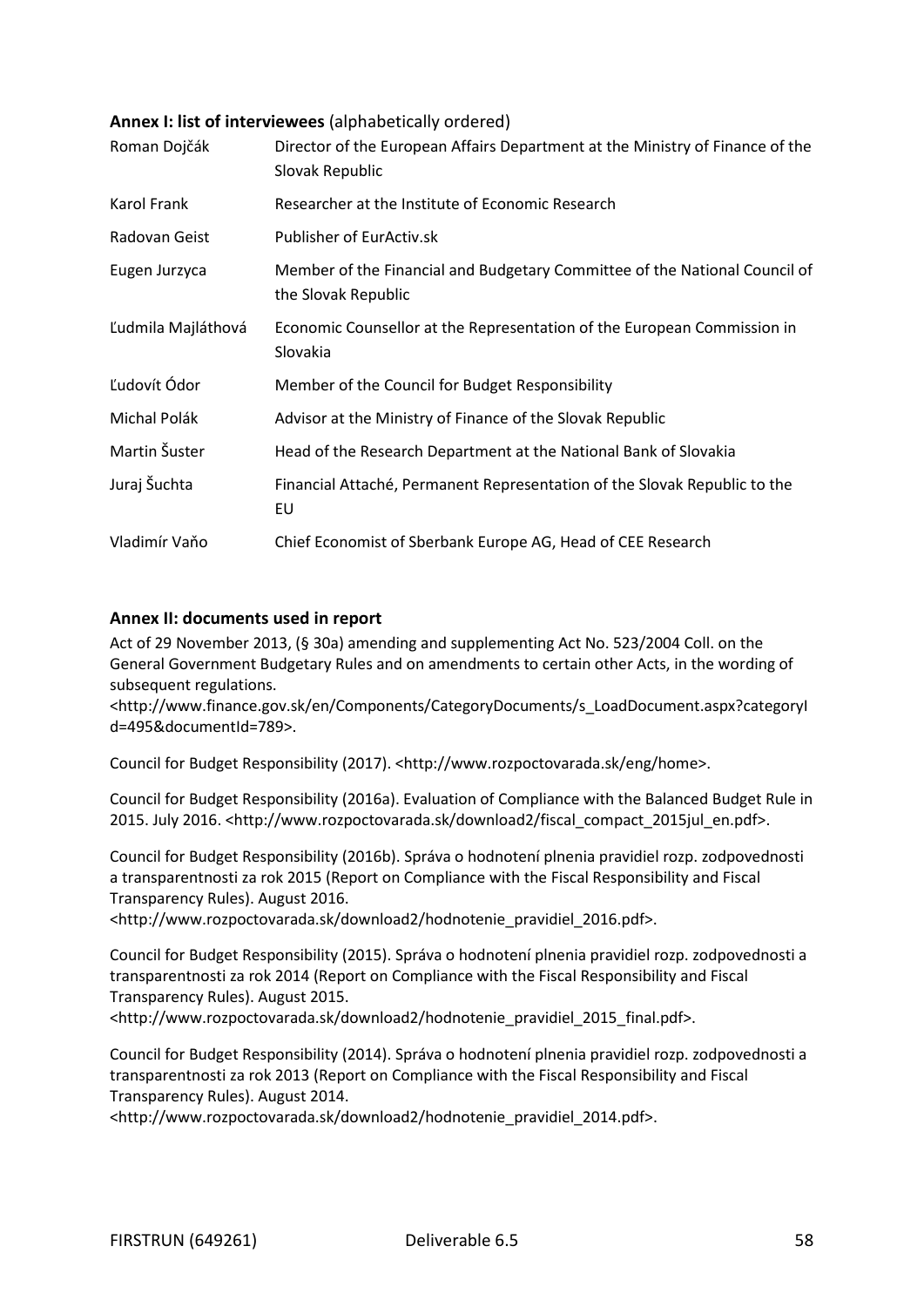## Annex I: list of interviewees (alphabetically ordered)

| | |
|---|---|
| Roman Dojčák | Director of the European Affairs Department at the Ministry of Finance of the Slovak Republic |
| Karol Frank | Researcher at the Institute of Economic Research |
| Radovan Geist | Publisher of EurActiv.sk |
| Eugen Jurzyca | Member of the Financial and Budgetary Committee of the National Council of the Slovak Republic |
| Ľudmila Majláthová | Economic Counsellor at the Representation of the European Commission in Slovakia |
| Ľudovít Ódor | Member of the Council for Budget Responsibility |
| Michal Polák | Advisor at the Ministry of Finance of the Slovak Republic |
| Martin Šuster | Head of the Research Department at the National Bank of Slovakia |
| Juraj Šuchta | Financial Attaché, Permanent Representation of the Slovak Republic to the EU |
| Vladimír Vaňo | Chief Economist of Sberbank Europe AG, Head of CEE Research |

## Annex II: documents used in report

Act of 29 November 2013, (§ 30a) amending and supplementing Act No. 523/2004 Coll. on the General Government Budgetary Rules and on amendments to certain other Acts, in the wording of subsequent regulations. <http://www.finance.gov.sk/en/Components/CategoryDocuments/s_LoadDocument.aspx?categoryId=495&documentId=789>.

Council for Budget Responsibility (2017). <http://www.rozpoctovarada.sk/eng/home>.

Council for Budget Responsibility (2016a). Evaluation of Compliance with the Balanced Budget Rule in 2015. July 2016. <http://www.rozpoctovarada.sk/download2/fiscal_compact_2015jul_en.pdf>.

Council for Budget Responsibility (2016b). Správa o hodnotení plnenia pravidiel rozp. zodpovednosti a transparentnosti za rok 2015 (Report on Compliance with the Fiscal Responsibility and Fiscal Transparency Rules). August 2016. <http://www.rozpoctovarada.sk/download2/hodnotenie_pravidiel_2016.pdf>.

Council for Budget Responsibility (2015). Správa o hodnotení plnenia pravidiel rozp. zodpovednosti a transparentnosti za rok 2014 (Report on Compliance with the Fiscal Responsibility and Fiscal Transparency Rules). August 2015. <http://www.rozpoctovarada.sk/download2/hodnotenie_pravidiel_2015_final.pdf>.

Council for Budget Responsibility (2014). Správa o hodnotení plnenia pravidiel rozp. zodpovednosti a transparentnosti za rok 2013 (Report on Compliance with the Fiscal Responsibility and Fiscal Transparency Rules). August 2014. <http://www.rozpoctovarada.sk/download2/hodnotenie_pravidiel_2014.pdf>.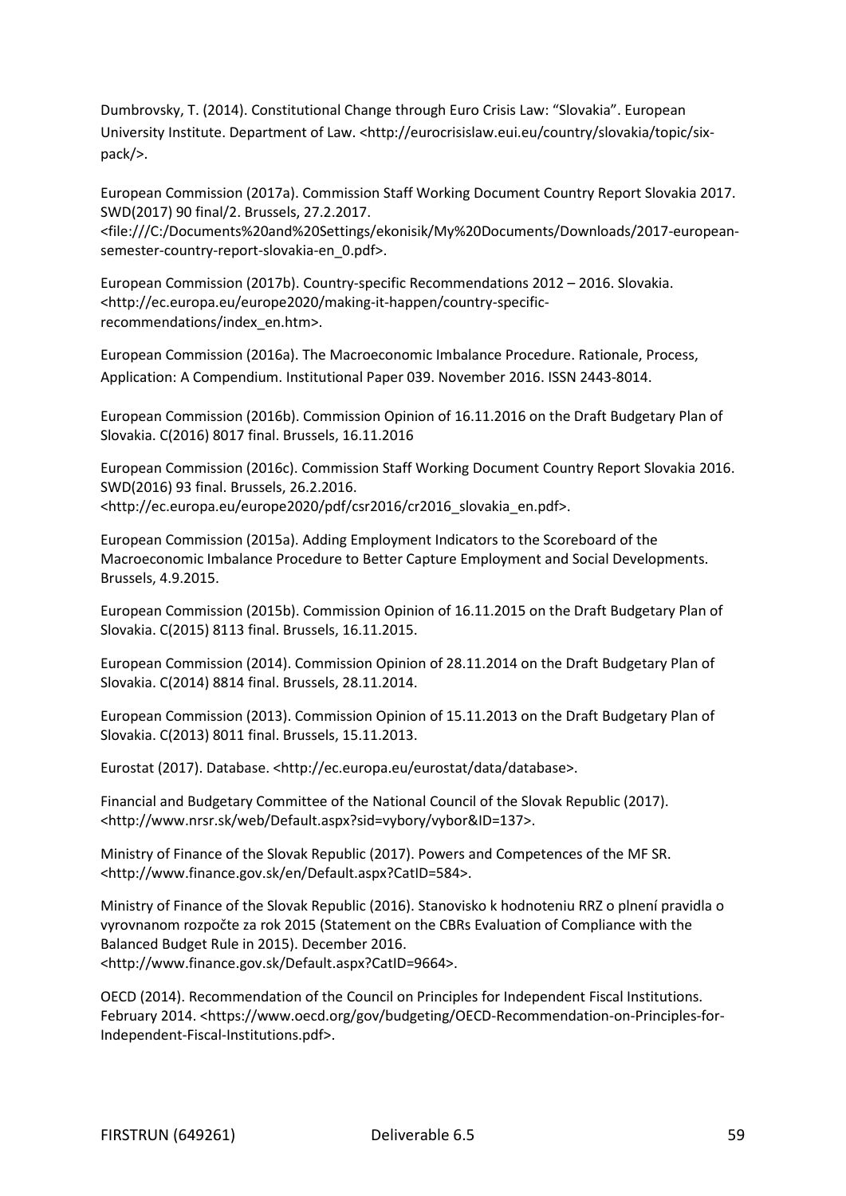Dumbrovsky, T. (2014). Constitutional Change through Euro Crisis Law: "Slovakia". European University Institute. Department of Law. <http://eurocrisislaw.eui.eu/country/slovakia/topic/six-pack/>.

European Commission (2017a). Commission Staff Working Document Country Report Slovakia 2017. SWD(2017) 90 final/2. Brussels, 27.2.2017. <file:///C:/Documents%20and%20Settings/ekonisik/My%20Documents/Downloads/2017-european-semester-country-report-slovakia-en_0.pdf>.

European Commission (2017b). Country-specific Recommendations 2012 – 2016. Slovakia. <http://ec.europa.eu/europe2020/making-it-happen/country-specific-recommendations/index_en.htm>.

European Commission (2016a). The Macroeconomic Imbalance Procedure. Rationale, Process, Application: A Compendium. Institutional Paper 039. November 2016. ISSN 2443-8014.

European Commission (2016b). Commission Opinion of 16.11.2016 on the Draft Budgetary Plan of Slovakia. C(2016) 8017 final. Brussels, 16.11.2016

European Commission (2016c). Commission Staff Working Document Country Report Slovakia 2016. SWD(2016) 93 final. Brussels, 26.2.2016. <http://ec.europa.eu/europe2020/pdf/csr2016/cr2016_slovakia_en.pdf>.

European Commission (2015a). Adding Employment Indicators to the Scoreboard of the Macroeconomic Imbalance Procedure to Better Capture Employment and Social Developments. Brussels, 4.9.2015.

European Commission (2015b). Commission Opinion of 16.11.2015 on the Draft Budgetary Plan of Slovakia. C(2015) 8113 final. Brussels, 16.11.2015.

European Commission (2014). Commission Opinion of 28.11.2014 on the Draft Budgetary Plan of Slovakia. C(2014) 8814 final. Brussels, 28.11.2014.

European Commission (2013). Commission Opinion of 15.11.2013 on the Draft Budgetary Plan of Slovakia. C(2013) 8011 final. Brussels, 15.11.2013.

Eurostat (2017). Database. <http://ec.europa.eu/eurostat/data/database>.

Financial and Budgetary Committee of the National Council of the Slovak Republic (2017). <http://www.nrsr.sk/web/Default.aspx?sid=vybory/vybor&ID=137>.

Ministry of Finance of the Slovak Republic (2017). Powers and Competences of the MF SR. <http://www.finance.gov.sk/en/Default.aspx?CatID=584>.

Ministry of Finance of the Slovak Republic (2016). Stanovisko k hodnoteniu RRZ o plnení pravidla o vyrovnanom rozpočte za rok 2015 (Statement on the CBRs Evaluation of Compliance with the Balanced Budget Rule in 2015). December 2016. <http://www.finance.gov.sk/Default.aspx?CatID=9664>.

OECD (2014). Recommendation of the Council on Principles for Independent Fiscal Institutions. February 2014. <https://www.oecd.org/gov/budgeting/OECD-Recommendation-on-Principles-for-Independent-Fiscal-Institutions.pdf>.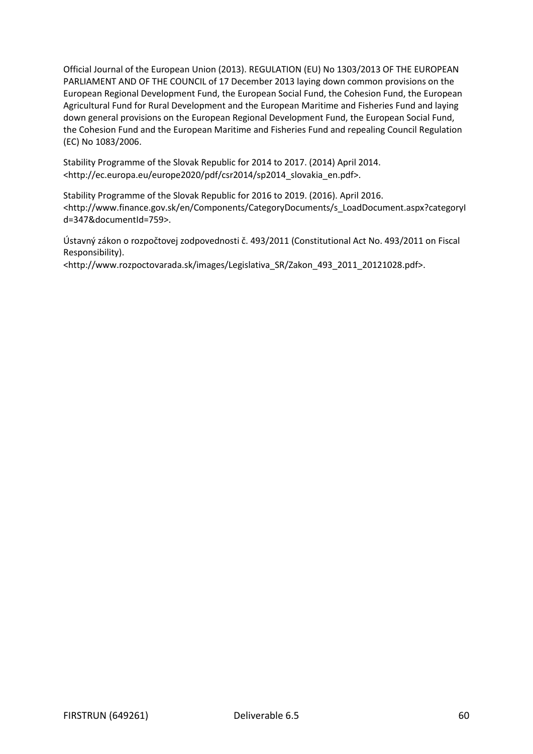Official Journal of the European Union (2013). REGULATION (EU) No 1303/2013 OF THE EUROPEAN PARLIAMENT AND OF THE COUNCIL of 17 December 2013 laying down common provisions on the European Regional Development Fund, the European Social Fund, the Cohesion Fund, the European Agricultural Fund for Rural Development and the European Maritime and Fisheries Fund and laying down general provisions on the European Regional Development Fund, the European Social Fund, the Cohesion Fund and the European Maritime and Fisheries Fund and repealing Council Regulation (EC) No 1083/2006.

Stability Programme of the Slovak Republic for 2014 to 2017. (2014) April 2014. <http://ec.europa.eu/europe2020/pdf/csr2014/sp2014_slovakia_en.pdf>.

Stability Programme of the Slovak Republic for 2016 to 2019. (2016). April 2016. <http://www.finance.gov.sk/en/Components/CategoryDocuments/s_LoadDocument.aspx?categoryId=347&documentId=759>.

Ústavný zákon o rozpočtovej zodpovednosti č. 493/2011 (Constitutional Act No. 493/2011 on Fiscal Responsibility).
<http://www.rozpoctovarada.sk/images/Legislativa_SR/Zakon_493_2011_20121028.pdf>.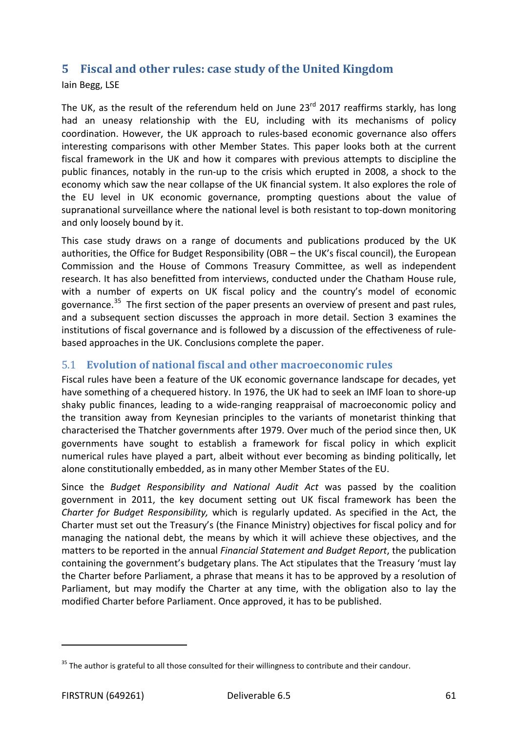# 5 Fiscal and other rules: case study of the United Kingdom

Iain Begg, LSE

The UK, as the result of the referendum held on June 23rd 2017 reaffirms starkly, has long had an uneasy relationship with the EU, including with its mechanisms of policy coordination. However, the UK approach to rules-based economic governance also offers interesting comparisons with other Member States. This paper looks both at the current fiscal framework in the UK and how it compares with previous attempts to discipline the public finances, notably in the run-up to the crisis which erupted in 2008, a shock to the economy which saw the near collapse of the UK financial system. It also explores the role of the EU level in UK economic governance, prompting questions about the value of supranational surveillance where the national level is both resistant to top-down monitoring and only loosely bound by it.

This case study draws on a range of documents and publications produced by the UK authorities, the Office for Budget Responsibility (OBR – the UK's fiscal council), the European Commission and the House of Commons Treasury Committee, as well as independent research. It has also benefitted from interviews, conducted under the Chatham House rule, with a number of experts on UK fiscal policy and the country's model of economic governance.[35] The first section of the paper presents an overview of present and past rules, and a subsequent section discusses the approach in more detail. Section 3 examines the institutions of fiscal governance and is followed by a discussion of the effectiveness of rule-based approaches in the UK. Conclusions complete the paper.

## 5.1 Evolution of national fiscal and other macroeconomic rules

Fiscal rules have been a feature of the UK economic governance landscape for decades, yet have something of a chequered history. In 1976, the UK had to seek an IMF loan to shore-up shaky public finances, leading to a wide-ranging reappraisal of macroeconomic policy and the transition away from Keynesian principles to the variants of monetarist thinking that characterised the Thatcher governments after 1979. Over much of the period since then, UK governments have sought to establish a framework for fiscal policy in which explicit numerical rules have played a part, albeit without ever becoming as binding politically, let alone constitutionally embedded, as in many other Member States of the EU.

Since the *Budget Responsibility and National Audit Act* was passed by the coalition government in 2011, the key document setting out UK fiscal framework has been the *Charter for Budget Responsibility,* which is regularly updated. As specified in the Act, the Charter must set out the Treasury's (the Finance Ministry) objectives for fiscal policy and for managing the national debt, the means by which it will achieve these objectives, and the matters to be reported in the annual *Financial Statement and Budget Report*, the publication containing the government's budgetary plans. The Act stipulates that the Treasury 'must lay the Charter before Parliament, a phrase that means it has to be approved by a resolution of Parliament, but may modify the Charter at any time, with the obligation also to lay the modified Charter before Parliament. Once approved, it has to be published.

[35] The author is grateful to all those consulted for their willingness to contribute and their candour.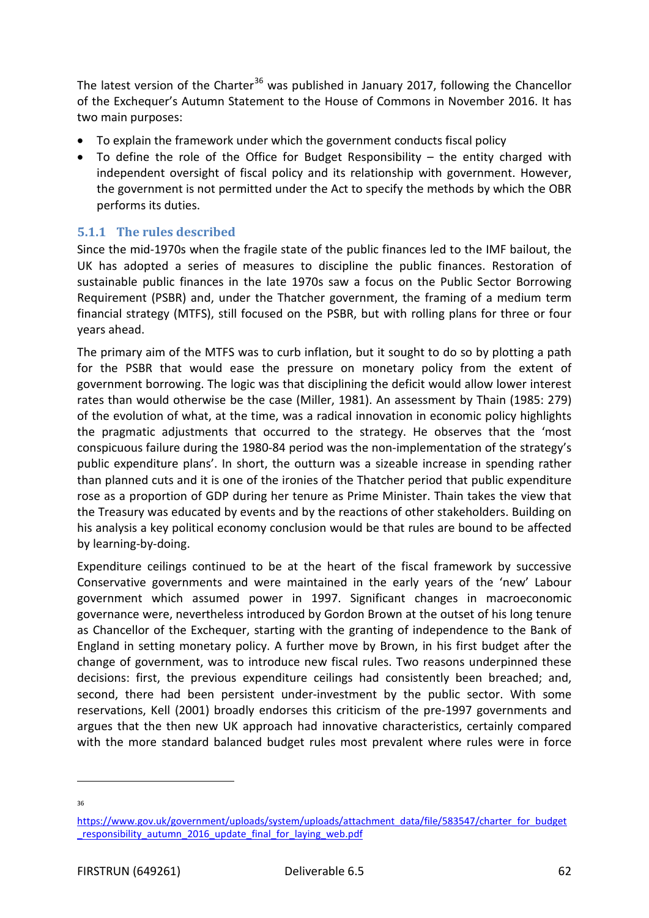The latest version of the Charter[36] was published in January 2017, following the Chancellor of the Exchequer's Autumn Statement to the House of Commons in November 2016. It has two main purposes:

- To explain the framework under which the government conducts fiscal policy
- To define the role of the Office for Budget Responsibility – the entity charged with independent oversight of fiscal policy and its relationship with government. However, the government is not permitted under the Act to specify the methods by which the OBR performs its duties.

### 5.1.1 The rules described

Since the mid-1970s when the fragile state of the public finances led to the IMF bailout, the UK has adopted a series of measures to discipline the public finances. Restoration of sustainable public finances in the late 1970s saw a focus on the Public Sector Borrowing Requirement (PSBR) and, under the Thatcher government, the framing of a medium term financial strategy (MTFS), still focused on the PSBR, but with rolling plans for three or four years ahead.

The primary aim of the MTFS was to curb inflation, but it sought to do so by plotting a path for the PSBR that would ease the pressure on monetary policy from the extent of government borrowing. The logic was that disciplining the deficit would allow lower interest rates than would otherwise be the case (Miller, 1981). An assessment by Thain (1985: 279) of the evolution of what, at the time, was a radical innovation in economic policy highlights the pragmatic adjustments that occurred to the strategy. He observes that the 'most conspicuous failure during the 1980-84 period was the non-implementation of the strategy's public expenditure plans'. In short, the outturn was a sizeable increase in spending rather than planned cuts and it is one of the ironies of the Thatcher period that public expenditure rose as a proportion of GDP during her tenure as Prime Minister. Thain takes the view that the Treasury was educated by events and by the reactions of other stakeholders. Building on his analysis a key political economy conclusion would be that rules are bound to be affected by learning-by-doing.

Expenditure ceilings continued to be at the heart of the fiscal framework by successive Conservative governments and were maintained in the early years of the 'new' Labour government which assumed power in 1997. Significant changes in macroeconomic governance were, nevertheless introduced by Gordon Brown at the outset of his long tenure as Chancellor of the Exchequer, starting with the granting of independence to the Bank of England in setting monetary policy. A further move by Brown, in his first budget after the change of government, was to introduce new fiscal rules. Two reasons underpinned these decisions: first, the previous expenditure ceilings had consistently been breached; and, second, there had been persistent under-investment by the public sector. With some reservations, Kell (2001) broadly endorses this criticism of the pre-1997 governments and argues that the then new UK approach had innovative characteristics, certainly compared with the more standard balanced budget rules most prevalent where rules were in force

---

[36] https://www.gov.uk/government/uploads/system/uploads/attachment_data/file/583547/charter_for_budget_responsibility_autumn_2016_update_final_for_laying_web.pdf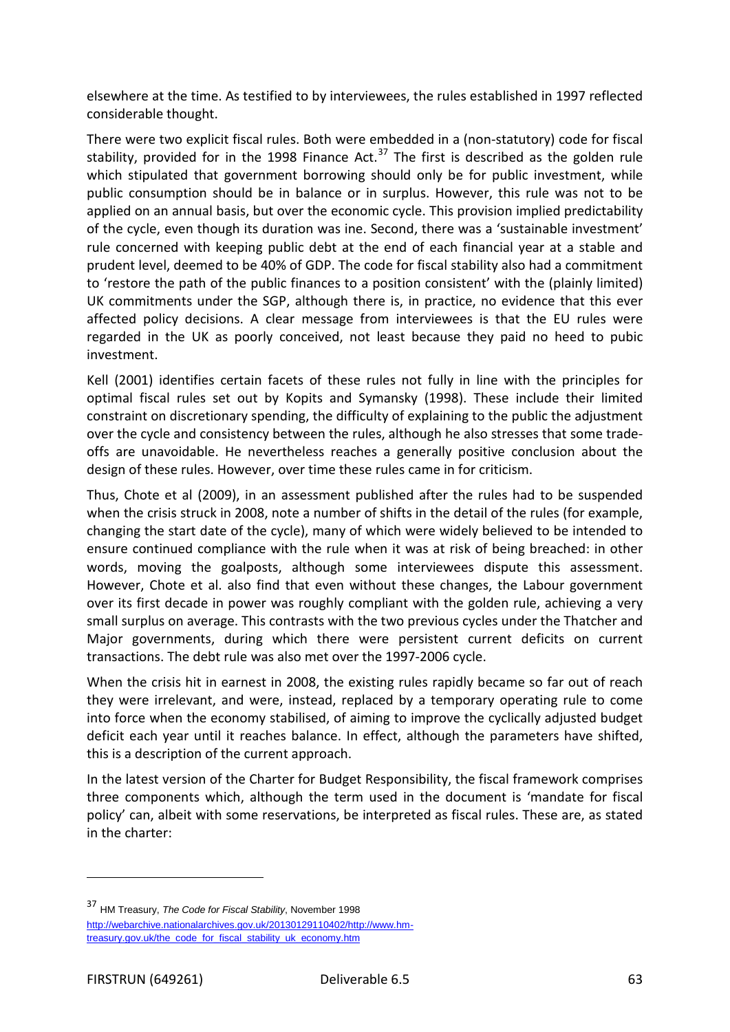elsewhere at the time. As testified to by interviewees, the rules established in 1997 reflected considerable thought.

There were two explicit fiscal rules. Both were embedded in a (non-statutory) code for fiscal stability, provided for in the 1998 Finance Act.[37] The first is described as the golden rule which stipulated that government borrowing should only be for public investment, while public consumption should be in balance or in surplus. However, this rule was not to be applied on an annual basis, but over the economic cycle. This provision implied predictability of the cycle, even though its duration was ine. Second, there was a 'sustainable investment' rule concerned with keeping public debt at the end of each financial year at a stable and prudent level, deemed to be 40% of GDP. The code for fiscal stability also had a commitment to 'restore the path of the public finances to a position consistent' with the (plainly limited) UK commitments under the SGP, although there is, in practice, no evidence that this ever affected policy decisions. A clear message from interviewees is that the EU rules were regarded in the UK as poorly conceived, not least because they paid no heed to pubic investment.

Kell (2001) identifies certain facets of these rules not fully in line with the principles for optimal fiscal rules set out by Kopits and Symansky (1998). These include their limited constraint on discretionary spending, the difficulty of explaining to the public the adjustment over the cycle and consistency between the rules, although he also stresses that some trade-offs are unavoidable. He nevertheless reaches a generally positive conclusion about the design of these rules. However, over time these rules came in for criticism.

Thus, Chote et al (2009), in an assessment published after the rules had to be suspended when the crisis struck in 2008, note a number of shifts in the detail of the rules (for example, changing the start date of the cycle), many of which were widely believed to be intended to ensure continued compliance with the rule when it was at risk of being breached: in other words, moving the goalposts, although some interviewees dispute this assessment. However, Chote et al. also find that even without these changes, the Labour government over its first decade in power was roughly compliant with the golden rule, achieving a very small surplus on average. This contrasts with the two previous cycles under the Thatcher and Major governments, during which there were persistent current deficits on current transactions. The debt rule was also met over the 1997-2006 cycle.

When the crisis hit in earnest in 2008, the existing rules rapidly became so far out of reach they were irrelevant, and were, instead, replaced by a temporary operating rule to come into force when the economy stabilised, of aiming to improve the cyclically adjusted budget deficit each year until it reaches balance. In effect, although the parameters have shifted, this is a description of the current approach.

In the latest version of the Charter for Budget Responsibility, the fiscal framework comprises three components which, although the term used in the document is 'mandate for fiscal policy' can, albeit with some reservations, be interpreted as fiscal rules. These are, as stated in the charter:

---

[37] HM Treasury, *The Code for Fiscal Stability*, November 1998 http://webarchive.nationalarchives.gov.uk/20130129110402/http://www.hm-treasury.gov.uk/the_code_for_fiscal_stability_uk_economy.htm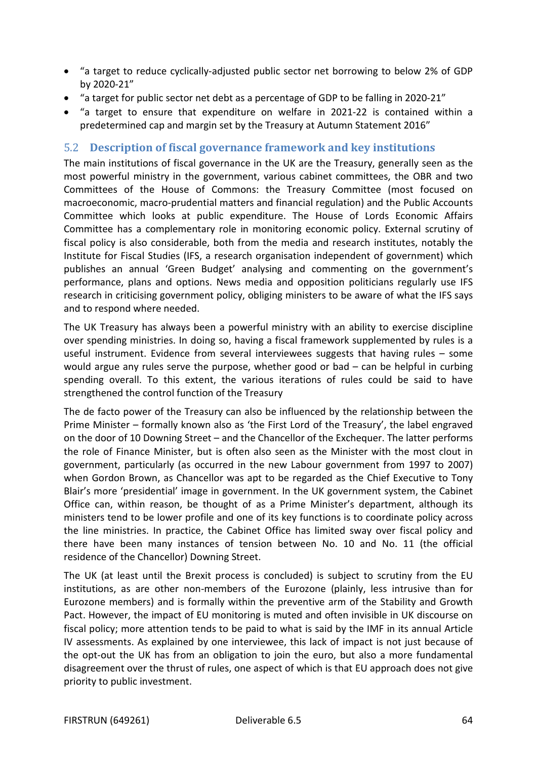- "a target to reduce cyclically-adjusted public sector net borrowing to below 2% of GDP by 2020-21"
- "a target for public sector net debt as a percentage of GDP to be falling in 2020-21"
- "a target to ensure that expenditure on welfare in 2021-22 is contained within a predetermined cap and margin set by the Treasury at Autumn Statement 2016"

## 5.2 Description of fiscal governance framework and key institutions

The main institutions of fiscal governance in the UK are the Treasury, generally seen as the most powerful ministry in the government, various cabinet committees, the OBR and two Committees of the House of Commons: the Treasury Committee (most focused on macroeconomic, macro-prudential matters and financial regulation) and the Public Accounts Committee which looks at public expenditure. The House of Lords Economic Affairs Committee has a complementary role in monitoring economic policy. External scrutiny of fiscal policy is also considerable, both from the media and research institutes, notably the Institute for Fiscal Studies (IFS, a research organisation independent of government) which publishes an annual 'Green Budget' analysing and commenting on the government's performance, plans and options. News media and opposition politicians regularly use IFS research in criticising government policy, obliging ministers to be aware of what the IFS says and to respond where needed.

The UK Treasury has always been a powerful ministry with an ability to exercise discipline over spending ministries. In doing so, having a fiscal framework supplemented by rules is a useful instrument. Evidence from several interviewees suggests that having rules – some would argue any rules serve the purpose, whether good or bad – can be helpful in curbing spending overall. To this extent, the various iterations of rules could be said to have strengthened the control function of the Treasury

The de facto power of the Treasury can also be influenced by the relationship between the Prime Minister – formally known also as 'the First Lord of the Treasury', the label engraved on the door of 10 Downing Street – and the Chancellor of the Exchequer. The latter performs the role of Finance Minister, but is often also seen as the Minister with the most clout in government, particularly (as occurred in the new Labour government from 1997 to 2007) when Gordon Brown, as Chancellor was apt to be regarded as the Chief Executive to Tony Blair's more 'presidential' image in government. In the UK government system, the Cabinet Office can, within reason, be thought of as a Prime Minister's department, although its ministers tend to be lower profile and one of its key functions is to coordinate policy across the line ministries. In practice, the Cabinet Office has limited sway over fiscal policy and there have been many instances of tension between No. 10 and No. 11 (the official residence of the Chancellor) Downing Street.

The UK (at least until the Brexit process is concluded) is subject to scrutiny from the EU institutions, as are other non-members of the Eurozone (plainly, less intrusive than for Eurozone members) and is formally within the preventive arm of the Stability and Growth Pact. However, the impact of EU monitoring is muted and often invisible in UK discourse on fiscal policy; more attention tends to be paid to what is said by the IMF in its annual Article IV assessments. As explained by one interviewee, this lack of impact is not just because of the opt-out the UK has from an obligation to join the euro, but also a more fundamental disagreement over the thrust of rules, one aspect of which is that EU approach does not give priority to public investment.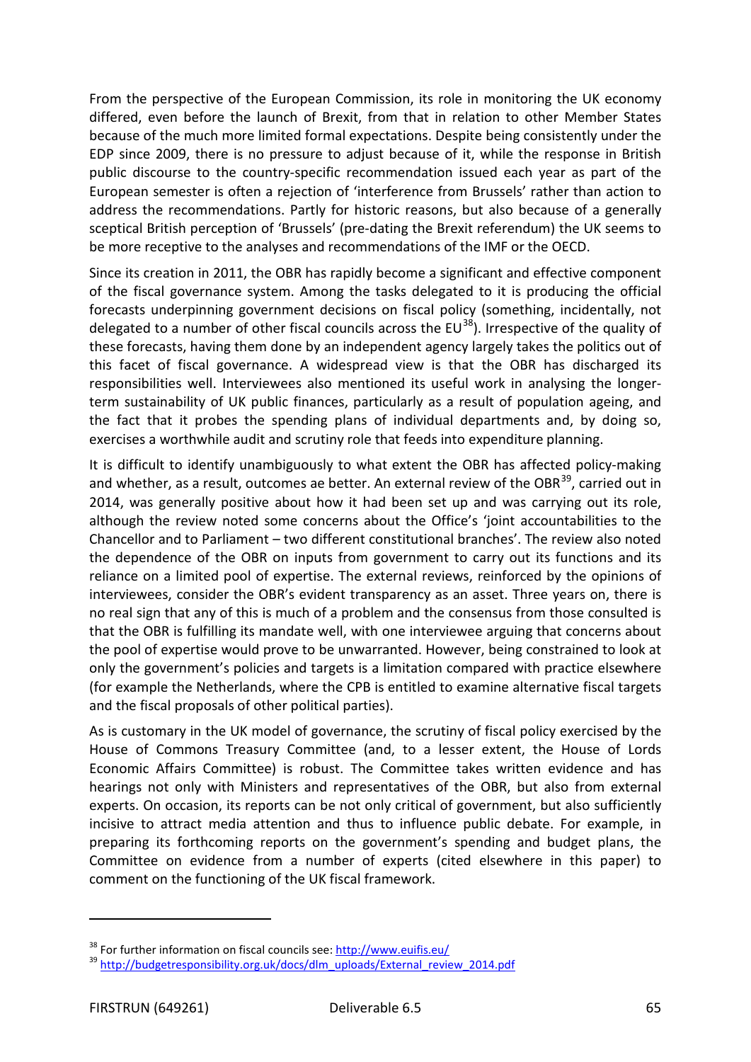From the perspective of the European Commission, its role in monitoring the UK economy differed, even before the launch of Brexit, from that in relation to other Member States because of the much more limited formal expectations. Despite being consistently under the EDP since 2009, there is no pressure to adjust because of it, while the response in British public discourse to the country-specific recommendation issued each year as part of the European semester is often a rejection of 'interference from Brussels' rather than action to address the recommendations. Partly for historic reasons, but also because of a generally sceptical British perception of 'Brussels' (pre-dating the Brexit referendum) the UK seems to be more receptive to the analyses and recommendations of the IMF or the OECD.

Since its creation in 2011, the OBR has rapidly become a significant and effective component of the fiscal governance system. Among the tasks delegated to it is producing the official forecasts underpinning government decisions on fiscal policy (something, incidentally, not delegated to a number of other fiscal councils across the EU[38]). Irrespective of the quality of these forecasts, having them done by an independent agency largely takes the politics out of this facet of fiscal governance. A widespread view is that the OBR has discharged its responsibilities well. Interviewees also mentioned its useful work in analysing the longer-term sustainability of UK public finances, particularly as a result of population ageing, and the fact that it probes the spending plans of individual departments and, by doing so, exercises a worthwhile audit and scrutiny role that feeds into expenditure planning.

It is difficult to identify unambiguously to what extent the OBR has affected policy-making and whether, as a result, outcomes ae better. An external review of the OBR[39], carried out in 2014, was generally positive about how it had been set up and was carrying out its role, although the review noted some concerns about the Office's 'joint accountabilities to the Chancellor and to Parliament – two different constitutional branches'. The review also noted the dependence of the OBR on inputs from government to carry out its functions and its reliance on a limited pool of expertise. The external reviews, reinforced by the opinions of interviewees, consider the OBR's evident transparency as an asset. Three years on, there is no real sign that any of this is much of a problem and the consensus from those consulted is that the OBR is fulfilling its mandate well, with one interviewee arguing that concerns about the pool of expertise would prove to be unwarranted. However, being constrained to look at only the government's policies and targets is a limitation compared with practice elsewhere (for example the Netherlands, where the CPB is entitled to examine alternative fiscal targets and the fiscal proposals of other political parties).

As is customary in the UK model of governance, the scrutiny of fiscal policy exercised by the House of Commons Treasury Committee (and, to a lesser extent, the House of Lords Economic Affairs Committee) is robust. The Committee takes written evidence and has hearings not only with Ministers and representatives of the OBR, but also from external experts. On occasion, its reports can be not only critical of government, but also sufficiently incisive to attract media attention and thus to influence public debate. For example, in preparing its forthcoming reports on the government's spending and budget plans, the Committee on evidence from a number of experts (cited elsewhere in this paper) to comment on the functioning of the UK fiscal framework.

---

[38] For further information on fiscal councils see: http://www.euifis.eu/

[39] http://budgetresponsibility.org.uk/docs/dlm_uploads/External_review_2014.pdf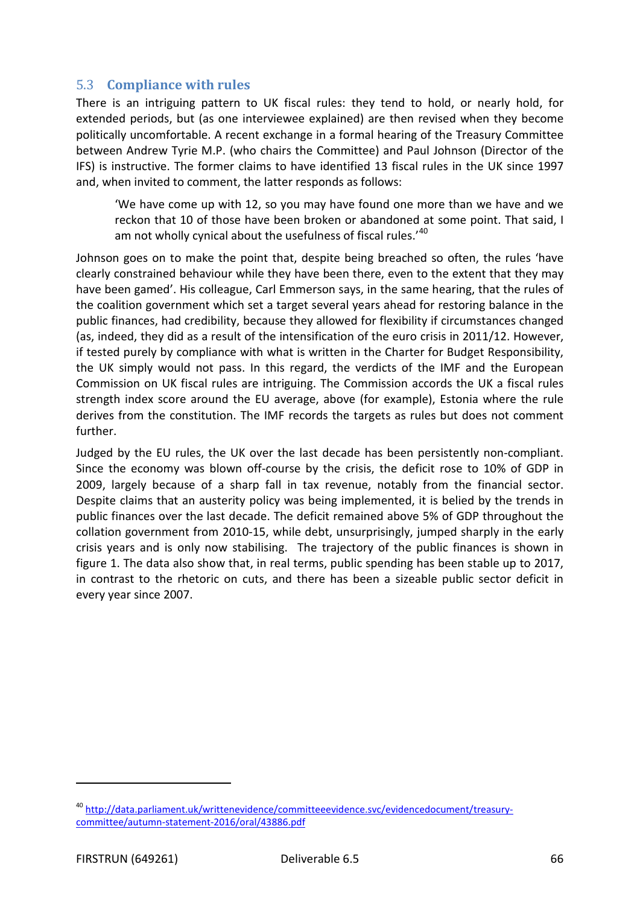## 5.3 Compliance with rules

There is an intriguing pattern to UK fiscal rules: they tend to hold, or nearly hold, for extended periods, but (as one interviewee explained) are then revised when they become politically uncomfortable. A recent exchange in a formal hearing of the Treasury Committee between Andrew Tyrie M.P. (who chairs the Committee) and Paul Johnson (Director of the IFS) is instructive. The former claims to have identified 13 fiscal rules in the UK since 1997 and, when invited to comment, the latter responds as follows:

> 'We have come up with 12, so you may have found one more than we have and we reckon that 10 of those have been broken or abandoned at some point. That said, I am not wholly cynical about the usefulness of fiscal rules.'[40]

Johnson goes on to make the point that, despite being breached so often, the rules 'have clearly constrained behaviour while they have been there, even to the extent that they may have been gamed'. His colleague, Carl Emmerson says, in the same hearing, that the rules of the coalition government which set a target several years ahead for restoring balance in the public finances, had credibility, because they allowed for flexibility if circumstances changed (as, indeed, they did as a result of the intensification of the euro crisis in 2011/12. However, if tested purely by compliance with what is written in the Charter for Budget Responsibility, the UK simply would not pass. In this regard, the verdicts of the IMF and the European Commission on UK fiscal rules are intriguing. The Commission accords the UK a fiscal rules strength index score around the EU average, above (for example), Estonia where the rule derives from the constitution. The IMF records the targets as rules but does not comment further.

Judged by the EU rules, the UK over the last decade has been persistently non-compliant. Since the economy was blown off-course by the crisis, the deficit rose to 10% of GDP in 2009, largely because of a sharp fall in tax revenue, notably from the financial sector. Despite claims that an austerity policy was being implemented, it is belied by the trends in public finances over the last decade. The deficit remained above 5% of GDP throughout the collation government from 2010-15, while debt, unsurprisingly, jumped sharply in the early crisis years and is only now stabilising. The trajectory of the public finances is shown in figure 1. The data also show that, in real terms, public spending has been stable up to 2017, in contrast to the rhetoric on cuts, and there has been a sizeable public sector deficit in every year since 2007.

---

[40] http://data.parliament.uk/writtenevidence/committeeevidence.svc/evidencedocument/treasury-committee/autumn-statement-2016/oral/43886.pdf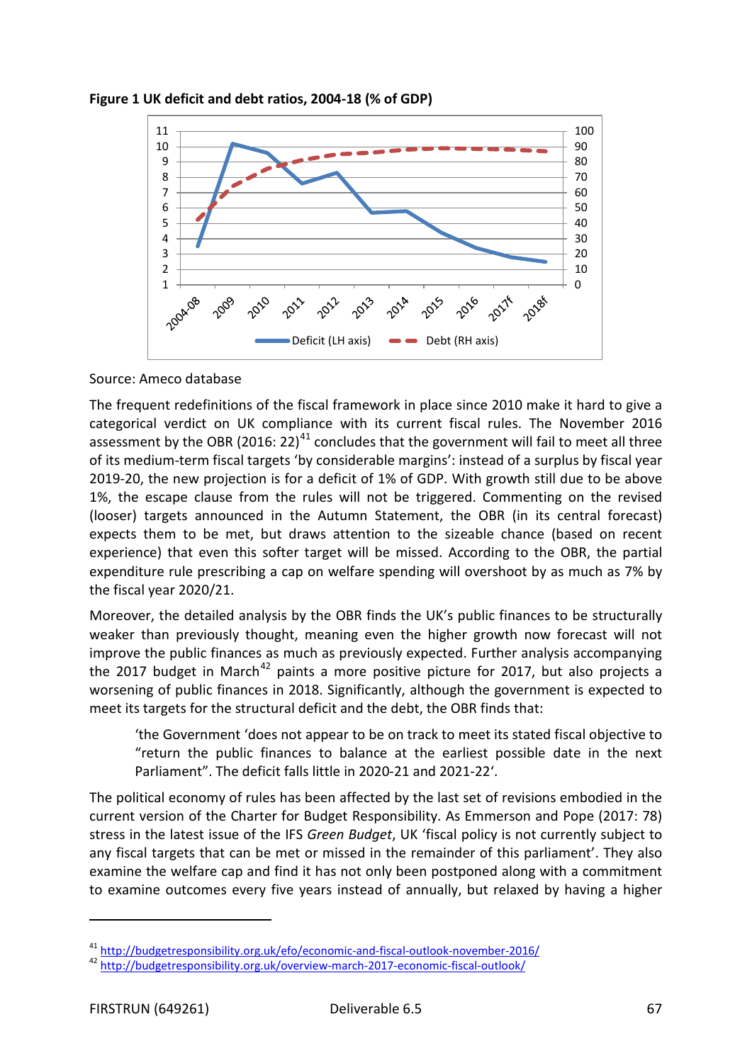**Figure 1 UK deficit and debt ratios, 2004-18 (% of GDP)**

Source: Ameco database

The frequent redefinitions of the fiscal framework in place since 2010 make it hard to give a categorical verdict on UK compliance with its current fiscal rules. The November 2016 assessment by the OBR (2016: 22)[41] concludes that the government will fail to meet all three of its medium-term fiscal targets 'by considerable margins': instead of a surplus by fiscal year 2019-20, the new projection is for a deficit of 1% of GDP. With growth still due to be above 1%, the escape clause from the rules will not be triggered. Commenting on the revised (looser) targets announced in the Autumn Statement, the OBR (in its central forecast) expects them to be met, but draws attention to the sizeable chance (based on recent experience) that even this softer target will be missed. According to the OBR, the partial expenditure rule prescribing a cap on welfare spending will overshoot by as much as 7% by the fiscal year 2020/21.

Moreover, the detailed analysis by the OBR finds the UK's public finances to be structurally weaker than previously thought, meaning even the higher growth now forecast will not improve the public finances as much as previously expected. Further analysis accompanying the 2017 budget in March[42] paints a more positive picture for 2017, but also projects a worsening of public finances in 2018. Significantly, although the government is expected to meet its targets for the structural deficit and the debt, the OBR finds that:

> 'the Government 'does not appear to be on track to meet its stated fiscal objective to "return the public finances to balance at the earliest possible date in the next Parliament". The deficit falls little in 2020-21 and 2021-22'.

The political economy of rules has been affected by the last set of revisions embodied in the current version of the Charter for Budget Responsibility. As Emmerson and Pope (2017: 78) stress in the latest issue of the IFS *Green Budget*, UK 'fiscal policy is not currently subject to any fiscal targets that can be met or missed in the remainder of this parliament'. They also examine the welfare cap and find it has not only been postponed along with a commitment to examine outcomes every five years instead of annually, but relaxed by having a higher

---

[41] http://budgetresponsibility.org.uk/efo/economic-and-fiscal-outlook-november-2016/

[42] http://budgetresponsibility.org.uk/overview-march-2017-economic-fiscal-outlook/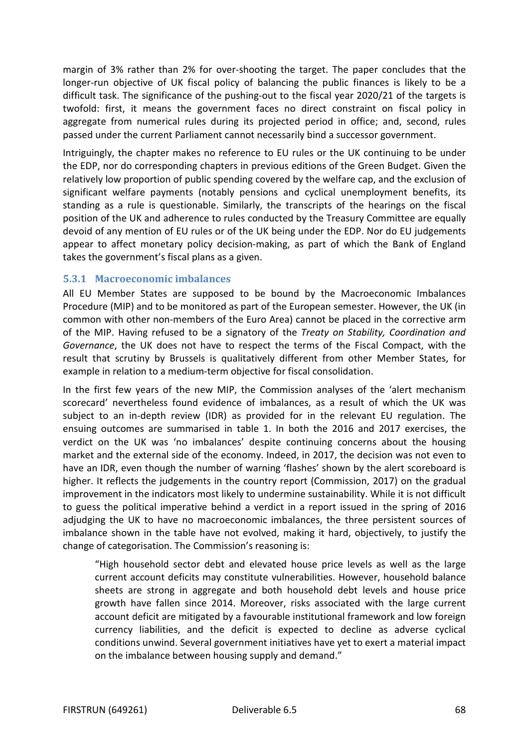margin of 3% rather than 2% for over-shooting the target. The paper concludes that the longer-run objective of UK fiscal policy of balancing the public finances is likely to be a difficult task. The significance of the pushing-out to the fiscal year 2020/21 of the targets is twofold: first, it means the government faces no direct constraint on fiscal policy in aggregate from numerical rules during its projected period in office; and, second, rules passed under the current Parliament cannot necessarily bind a successor government.

Intriguingly, the chapter makes no reference to EU rules or the UK continuing to be under the EDP, nor do corresponding chapters in previous editions of the Green Budget. Given the relatively low proportion of public spending covered by the welfare cap, and the exclusion of significant welfare payments (notably pensions and cyclical unemployment benefits, its standing as a rule is questionable. Similarly, the transcripts of the hearings on the fiscal position of the UK and adherence to rules conducted by the Treasury Committee are equally devoid of any mention of EU rules or of the UK being under the EDP. Nor do EU judgements appear to affect monetary policy decision-making, as part of which the Bank of England takes the government's fiscal plans as a given.

### 5.3.1 Macroeconomic imbalances

All EU Member States are supposed to be bound by the Macroeconomic Imbalances Procedure (MIP) and to be monitored as part of the European semester. However, the UK (in common with other non-members of the Euro Area) cannot be placed in the corrective arm of the MIP. Having refused to be a signatory of the *Treaty on Stability, Coordination and Governance*, the UK does not have to respect the terms of the Fiscal Compact, with the result that scrutiny by Brussels is qualitatively different from other Member States, for example in relation to a medium-term objective for fiscal consolidation.

In the first few years of the new MIP, the Commission analyses of the 'alert mechanism scorecard' nevertheless found evidence of imbalances, as a result of which the UK was subject to an in-depth review (IDR) as provided for in the relevant EU regulation. The ensuing outcomes are summarised in table 1. In both the 2016 and 2017 exercises, the verdict on the UK was 'no imbalances' despite continuing concerns about the housing market and the external side of the economy. Indeed, in 2017, the decision was not even to have an IDR, even though the number of warning 'flashes' shown by the alert scoreboard is higher. It reflects the judgements in the country report (Commission, 2017) on the gradual improvement in the indicators most likely to undermine sustainability. While it is not difficult to guess the political imperative behind a verdict in a report issued in the spring of 2016 adjudging the UK to have no macroeconomic imbalances, the three persistent sources of imbalance shown in the table have not evolved, making it hard, objectively, to justify the change of categorisation. The Commission's reasoning is:

> "High household sector debt and elevated house price levels as well as the large current account deficits may constitute vulnerabilities. However, household balance sheets are strong in aggregate and both household debt levels and house price growth have fallen since 2014. Moreover, risks associated with the large current account deficit are mitigated by a favourable institutional framework and low foreign currency liabilities, and the deficit is expected to decline as adverse cyclical conditions unwind. Several government initiatives have yet to exert a material impact on the imbalance between housing supply and demand."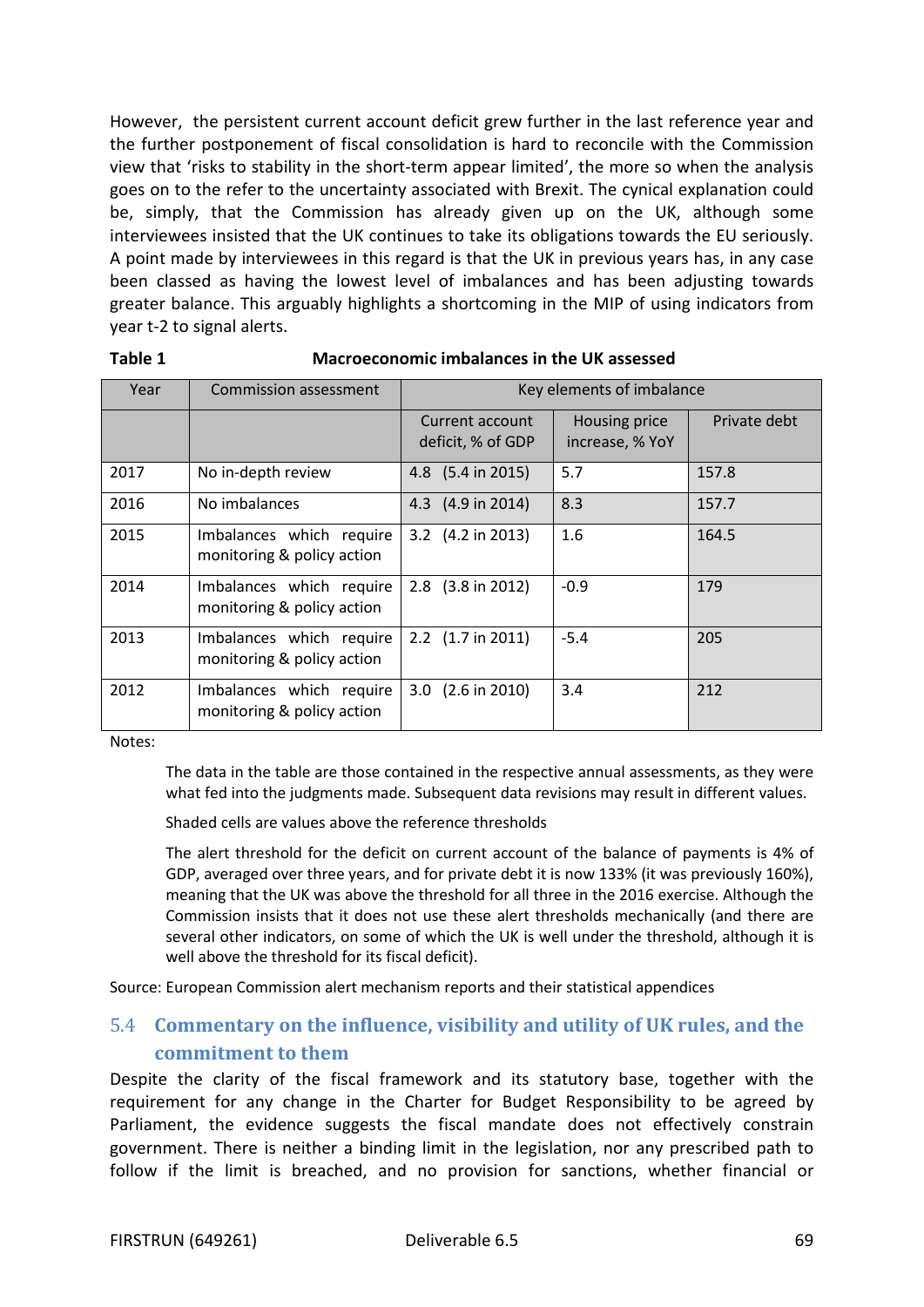However, the persistent current account deficit grew further in the last reference year and the further postponement of fiscal consolidation is hard to reconcile with the Commission view that 'risks to stability in the short-term appear limited', the more so when the analysis goes on to the refer to the uncertainty associated with Brexit. The cynical explanation could be, simply, that the Commission has already given up on the UK, although some interviewees insisted that the UK continues to take its obligations towards the EU seriously. A point made by interviewees in this regard is that the UK in previous years has, in any case been classed as having the lowest level of imbalances and has been adjusting towards greater balance. This arguably highlights a shortcoming in the MIP of using indicators from year t-2 to signal alerts.

**Table 1 Macroeconomic imbalances in the UK assessed**

| Year | Commission assessment | Key elements of imbalance | | |
|---|---|---|---|---|
| | | Current account deficit, % of GDP | Housing price increase, % YoY | Private debt |
| 2017 | No in-depth review | 4.8 (5.4 in 2015) | 5.7 | 157.8 |
| 2016 | No imbalances | 4.3 (4.9 in 2014) | 8.3 | 157.7 |
| 2015 | Imbalances which require monitoring & policy action | 3.2 (4.2 in 2013) | 1.6 | 164.5 |
| 2014 | Imbalances which require monitoring & policy action | 2.8 (3.8 in 2012) | -0.9 | 179 |
| 2013 | Imbalances which require monitoring & policy action | 2.2 (1.7 in 2011) | -5.4 | 205 |
| 2012 | Imbalances which require monitoring & policy action | 3.0 (2.6 in 2010) | 3.4 | 212 |

Notes:

The data in the table are those contained in the respective annual assessments, as they were what fed into the judgments made. Subsequent data revisions may result in different values.

Shaded cells are values above the reference thresholds

The alert threshold for the deficit on current account of the balance of payments is 4% of GDP, averaged over three years, and for private debt it is now 133% (it was previously 160%), meaning that the UK was above the threshold for all three in the 2016 exercise. Although the Commission insists that it does not use these alert thresholds mechanically (and there are several other indicators, on some of which the UK is well under the threshold, although it is well above the threshold for its fiscal deficit).

Source: European Commission alert mechanism reports and their statistical appendices

## 5.4 Commentary on the influence, visibility and utility of UK rules, and the commitment to them

Despite the clarity of the fiscal framework and its statutory base, together with the requirement for any change in the Charter for Budget Responsibility to be agreed by Parliament, the evidence suggests the fiscal mandate does not effectively constrain government. There is neither a binding limit in the legislation, nor any prescribed path to follow if the limit is breached, and no provision for sanctions, whether financial or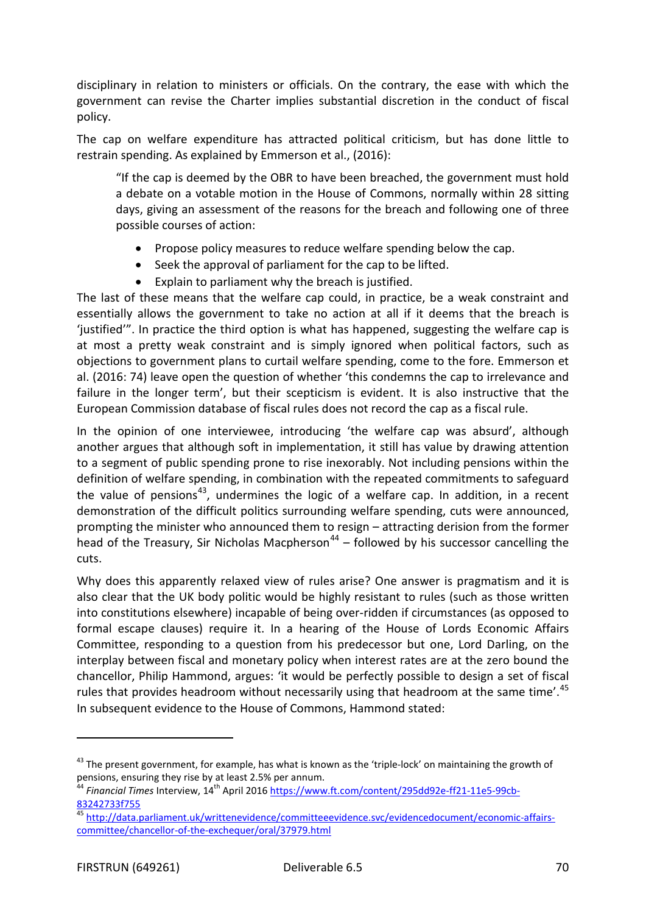disciplinary in relation to ministers or officials. On the contrary, the ease with which the government can revise the Charter implies substantial discretion in the conduct of fiscal policy.

The cap on welfare expenditure has attracted political criticism, but has done little to restrain spending. As explained by Emmerson et al., (2016):

> "If the cap is deemed by the OBR to have been breached, the government must hold a debate on a votable motion in the House of Commons, normally within 28 sitting days, giving an assessment of the reasons for the breach and following one of three possible courses of action:
>
> - Propose policy measures to reduce welfare spending below the cap.
> - Seek the approval of parliament for the cap to be lifted.
> - Explain to parliament why the breach is justified.

The last of these means that the welfare cap could, in practice, be a weak constraint and essentially allows the government to take no action at all if it deems that the breach is 'justified'". In practice the third option is what has happened, suggesting the welfare cap is at most a pretty weak constraint and is simply ignored when political factors, such as objections to government plans to curtail welfare spending, come to the fore. Emmerson et al. (2016: 74) leave open the question of whether 'this condemns the cap to irrelevance and failure in the longer term', but their scepticism is evident. It is also instructive that the European Commission database of fiscal rules does not record the cap as a fiscal rule.

In the opinion of one interviewee, introducing 'the welfare cap was absurd', although another argues that although soft in implementation, it still has value by drawing attention to a segment of public spending prone to rise inexorably. Not including pensions within the definition of welfare spending, in combination with the repeated commitments to safeguard the value of pensions[43], undermines the logic of a welfare cap. In addition, in a recent demonstration of the difficult politics surrounding welfare spending, cuts were announced, prompting the minister who announced them to resign – attracting derision from the former head of the Treasury, Sir Nicholas Macpherson[44] – followed by his successor cancelling the cuts.

Why does this apparently relaxed view of rules arise? One answer is pragmatism and it is also clear that the UK body politic would be highly resistant to rules (such as those written into constitutions elsewhere) incapable of being over-ridden if circumstances (as opposed to formal escape clauses) require it. In a hearing of the House of Lords Economic Affairs Committee, responding to a question from his predecessor but one, Lord Darling, on the interplay between fiscal and monetary policy when interest rates are at the zero bound the chancellor, Philip Hammond, argues: 'it would be perfectly possible to design a set of fiscal rules that provides headroom without necessarily using that headroom at the same time'.[45] In subsequent evidence to the House of Commons, Hammond stated:

---

[43] The present government, for example, has what is known as the 'triple-lock' on maintaining the growth of pensions, ensuring they rise by at least 2.5% per annum.

[44] *Financial Times* Interview, 14th April 2016 https://www.ft.com/content/295dd92e-ff21-11e5-99cb-83242733f755

[45] http://data.parliament.uk/writtenevidence/committeeevidence.svc/evidencedocument/economic-affairs-committee/chancellor-of-the-exchequer/oral/37979.html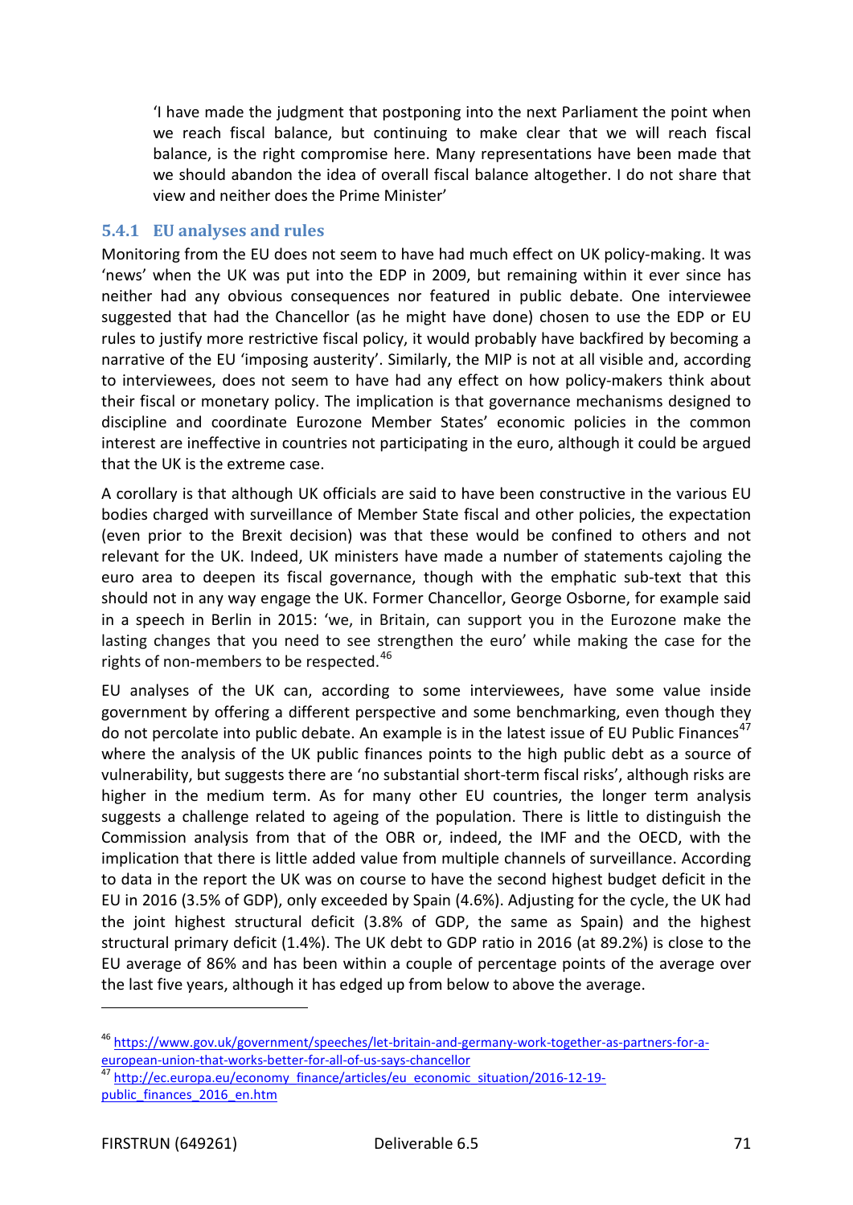> 'I have made the judgment that postponing into the next Parliament the point when we reach fiscal balance, but continuing to make clear that we will reach fiscal balance, is the right compromise here. Many representations have been made that we should abandon the idea of overall fiscal balance altogether. I do not share that view and neither does the Prime Minister'

### 5.4.1 EU analyses and rules

Monitoring from the EU does not seem to have had much effect on UK policy-making. It was 'news' when the UK was put into the EDP in 2009, but remaining within it ever since has neither had any obvious consequences nor featured in public debate. One interviewee suggested that had the Chancellor (as he might have done) chosen to use the EDP or EU rules to justify more restrictive fiscal policy, it would probably have backfired by becoming a narrative of the EU 'imposing austerity'. Similarly, the MIP is not at all visible and, according to interviewees, does not seem to have had any effect on how policy-makers think about their fiscal or monetary policy. The implication is that governance mechanisms designed to discipline and coordinate Eurozone Member States' economic policies in the common interest are ineffective in countries not participating in the euro, although it could be argued that the UK is the extreme case.

A corollary is that although UK officials are said to have been constructive in the various EU bodies charged with surveillance of Member State fiscal and other policies, the expectation (even prior to the Brexit decision) was that these would be confined to others and not relevant for the UK. Indeed, UK ministers have made a number of statements cajoling the euro area to deepen its fiscal governance, though with the emphatic sub-text that this should not in any way engage the UK. Former Chancellor, George Osborne, for example said in a speech in Berlin in 2015: 'we, in Britain, can support you in the Eurozone make the lasting changes that you need to see strengthen the euro' while making the case for the rights of non-members to be respected.[46]

EU analyses of the UK can, according to some interviewees, have some value inside government by offering a different perspective and some benchmarking, even though they do not percolate into public debate. An example is in the latest issue of EU Public Finances[47] where the analysis of the UK public finances points to the high public debt as a source of vulnerability, but suggests there are 'no substantial short-term fiscal risks', although risks are higher in the medium term. As for many other EU countries, the longer term analysis suggests a challenge related to ageing of the population. There is little to distinguish the Commission analysis from that of the OBR or, indeed, the IMF and the OECD, with the implication that there is little added value from multiple channels of surveillance. According to data in the report the UK was on course to have the second highest budget deficit in the EU in 2016 (3.5% of GDP), only exceeded by Spain (4.6%). Adjusting for the cycle, the UK had the joint highest structural deficit (3.8% of GDP, the same as Spain) and the highest structural primary deficit (1.4%). The UK debt to GDP ratio in 2016 (at 89.2%) is close to the EU average of 86% and has been within a couple of percentage points of the average over the last five years, although it has edged up from below to above the average.

---

[46] https://www.gov.uk/government/speeches/let-britain-and-germany-work-together-as-partners-for-a-european-union-that-works-better-for-all-of-us-says-chancellor

[47] http://ec.europa.eu/economy_finance/articles/eu_economic_situation/2016-12-19-public_finances_2016_en.htm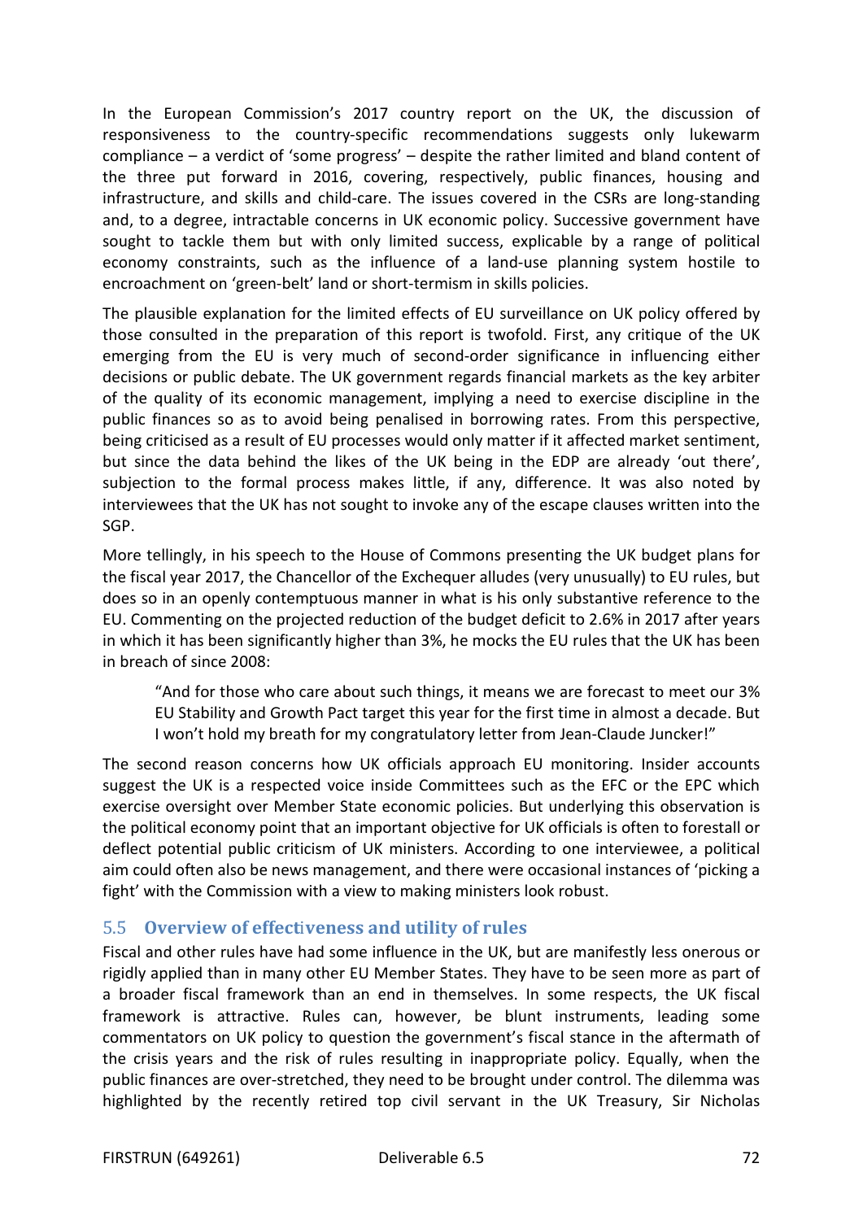In the European Commission's 2017 country report on the UK, the discussion of responsiveness to the country-specific recommendations suggests only lukewarm compliance – a verdict of 'some progress' – despite the rather limited and bland content of the three put forward in 2016, covering, respectively, public finances, housing and infrastructure, and skills and child-care. The issues covered in the CSRs are long-standing and, to a degree, intractable concerns in UK economic policy. Successive government have sought to tackle them but with only limited success, explicable by a range of political economy constraints, such as the influence of a land-use planning system hostile to encroachment on 'green-belt' land or short-termism in skills policies.

The plausible explanation for the limited effects of EU surveillance on UK policy offered by those consulted in the preparation of this report is twofold. First, any critique of the UK emerging from the EU is very much of second-order significance in influencing either decisions or public debate. The UK government regards financial markets as the key arbiter of the quality of its economic management, implying a need to exercise discipline in the public finances so as to avoid being penalised in borrowing rates. From this perspective, being criticised as a result of EU processes would only matter if it affected market sentiment, but since the data behind the likes of the UK being in the EDP are already 'out there', subjection to the formal process makes little, if any, difference. It was also noted by interviewees that the UK has not sought to invoke any of the escape clauses written into the SGP.

More tellingly, in his speech to the House of Commons presenting the UK budget plans for the fiscal year 2017, the Chancellor of the Exchequer alludes (very unusually) to EU rules, but does so in an openly contemptuous manner in what is his only substantive reference to the EU. Commenting on the projected reduction of the budget deficit to 2.6% in 2017 after years in which it has been significantly higher than 3%, he mocks the EU rules that the UK has been in breach of since 2008:

> "And for those who care about such things, it means we are forecast to meet our 3% EU Stability and Growth Pact target this year for the first time in almost a decade. But I won't hold my breath for my congratulatory letter from Jean-Claude Juncker!"

The second reason concerns how UK officials approach EU monitoring. Insider accounts suggest the UK is a respected voice inside Committees such as the EFC or the EPC which exercise oversight over Member State economic policies. But underlying this observation is the political economy point that an important objective for UK officials is often to forestall or deflect potential public criticism of UK ministers. According to one interviewee, a political aim could often also be news management, and there were occasional instances of 'picking a fight' with the Commission with a view to making ministers look robust.

## 5.5 Overview of effectiveness and utility of rules

Fiscal and other rules have had some influence in the UK, but are manifestly less onerous or rigidly applied than in many other EU Member States. They have to be seen more as part of a broader fiscal framework than an end in themselves. In some respects, the UK fiscal framework is attractive. Rules can, however, be blunt instruments, leading some commentators on UK policy to question the government's fiscal stance in the aftermath of the crisis years and the risk of rules resulting in inappropriate policy. Equally, when the public finances are over-stretched, they need to be brought under control. The dilemma was highlighted by the recently retired top civil servant in the UK Treasury, Sir Nicholas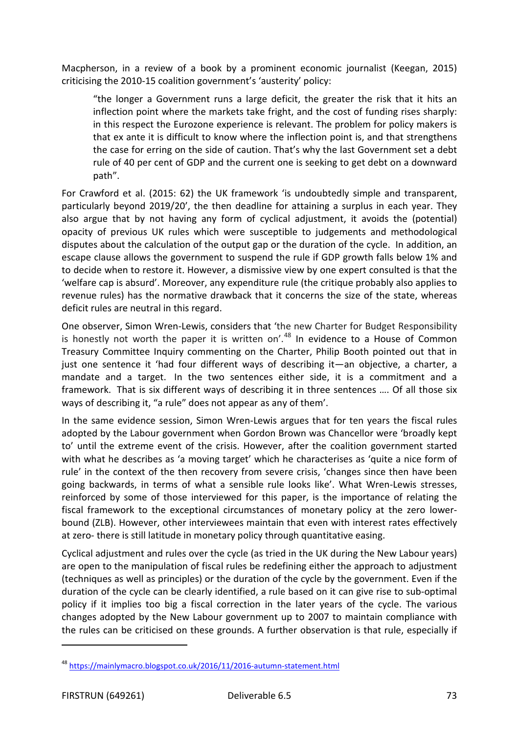Macpherson, in a review of a book by a prominent economic journalist (Keegan, 2015) criticising the 2010-15 coalition government's 'austerity' policy:

> "the longer a Government runs a large deficit, the greater the risk that it hits an inflection point where the markets take fright, and the cost of funding rises sharply: in this respect the Eurozone experience is relevant. The problem for policy makers is that ex ante it is difficult to know where the inflection point is, and that strengthens the case for erring on the side of caution. That's why the last Government set a debt rule of 40 per cent of GDP and the current one is seeking to get debt on a downward path".

For Crawford et al. (2015: 62) the UK framework 'is undoubtedly simple and transparent, particularly beyond 2019/20', the then deadline for attaining a surplus in each year. They also argue that by not having any form of cyclical adjustment, it avoids the (potential) opacity of previous UK rules which were susceptible to judgements and methodological disputes about the calculation of the output gap or the duration of the cycle. In addition, an escape clause allows the government to suspend the rule if GDP growth falls below 1% and to decide when to restore it. However, a dismissive view by one expert consulted is that the 'welfare cap is absurd'. Moreover, any expenditure rule (the critique probably also applies to revenue rules) has the normative drawback that it concerns the size of the state, whereas deficit rules are neutral in this regard.

One observer, Simon Wren-Lewis, considers that 'the new Charter for Budget Responsibility is honestly not worth the paper it is written on'.[48] In evidence to a House of Common Treasury Committee Inquiry commenting on the Charter, Philip Booth pointed out that in just one sentence it 'had four different ways of describing it—an objective, a charter, a mandate and a target. In the two sentences either side, it is a commitment and a framework. That is six different ways of describing it in three sentences …. Of all those six ways of describing it, "a rule" does not appear as any of them'.

In the same evidence session, Simon Wren-Lewis argues that for ten years the fiscal rules adopted by the Labour government when Gordon Brown was Chancellor were 'broadly kept to' until the extreme event of the crisis. However, after the coalition government started with what he describes as 'a moving target' which he characterises as 'quite a nice form of rule' in the context of the then recovery from severe crisis, 'changes since then have been going backwards, in terms of what a sensible rule looks like'. What Wren-Lewis stresses, reinforced by some of those interviewed for this paper, is the importance of relating the fiscal framework to the exceptional circumstances of monetary policy at the zero lower-bound (ZLB). However, other interviewees maintain that even with interest rates effectively at zero- there is still latitude in monetary policy through quantitative easing.

Cyclical adjustment and rules over the cycle (as tried in the UK during the New Labour years) are open to the manipulation of fiscal rules be redefining either the approach to adjustment (techniques as well as principles) or the duration of the cycle by the government. Even if the duration of the cycle can be clearly identified, a rule based on it can give rise to sub-optimal policy if it implies too big a fiscal correction in the later years of the cycle. The various changes adopted by the New Labour government up to 2007 to maintain compliance with the rules can be criticised on these grounds. A further observation is that rule, especially if

[48] https://mainlymacro.blogspot.co.uk/2016/11/2016-autumn-statement.html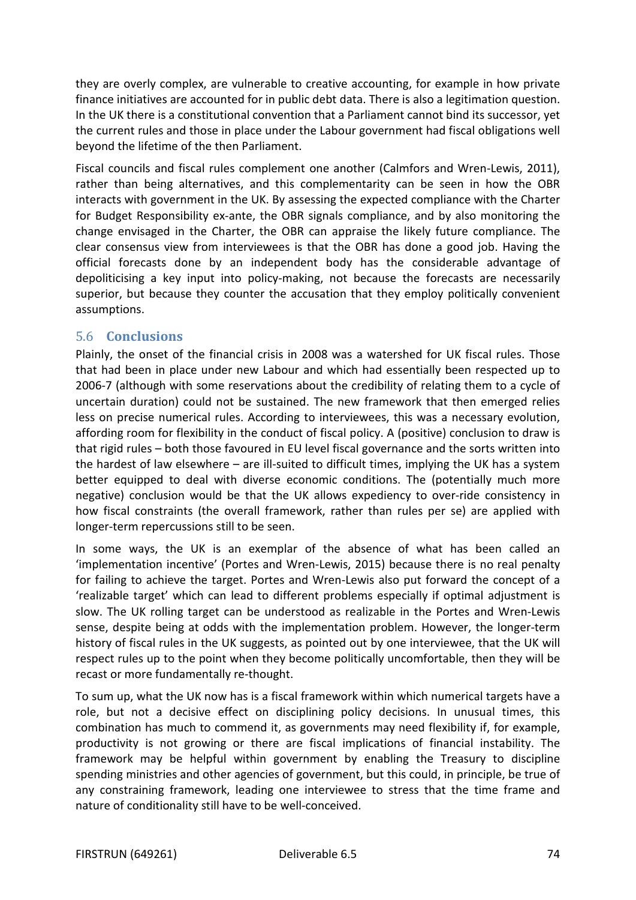they are overly complex, are vulnerable to creative accounting, for example in how private finance initiatives are accounted for in public debt data. There is also a legitimation question. In the UK there is a constitutional convention that a Parliament cannot bind its successor, yet the current rules and those in place under the Labour government had fiscal obligations well beyond the lifetime of the then Parliament.

Fiscal councils and fiscal rules complement one another (Calmfors and Wren-Lewis, 2011), rather than being alternatives, and this complementarity can be seen in how the OBR interacts with government in the UK. By assessing the expected compliance with the Charter for Budget Responsibility ex-ante, the OBR signals compliance, and by also monitoring the change envisaged in the Charter, the OBR can appraise the likely future compliance. The clear consensus view from interviewees is that the OBR has done a good job. Having the official forecasts done by an independent body has the considerable advantage of depoliticising a key input into policy-making, not because the forecasts are necessarily superior, but because they counter the accusation that they employ politically convenient assumptions.

## 5.6 Conclusions

Plainly, the onset of the financial crisis in 2008 was a watershed for UK fiscal rules. Those that had been in place under new Labour and which had essentially been respected up to 2006-7 (although with some reservations about the credibility of relating them to a cycle of uncertain duration) could not be sustained. The new framework that then emerged relies less on precise numerical rules. According to interviewees, this was a necessary evolution, affording room for flexibility in the conduct of fiscal policy. A (positive) conclusion to draw is that rigid rules – both those favoured in EU level fiscal governance and the sorts written into the hardest of law elsewhere – are ill-suited to difficult times, implying the UK has a system better equipped to deal with diverse economic conditions. The (potentially much more negative) conclusion would be that the UK allows expediency to over-ride consistency in how fiscal constraints (the overall framework, rather than rules per se) are applied with longer-term repercussions still to be seen.

In some ways, the UK is an exemplar of the absence of what has been called an 'implementation incentive' (Portes and Wren-Lewis, 2015) because there is no real penalty for failing to achieve the target. Portes and Wren-Lewis also put forward the concept of a 'realizable target' which can lead to different problems especially if optimal adjustment is slow. The UK rolling target can be understood as realizable in the Portes and Wren-Lewis sense, despite being at odds with the implementation problem. However, the longer-term history of fiscal rules in the UK suggests, as pointed out by one interviewee, that the UK will respect rules up to the point when they become politically uncomfortable, then they will be recast or more fundamentally re-thought.

To sum up, what the UK now has is a fiscal framework within which numerical targets have a role, but not a decisive effect on disciplining policy decisions. In unusual times, this combination has much to commend it, as governments may need flexibility if, for example, productivity is not growing or there are fiscal implications of financial instability. The framework may be helpful within government by enabling the Treasury to discipline spending ministries and other agencies of government, but this could, in principle, be true of any constraining framework, leading one interviewee to stress that the time frame and nature of conditionality still have to be well-conceived.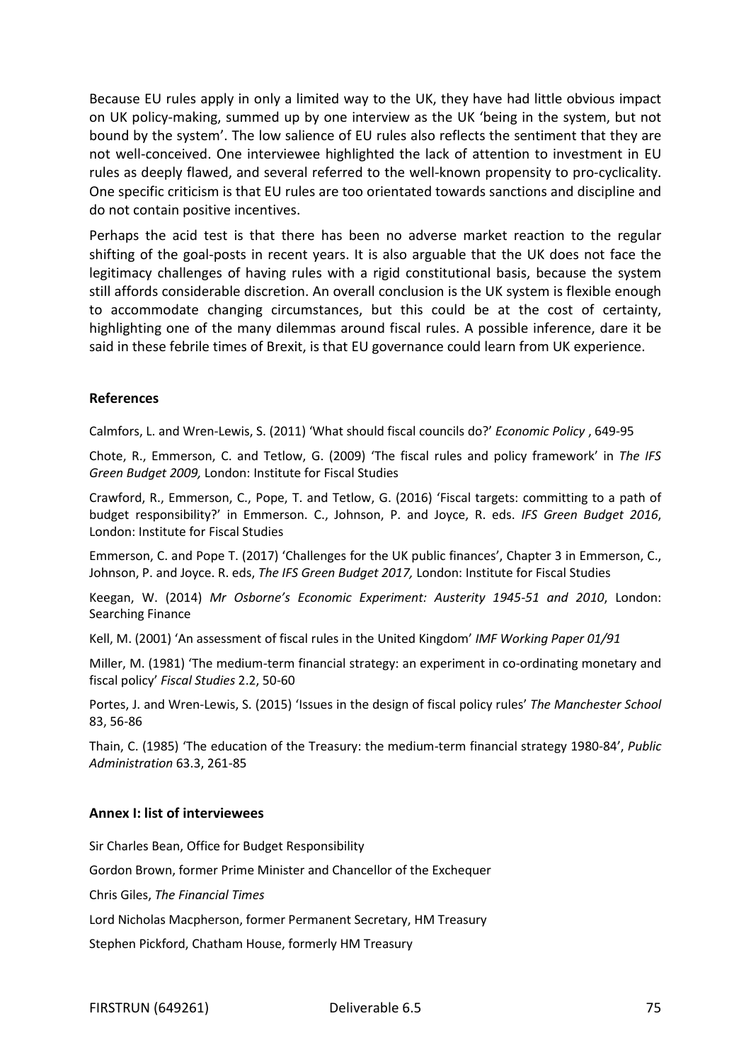Because EU rules apply in only a limited way to the UK, they have had little obvious impact on UK policy-making, summed up by one interview as the UK 'being in the system, but not bound by the system'. The low salience of EU rules also reflects the sentiment that they are not well-conceived. One interviewee highlighted the lack of attention to investment in EU rules as deeply flawed, and several referred to the well-known propensity to pro-cyclicality. One specific criticism is that EU rules are too orientated towards sanctions and discipline and do not contain positive incentives.

Perhaps the acid test is that there has been no adverse market reaction to the regular shifting of the goal-posts in recent years. It is also arguable that the UK does not face the legitimacy challenges of having rules with a rigid constitutional basis, because the system still affords considerable discretion. An overall conclusion is the UK system is flexible enough to accommodate changing circumstances, but this could be at the cost of certainty, highlighting one of the many dilemmas around fiscal rules. A possible inference, dare it be said in these febrile times of Brexit, is that EU governance could learn from UK experience.

### References

Calmfors, L. and Wren-Lewis, S. (2011) 'What should fiscal councils do?' *Economic Policy* , 649-95

Chote, R., Emmerson, C. and Tetlow, G. (2009) 'The fiscal rules and policy framework' in *The IFS Green Budget 2009,* London: Institute for Fiscal Studies

Crawford, R., Emmerson, C., Pope, T. and Tetlow, G. (2016) 'Fiscal targets: committing to a path of budget responsibility?' in Emmerson. C., Johnson, P. and Joyce, R. eds. *IFS Green Budget 2016*, London: Institute for Fiscal Studies

Emmerson, C. and Pope T. (2017) 'Challenges for the UK public finances', Chapter 3 in Emmerson, C., Johnson, P. and Joyce. R. eds, *The IFS Green Budget 2017,* London: Institute for Fiscal Studies

Keegan, W. (2014) *Mr Osborne's Economic Experiment: Austerity 1945-51 and 2010*, London: Searching Finance

Kell, M. (2001) 'An assessment of fiscal rules in the United Kingdom' *IMF Working Paper 01/91*

Miller, M. (1981) 'The medium-term financial strategy: an experiment in co-ordinating monetary and fiscal policy' *Fiscal Studies* 2.2, 50-60

Portes, J. and Wren-Lewis, S. (2015) 'Issues in the design of fiscal policy rules' *The Manchester School* 83, 56-86

Thain, C. (1985) 'The education of the Treasury: the medium-term financial strategy 1980-84', *Public Administration* 63.3, 261-85

### Annex I: list of interviewees

Sir Charles Bean, Office for Budget Responsibility

Gordon Brown, former Prime Minister and Chancellor of the Exchequer

Chris Giles, *The Financial Times*

Lord Nicholas Macpherson, former Permanent Secretary, HM Treasury

Stephen Pickford, Chatham House, formerly HM Treasury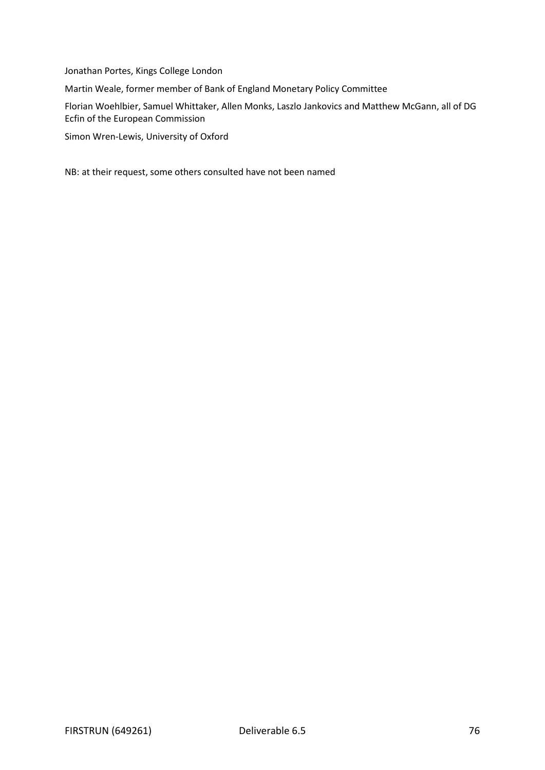Jonathan Portes, Kings College London

Martin Weale, former member of Bank of England Monetary Policy Committee

Florian Woehlbier, Samuel Whittaker, Allen Monks, Laszlo Jankovics and Matthew McGann, all of DG Ecfin of the European Commission

Simon Wren-Lewis, University of Oxford

NB: at their request, some others consulted have not been named